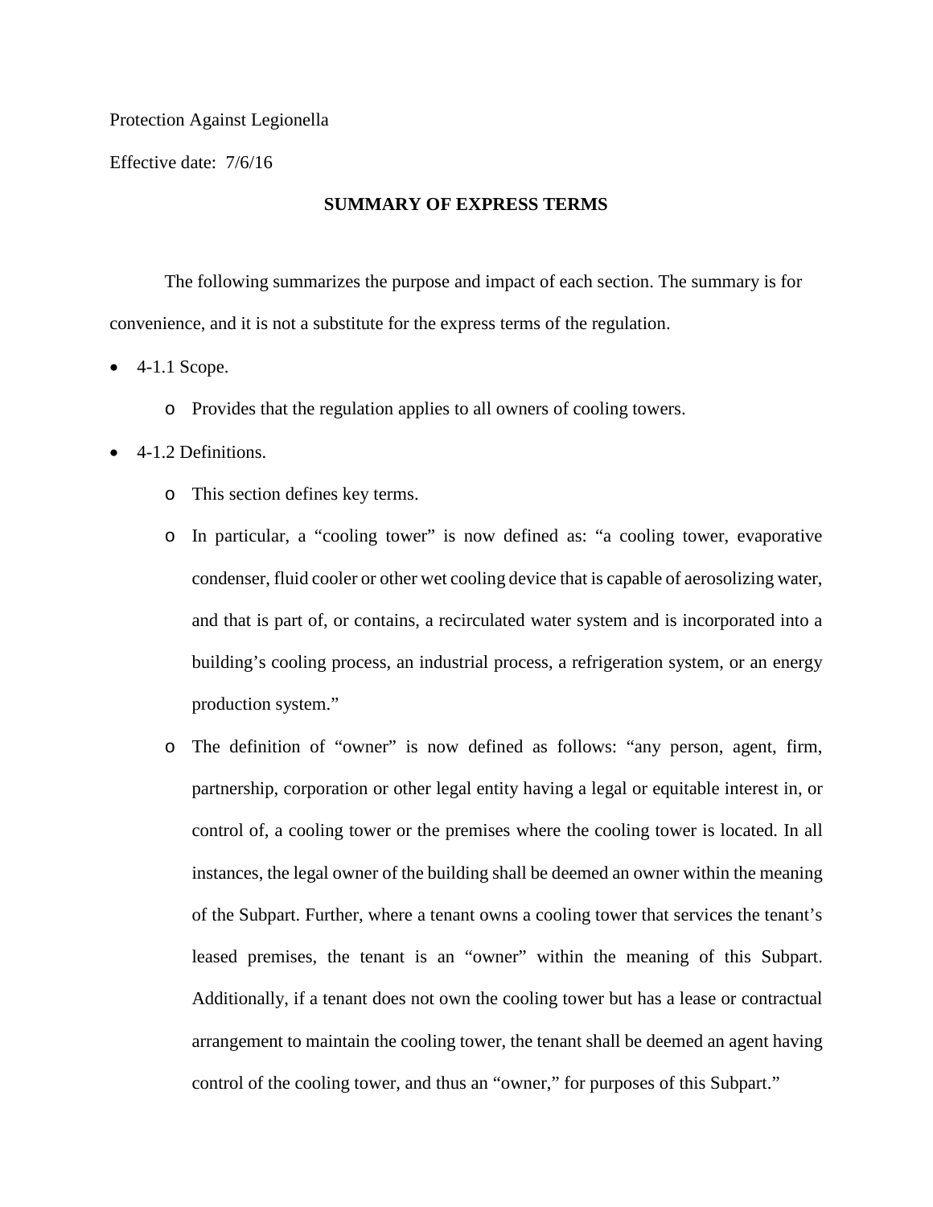Protection Against Legionella

Effective date: 7/6/16

## SUMMARY OF EXPRESS TERMS

The following summarizes the purpose and impact of each section. The summary is for convenience, and it is not a substitute for the express terms of the regulation.

- 4-1.1 Scope.
  - Provides that the regulation applies to all owners of cooling towers.
- 4-1.2 Definitions.
  - This section defines key terms.
  - In particular, a "cooling tower" is now defined as: "a cooling tower, evaporative condenser, fluid cooler or other wet cooling device that is capable of aerosolizing water, and that is part of, or contains, a recirculated water system and is incorporated into a building's cooling process, an industrial process, a refrigeration system, or an energy production system."
  - The definition of "owner" is now defined as follows: "any person, agent, firm, partnership, corporation or other legal entity having a legal or equitable interest in, or control of, a cooling tower or the premises where the cooling tower is located. In all instances, the legal owner of the building shall be deemed an owner within the meaning of the Subpart. Further, where a tenant owns a cooling tower that services the tenant's leased premises, the tenant is an "owner" within the meaning of this Subpart. Additionally, if a tenant does not own the cooling tower but has a lease or contractual arrangement to maintain the cooling tower, the tenant shall be deemed an agent having control of the cooling tower, and thus an "owner," for purposes of this Subpart."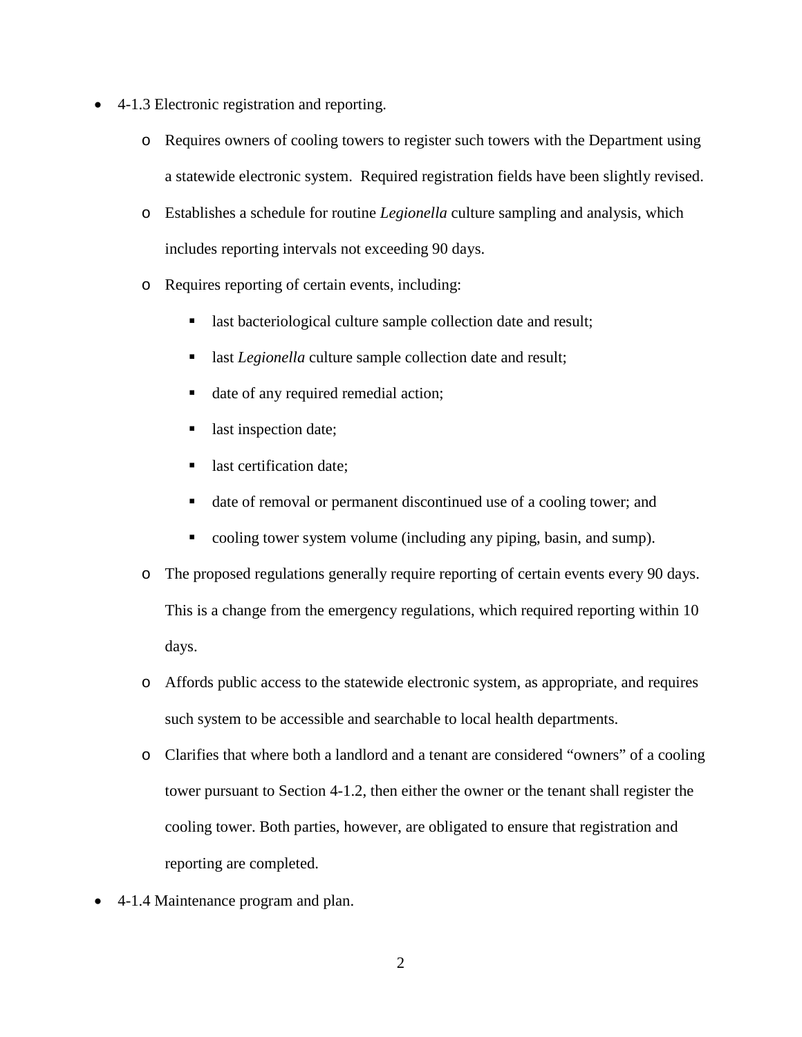- 4-1.3 Electronic registration and reporting.
  - Requires owners of cooling towers to register such towers with the Department using a statewide electronic system. Required registration fields have been slightly revised.
  - Establishes a schedule for routine *Legionella* culture sampling and analysis, which includes reporting intervals not exceeding 90 days.
  - Requires reporting of certain events, including:
    - last bacteriological culture sample collection date and result;
    - last *Legionella* culture sample collection date and result;
    - date of any required remedial action;
    - last inspection date;
    - last certification date;
    - date of removal or permanent discontinued use of a cooling tower; and
    - cooling tower system volume (including any piping, basin, and sump).
  - The proposed regulations generally require reporting of certain events every 90 days. This is a change from the emergency regulations, which required reporting within 10 days.
  - Affords public access to the statewide electronic system, as appropriate, and requires such system to be accessible and searchable to local health departments.
  - Clarifies that where both a landlord and a tenant are considered "owners" of a cooling tower pursuant to Section 4-1.2, then either the owner or the tenant shall register the cooling tower. Both parties, however, are obligated to ensure that registration and reporting are completed.
- 4-1.4 Maintenance program and plan.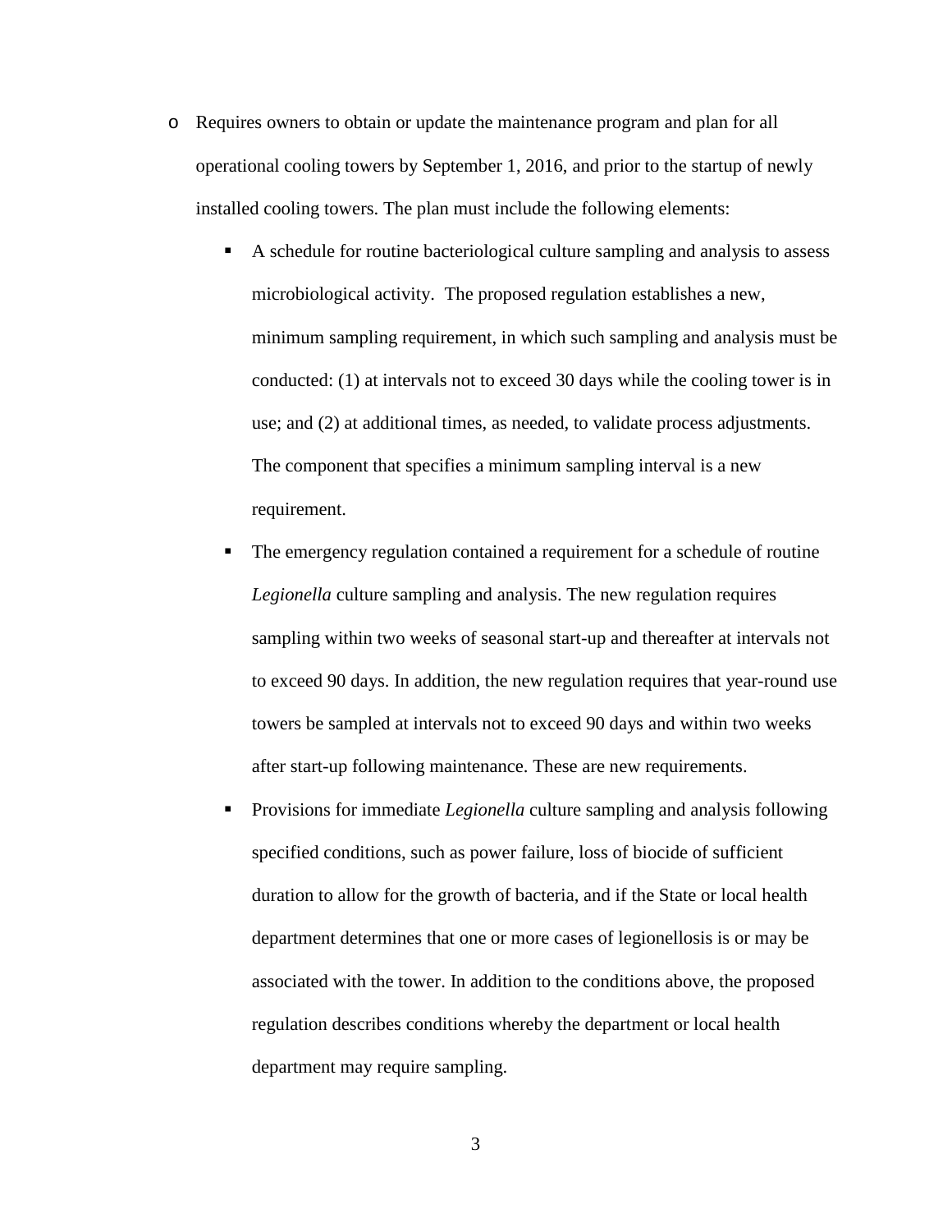- Requires owners to obtain or update the maintenance program and plan for all operational cooling towers by September 1, 2016, and prior to the startup of newly installed cooling towers. The plan must include the following elements:
  - A schedule for routine bacteriological culture sampling and analysis to assess microbiological activity. The proposed regulation establishes a new, minimum sampling requirement, in which such sampling and analysis must be conducted: (1) at intervals not to exceed 30 days while the cooling tower is in use; and (2) at additional times, as needed, to validate process adjustments. The component that specifies a minimum sampling interval is a new requirement.
  - The emergency regulation contained a requirement for a schedule of routine *Legionella* culture sampling and analysis. The new regulation requires sampling within two weeks of seasonal start-up and thereafter at intervals not to exceed 90 days. In addition, the new regulation requires that year-round use towers be sampled at intervals not to exceed 90 days and within two weeks after start-up following maintenance. These are new requirements.
  - Provisions for immediate *Legionella* culture sampling and analysis following specified conditions, such as power failure, loss of biocide of sufficient duration to allow for the growth of bacteria, and if the State or local health department determines that one or more cases of legionellosis is or may be associated with the tower. In addition to the conditions above, the proposed regulation describes conditions whereby the department or local health department may require sampling.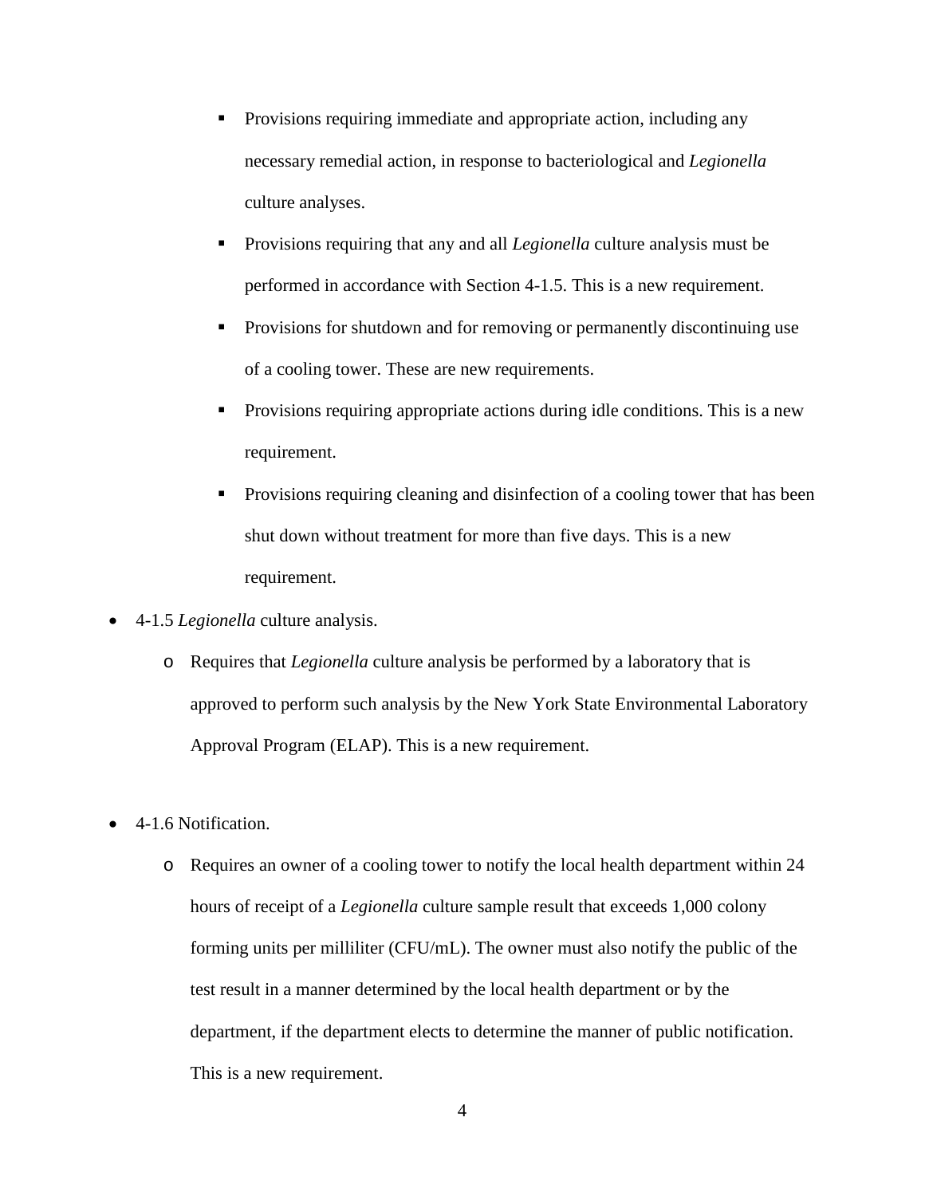- Provisions requiring immediate and appropriate action, including any necessary remedial action, in response to bacteriological and *Legionella* culture analyses.
        - Provisions requiring that any and all *Legionella* culture analysis must be performed in accordance with Section 4-1.5. This is a new requirement.
        - Provisions for shutdown and for removing or permanently discontinuing use of a cooling tower. These are new requirements.
        - Provisions requiring appropriate actions during idle conditions. This is a new requirement.
        - Provisions requiring cleaning and disinfection of a cooling tower that has been shut down without treatment for more than five days. This is a new requirement.

- 4-1.5 *Legionella* culture analysis.
    - Requires that *Legionella* culture analysis be performed by a laboratory that is approved to perform such analysis by the New York State Environmental Laboratory Approval Program (ELAP). This is a new requirement.

- 4-1.6 Notification.
    - Requires an owner of a cooling tower to notify the local health department within 24 hours of receipt of a *Legionella* culture sample result that exceeds 1,000 colony forming units per milliliter (CFU/mL). The owner must also notify the public of the test result in a manner determined by the local health department or by the department, if the department elects to determine the manner of public notification. This is a new requirement.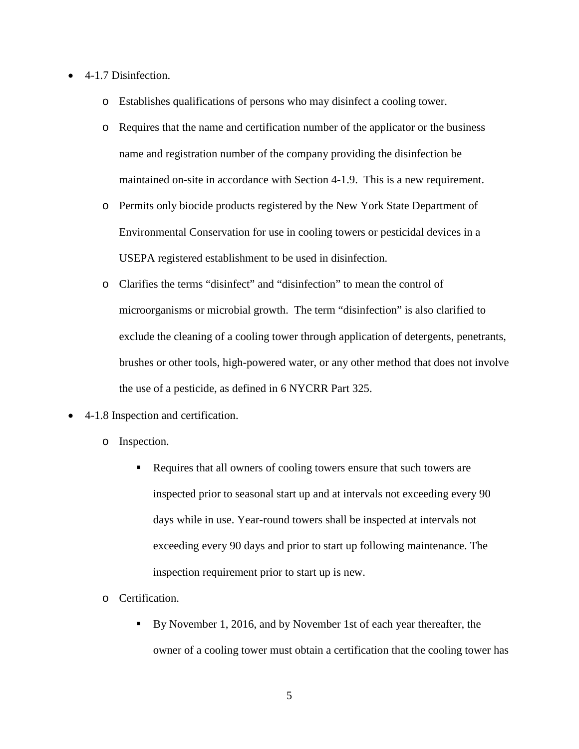- 4-1.7 Disinfection.
  - Establishes qualifications of persons who may disinfect a cooling tower.
  - Requires that the name and certification number of the applicator or the business name and registration number of the company providing the disinfection be maintained on-site in accordance with Section 4-1.9. This is a new requirement.
  - Permits only biocide products registered by the New York State Department of Environmental Conservation for use in cooling towers or pesticidal devices in a USEPA registered establishment to be used in disinfection.
  - Clarifies the terms "disinfect" and "disinfection" to mean the control of microorganisms or microbial growth. The term "disinfection" is also clarified to exclude the cleaning of a cooling tower through application of detergents, penetrants, brushes or other tools, high-powered water, or any other method that does not involve the use of a pesticide, as defined in 6 NYCRR Part 325.
- 4-1.8 Inspection and certification.
  - Inspection.
    - Requires that all owners of cooling towers ensure that such towers are inspected prior to seasonal start up and at intervals not exceeding every 90 days while in use. Year-round towers shall be inspected at intervals not exceeding every 90 days and prior to start up following maintenance. The inspection requirement prior to start up is new.
  - Certification.
    - By November 1, 2016, and by November 1st of each year thereafter, the owner of a cooling tower must obtain a certification that the cooling tower has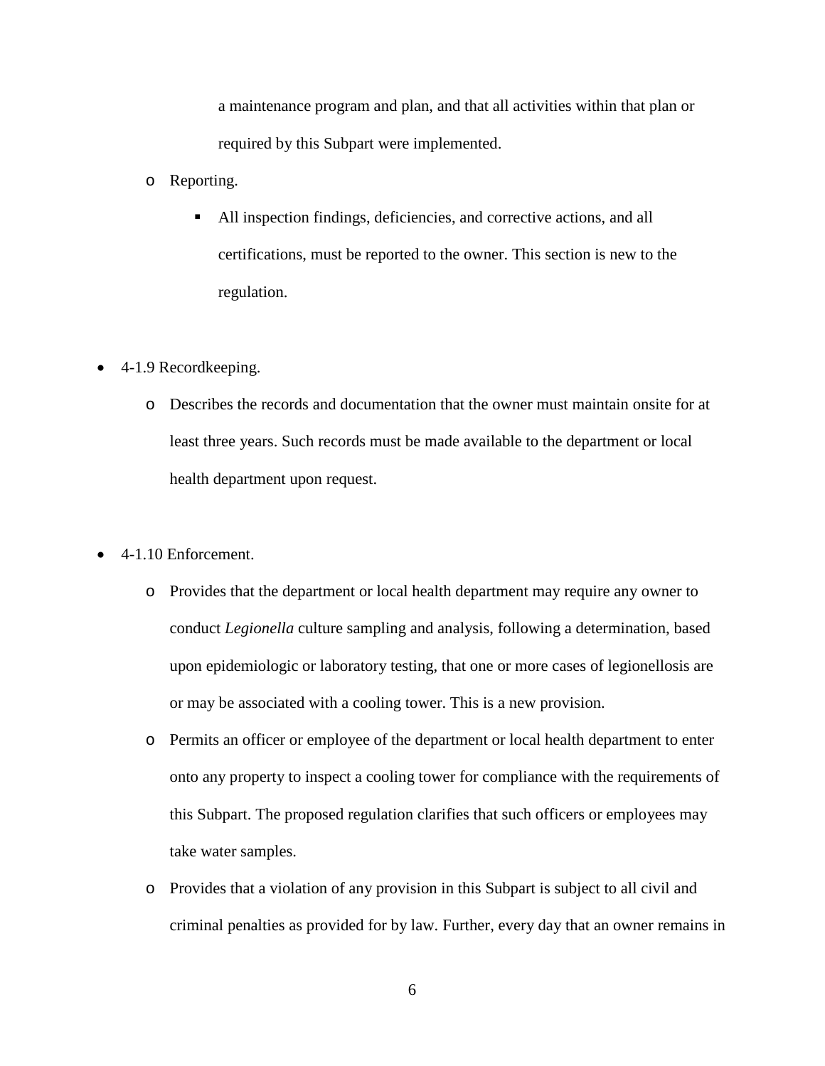a maintenance program and plan, and that all activities within that plan or required by this Subpart were implemented.

  - Reporting.
    - All inspection findings, deficiencies, and corrective actions, and all certifications, must be reported to the owner. This section is new to the regulation.

- 4-1.9 Recordkeeping.
  - Describes the records and documentation that the owner must maintain onsite for at least three years. Such records must be made available to the department or local health department upon request.

- 4-1.10 Enforcement.
  - Provides that the department or local health department may require any owner to conduct *Legionella* culture sampling and analysis, following a determination, based upon epidemiologic or laboratory testing, that one or more cases of legionellosis are or may be associated with a cooling tower. This is a new provision.
  - Permits an officer or employee of the department or local health department to enter onto any property to inspect a cooling tower for compliance with the requirements of this Subpart. The proposed regulation clarifies that such officers or employees may take water samples.
  - Provides that a violation of any provision in this Subpart is subject to all civil and criminal penalties as provided for by law. Further, every day that an owner remains in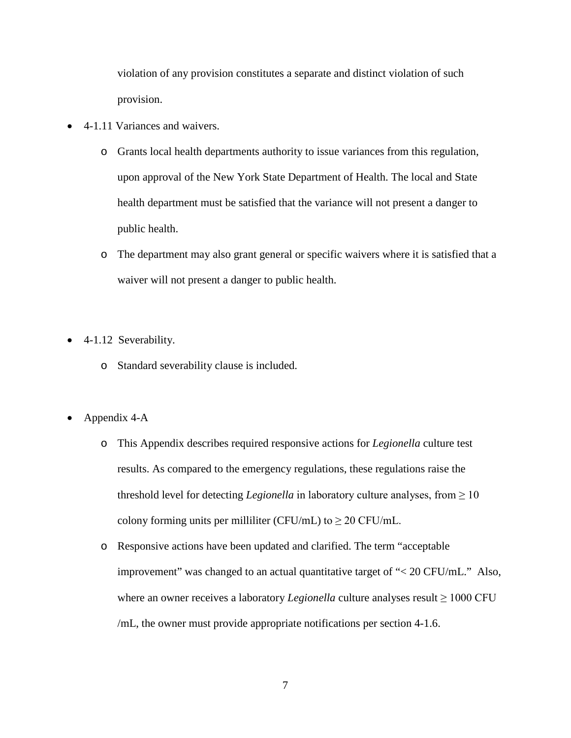violation of any provision constitutes a separate and distinct violation of such provision.

- 4-1.11 Variances and waivers.
  - Grants local health departments authority to issue variances from this regulation, upon approval of the New York State Department of Health. The local and State health department must be satisfied that the variance will not present a danger to public health.
  - The department may also grant general or specific waivers where it is satisfied that a waiver will not present a danger to public health.

- 4-1.12 Severability.
  - Standard severability clause is included.

- Appendix 4-A
  - This Appendix describes required responsive actions for *Legionella* culture test results. As compared to the emergency regulations, these regulations raise the threshold level for detecting *Legionella* in laboratory culture analyses, from ≥ 10 colony forming units per milliliter (CFU/mL) to ≥ 20 CFU/mL.
  - Responsive actions have been updated and clarified. The term "acceptable improvement" was changed to an actual quantitative target of "< 20 CFU/mL." Also, where an owner receives a laboratory *Legionella* culture analyses result ≥ 1000 CFU /mL, the owner must provide appropriate notifications per section 4-1.6.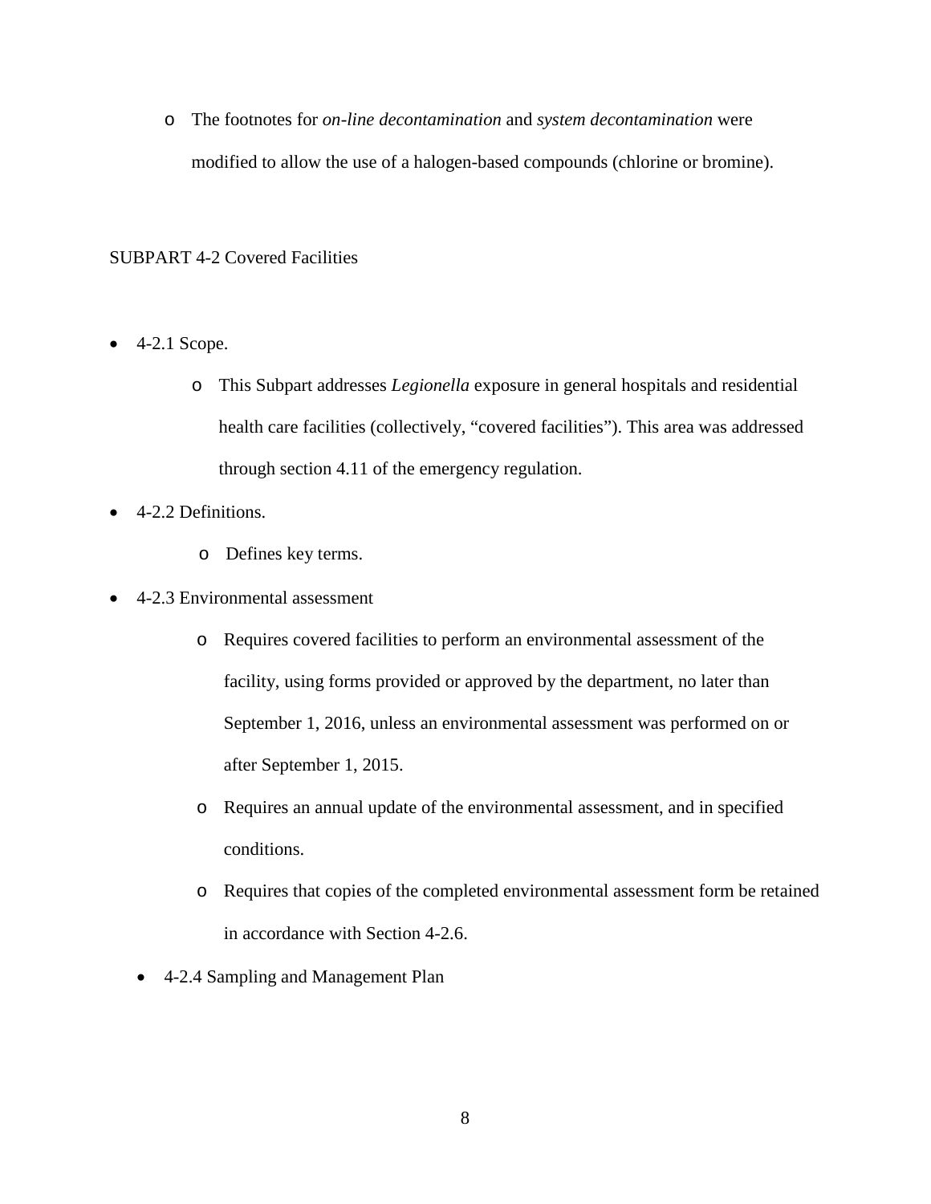- The footnotes for *on-line decontamination* and *system decontamination* were modified to allow the use of a halogen-based compounds (chlorine or bromine).

SUBPART 4-2 Covered Facilities

- 4-2.1 Scope.
  - This Subpart addresses *Legionella* exposure in general hospitals and residential health care facilities (collectively, "covered facilities"). This area was addressed through section 4.11 of the emergency regulation.
- 4-2.2 Definitions.
  - Defines key terms.
- 4-2.3 Environmental assessment
  - Requires covered facilities to perform an environmental assessment of the facility, using forms provided or approved by the department, no later than September 1, 2016, unless an environmental assessment was performed on or after September 1, 2015.
  - Requires an annual update of the environmental assessment, and in specified conditions.
  - Requires that copies of the completed environmental assessment form be retained in accordance with Section 4-2.6.
- 4-2.4 Sampling and Management Plan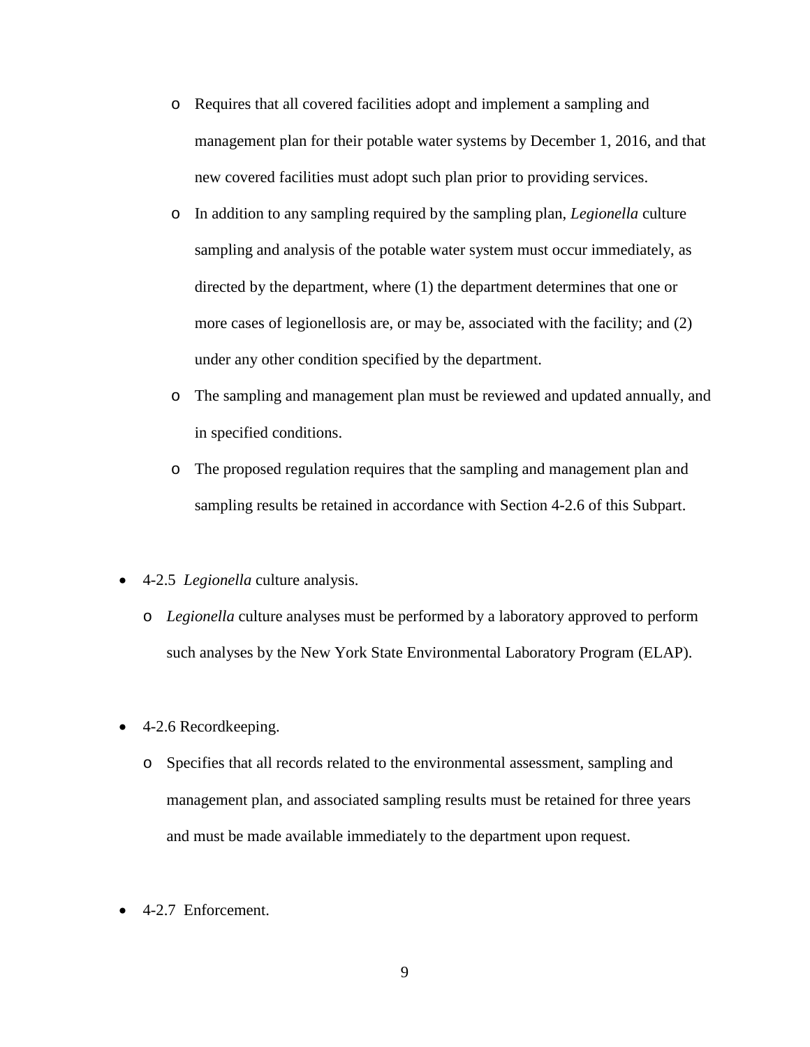- Requires that all covered facilities adopt and implement a sampling and management plan for their potable water systems by December 1, 2016, and that new covered facilities must adopt such plan prior to providing services.
  - In addition to any sampling required by the sampling plan, *Legionella* culture sampling and analysis of the potable water system must occur immediately, as directed by the department, where (1) the department determines that one or more cases of legionellosis are, or may be, associated with the facility; and (2) under any other condition specified by the department.
  - The sampling and management plan must be reviewed and updated annually, and in specified conditions.
  - The proposed regulation requires that the sampling and management plan and sampling results be retained in accordance with Section 4-2.6 of this Subpart.

- 4-2.5 *Legionella* culture analysis.
  - *Legionella* culture analyses must be performed by a laboratory approved to perform such analyses by the New York State Environmental Laboratory Program (ELAP).

- 4-2.6 Recordkeeping.
  - Specifies that all records related to the environmental assessment, sampling and management plan, and associated sampling results must be retained for three years and must be made available immediately to the department upon request.

- 4-2.7 Enforcement.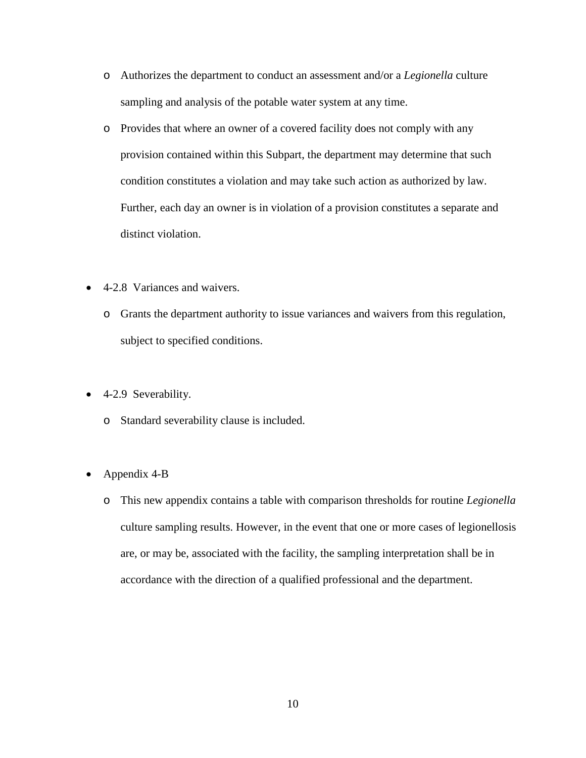- Authorizes the department to conduct an assessment and/or a *Legionella* culture sampling and analysis of the potable water system at any time.
  - Provides that where an owner of a covered facility does not comply with any provision contained within this Subpart, the department may determine that such condition constitutes a violation and may take such action as authorized by law. Further, each day an owner is in violation of a provision constitutes a separate and distinct violation.

- 4-2.8 Variances and waivers.
  - Grants the department authority to issue variances and waivers from this regulation, subject to specified conditions.

- 4-2.9 Severability.
  - Standard severability clause is included.

- Appendix 4-B
  - This new appendix contains a table with comparison thresholds for routine *Legionella* culture sampling results. However, in the event that one or more cases of legionellosis are, or may be, associated with the facility, the sampling interpretation shall be in accordance with the direction of a qualified professional and the department.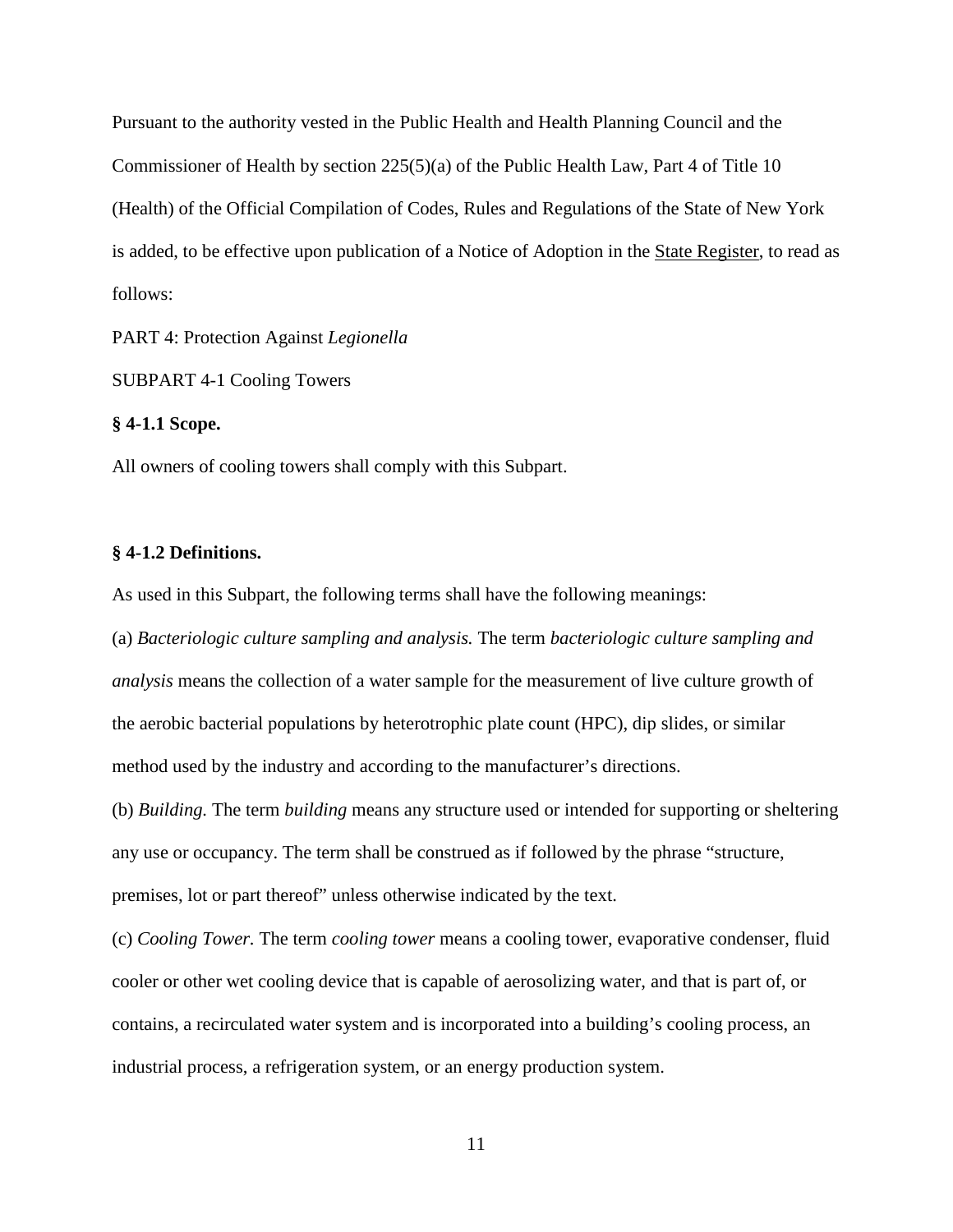Pursuant to the authority vested in the Public Health and Health Planning Council and the Commissioner of Health by section 225(5)(a) of the Public Health Law, Part 4 of Title 10 (Health) of the Official Compilation of Codes, Rules and Regulations of the State of New York is added, to be effective upon publication of a Notice of Adoption in the State Register, to read as follows:

PART 4: Protection Against *Legionella*

SUBPART 4-1 Cooling Towers

**§ 4-1.1 Scope.**

All owners of cooling towers shall comply with this Subpart.

**§ 4-1.2 Definitions.**

As used in this Subpart, the following terms shall have the following meanings:

(a) *Bacteriologic culture sampling and analysis.* The term *bacteriologic culture sampling and analysis* means the collection of a water sample for the measurement of live culture growth of the aerobic bacterial populations by heterotrophic plate count (HPC), dip slides, or similar method used by the industry and according to the manufacturer's directions.

(b) *Building.* The term *building* means any structure used or intended for supporting or sheltering any use or occupancy. The term shall be construed as if followed by the phrase "structure, premises, lot or part thereof" unless otherwise indicated by the text.

(c) *Cooling Tower.* The term *cooling tower* means a cooling tower, evaporative condenser, fluid cooler or other wet cooling device that is capable of aerosolizing water, and that is part of, or contains, a recirculated water system and is incorporated into a building's cooling process, an industrial process, a refrigeration system, or an energy production system.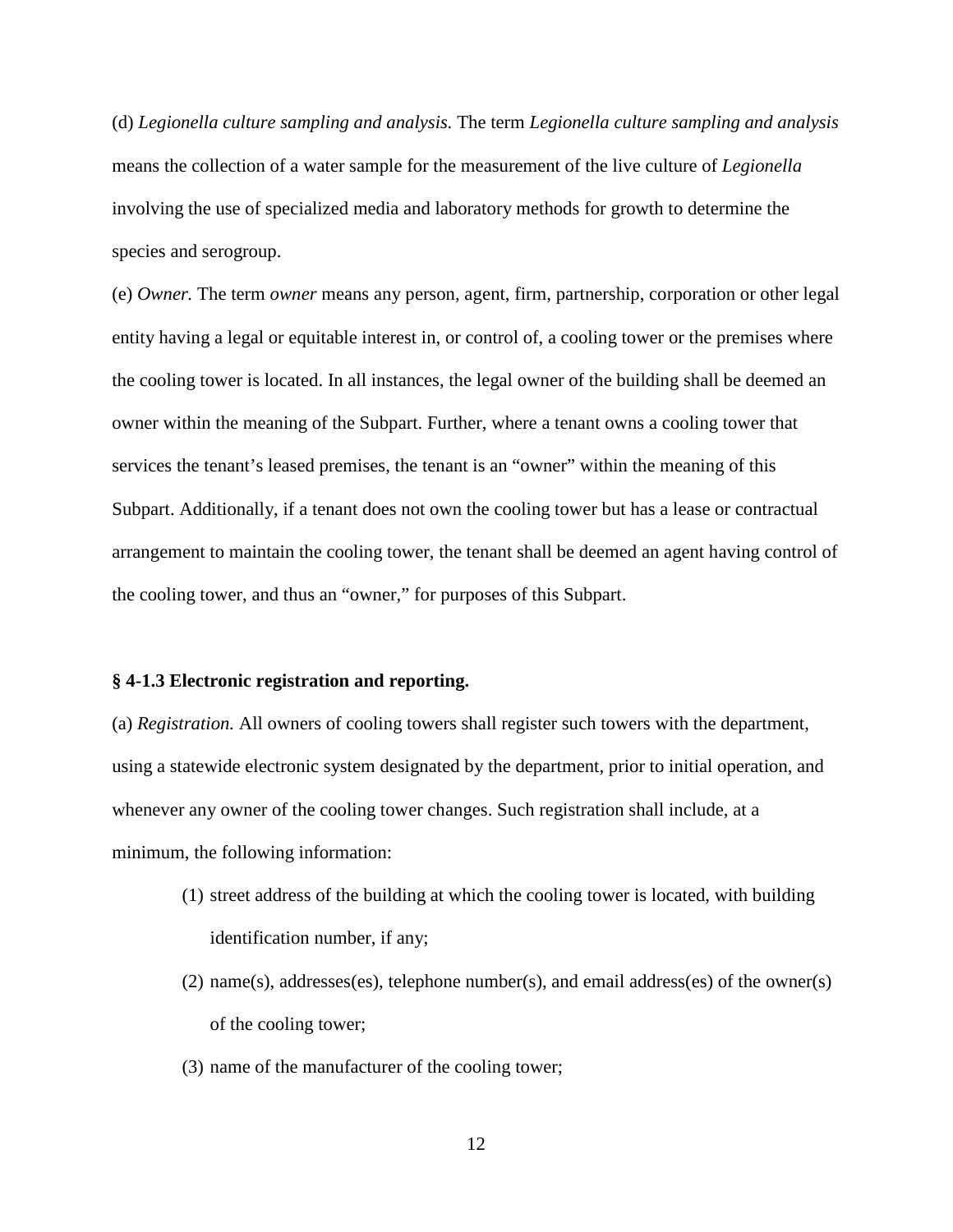(d) *Legionella culture sampling and analysis.* The term *Legionella culture sampling and analysis* means the collection of a water sample for the measurement of the live culture of *Legionella* involving the use of specialized media and laboratory methods for growth to determine the species and serogroup.

(e) *Owner.* The term *owner* means any person, agent, firm, partnership, corporation or other legal entity having a legal or equitable interest in, or control of, a cooling tower or the premises where the cooling tower is located. In all instances, the legal owner of the building shall be deemed an owner within the meaning of the Subpart. Further, where a tenant owns a cooling tower that services the tenant's leased premises, the tenant is an "owner" within the meaning of this Subpart. Additionally, if a tenant does not own the cooling tower but has a lease or contractual arrangement to maintain the cooling tower, the tenant shall be deemed an agent having control of the cooling tower, and thus an "owner," for purposes of this Subpart.

**§ 4-1.3 Electronic registration and reporting.**

(a) *Registration.* All owners of cooling towers shall register such towers with the department, using a statewide electronic system designated by the department, prior to initial operation, and whenever any owner of the cooling tower changes. Such registration shall include, at a minimum, the following information:

(1) street address of the building at which the cooling tower is located, with building identification number, if any;

(2) name(s), addresses(es), telephone number(s), and email address(es) of the owner(s) of the cooling tower;

(3) name of the manufacturer of the cooling tower;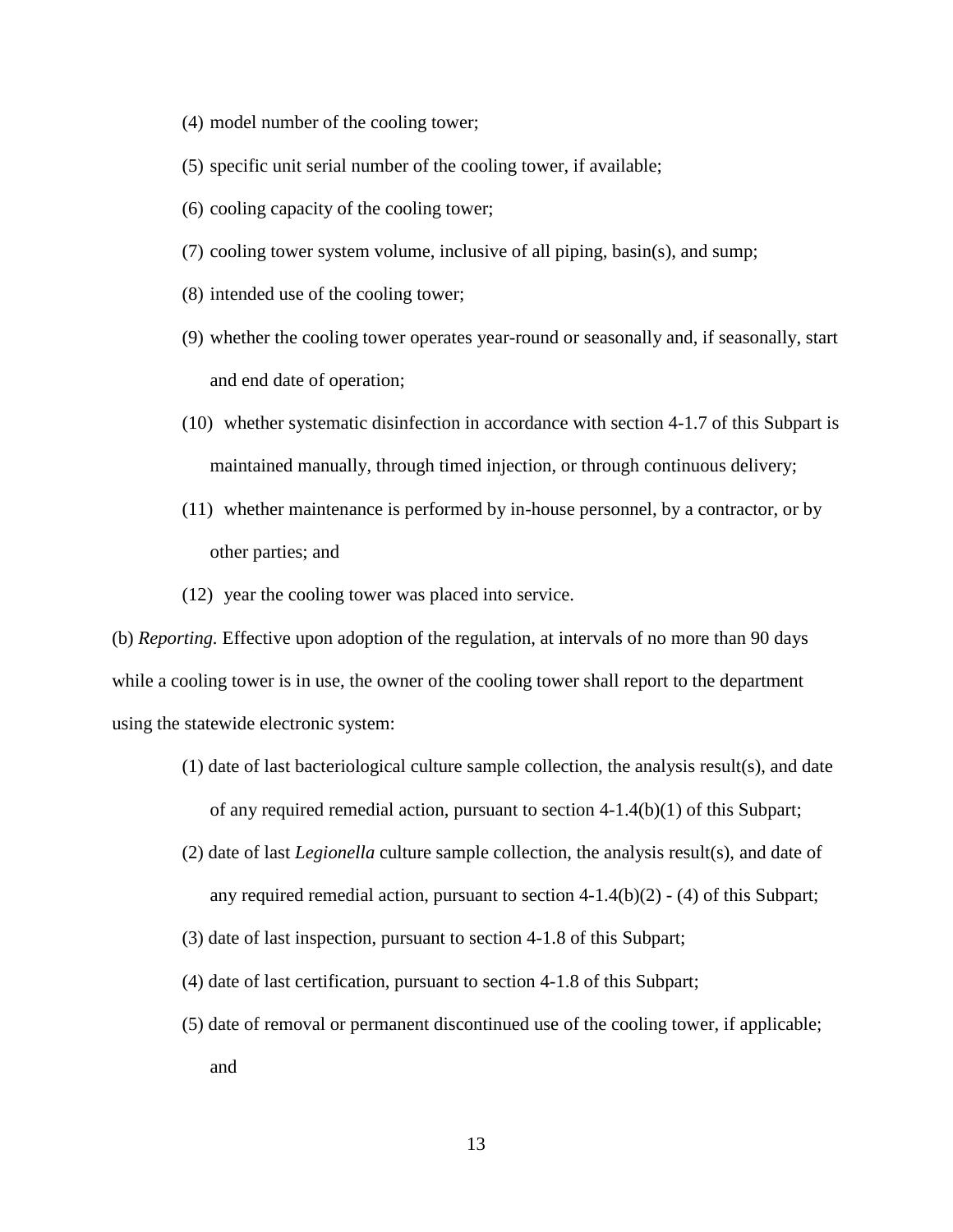(4) model number of the cooling tower;

(5) specific unit serial number of the cooling tower, if available;

(6) cooling capacity of the cooling tower;

(7) cooling tower system volume, inclusive of all piping, basin(s), and sump;

(8) intended use of the cooling tower;

(9) whether the cooling tower operates year-round or seasonally and, if seasonally, start and end date of operation;

(10) whether systematic disinfection in accordance with section 4-1.7 of this Subpart is maintained manually, through timed injection, or through continuous delivery;

(11) whether maintenance is performed by in-house personnel, by a contractor, or by other parties; and

(12) year the cooling tower was placed into service.

(b) *Reporting.* Effective upon adoption of the regulation, at intervals of no more than 90 days while a cooling tower is in use, the owner of the cooling tower shall report to the department using the statewide electronic system:

(1) date of last bacteriological culture sample collection, the analysis result(s), and date of any required remedial action, pursuant to section 4-1.4(b)(1) of this Subpart;

(2) date of last *Legionella* culture sample collection, the analysis result(s), and date of any required remedial action, pursuant to section 4-1.4(b)(2) - (4) of this Subpart;

(3) date of last inspection, pursuant to section 4-1.8 of this Subpart;

(4) date of last certification, pursuant to section 4-1.8 of this Subpart;

(5) date of removal or permanent discontinued use of the cooling tower, if applicable; and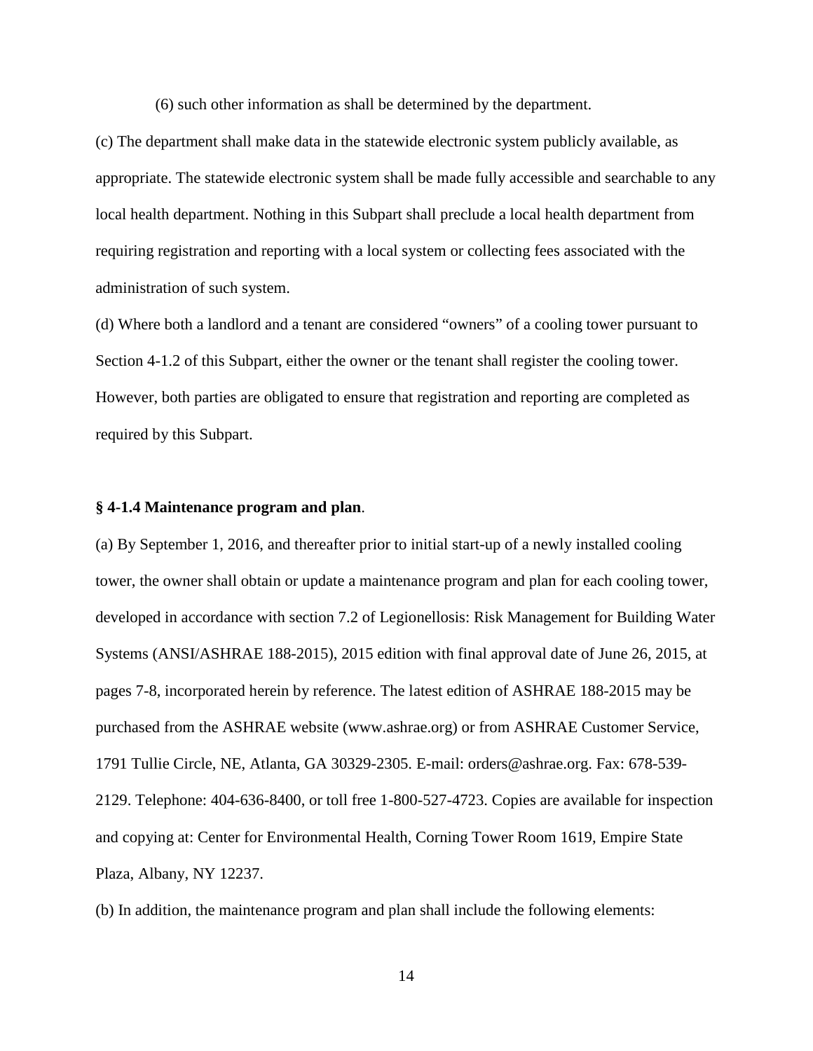(6) such other information as shall be determined by the department.

(c) The department shall make data in the statewide electronic system publicly available, as appropriate. The statewide electronic system shall be made fully accessible and searchable to any local health department. Nothing in this Subpart shall preclude a local health department from requiring registration and reporting with a local system or collecting fees associated with the administration of such system.

(d) Where both a landlord and a tenant are considered “owners” of a cooling tower pursuant to Section 4-1.2 of this Subpart, either the owner or the tenant shall register the cooling tower. However, both parties are obligated to ensure that registration and reporting are completed as required by this Subpart.

**§ 4-1.4 Maintenance program and plan**.

(a) By September 1, 2016, and thereafter prior to initial start-up of a newly installed cooling tower, the owner shall obtain or update a maintenance program and plan for each cooling tower, developed in accordance with section 7.2 of Legionellosis: Risk Management for Building Water Systems (ANSI/ASHRAE 188-2015), 2015 edition with final approval date of June 26, 2015, at pages 7-8, incorporated herein by reference. The latest edition of ASHRAE 188-2015 may be purchased from the ASHRAE website (www.ashrae.org) or from ASHRAE Customer Service, 1791 Tullie Circle, NE, Atlanta, GA 30329-2305. E-mail: orders@ashrae.org. Fax: 678-539-2129. Telephone: 404-636-8400, or toll free 1-800-527-4723. Copies are available for inspection and copying at: Center for Environmental Health, Corning Tower Room 1619, Empire State Plaza, Albany, NY 12237.

(b) In addition, the maintenance program and plan shall include the following elements: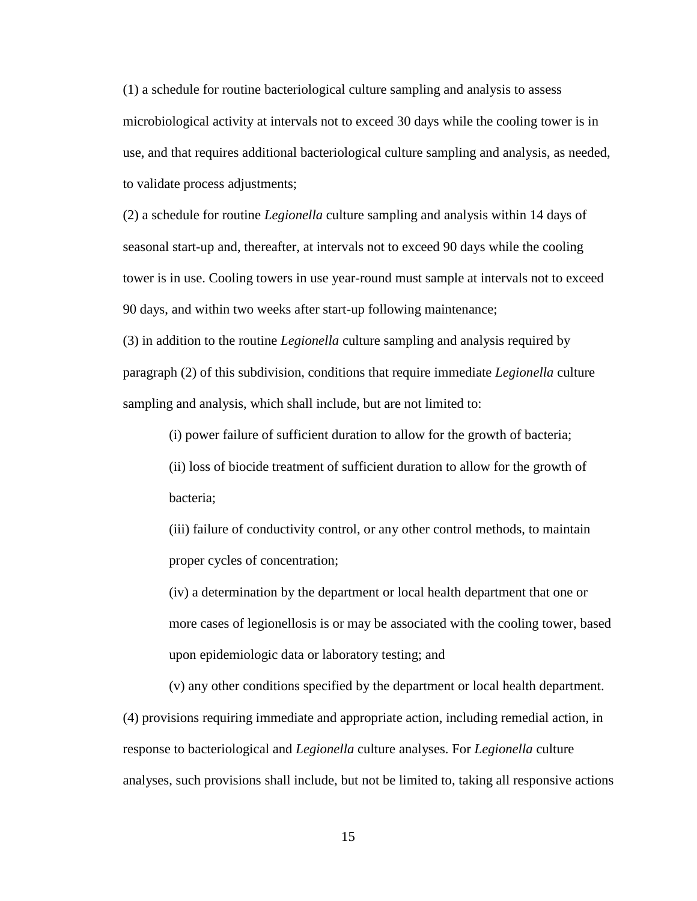(1) a schedule for routine bacteriological culture sampling and analysis to assess microbiological activity at intervals not to exceed 30 days while the cooling tower is in use, and that requires additional bacteriological culture sampling and analysis, as needed, to validate process adjustments;

(2) a schedule for routine *Legionella* culture sampling and analysis within 14 days of seasonal start-up and, thereafter, at intervals not to exceed 90 days while the cooling tower is in use. Cooling towers in use year-round must sample at intervals not to exceed 90 days, and within two weeks after start-up following maintenance;

(3) in addition to the routine *Legionella* culture sampling and analysis required by paragraph (2) of this subdivision, conditions that require immediate *Legionella* culture sampling and analysis, which shall include, but are not limited to:

(i) power failure of sufficient duration to allow for the growth of bacteria;

(ii) loss of biocide treatment of sufficient duration to allow for the growth of bacteria;

(iii) failure of conductivity control, or any other control methods, to maintain proper cycles of concentration;

(iv) a determination by the department or local health department that one or more cases of legionellosis is or may be associated with the cooling tower, based upon epidemiologic data or laboratory testing; and

(v) any other conditions specified by the department or local health department.

(4) provisions requiring immediate and appropriate action, including remedial action, in response to bacteriological and *Legionella* culture analyses. For *Legionella* culture analyses, such provisions shall include, but not be limited to, taking all responsive actions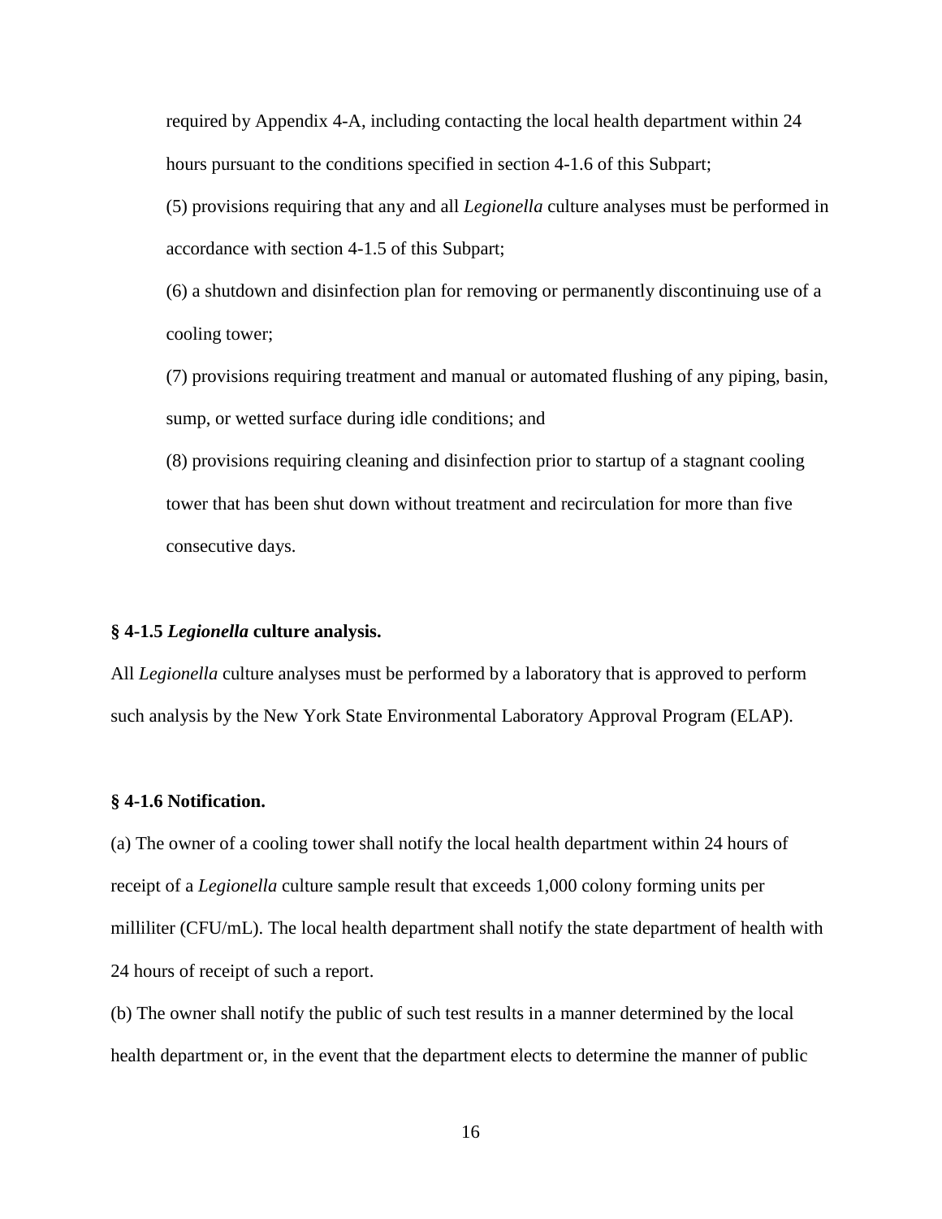required by Appendix 4-A, including contacting the local health department within 24 hours pursuant to the conditions specified in section 4-1.6 of this Subpart;

(5) provisions requiring that any and all *Legionella* culture analyses must be performed in accordance with section 4-1.5 of this Subpart;

(6) a shutdown and disinfection plan for removing or permanently discontinuing use of a cooling tower;

(7) provisions requiring treatment and manual or automated flushing of any piping, basin, sump, or wetted surface during idle conditions; and

(8) provisions requiring cleaning and disinfection prior to startup of a stagnant cooling tower that has been shut down without treatment and recirculation for more than five consecutive days.

**§ 4-1.5 *Legionella* culture analysis.**

All *Legionella* culture analyses must be performed by a laboratory that is approved to perform such analysis by the New York State Environmental Laboratory Approval Program (ELAP).

**§ 4-1.6 Notification.**

(a) The owner of a cooling tower shall notify the local health department within 24 hours of receipt of a *Legionella* culture sample result that exceeds 1,000 colony forming units per milliliter (CFU/mL). The local health department shall notify the state department of health with 24 hours of receipt of such a report.

(b) The owner shall notify the public of such test results in a manner determined by the local health department or, in the event that the department elects to determine the manner of public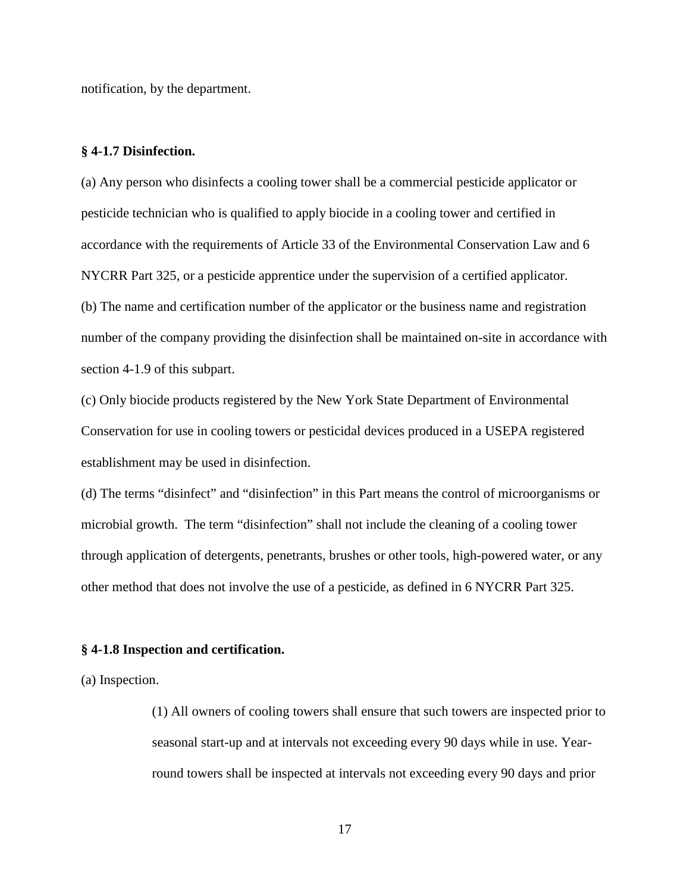notification, by the department.

**§ 4-1.7 Disinfection.**

(a) Any person who disinfects a cooling tower shall be a commercial pesticide applicator or pesticide technician who is qualified to apply biocide in a cooling tower and certified in accordance with the requirements of Article 33 of the Environmental Conservation Law and 6 NYCRR Part 325, or a pesticide apprentice under the supervision of a certified applicator.

(b) The name and certification number of the applicator or the business name and registration number of the company providing the disinfection shall be maintained on-site in accordance with section 4-1.9 of this subpart.

(c) Only biocide products registered by the New York State Department of Environmental Conservation for use in cooling towers or pesticidal devices produced in a USEPA registered establishment may be used in disinfection.

(d) The terms "disinfect" and "disinfection" in this Part means the control of microorganisms or microbial growth. The term "disinfection" shall not include the cleaning of a cooling tower through application of detergents, penetrants, brushes or other tools, high-powered water, or any other method that does not involve the use of a pesticide, as defined in 6 NYCRR Part 325.

**§ 4-1.8 Inspection and certification.**

(a) Inspection.

(1) All owners of cooling towers shall ensure that such towers are inspected prior to seasonal start-up and at intervals not exceeding every 90 days while in use. Year-round towers shall be inspected at intervals not exceeding every 90 days and prior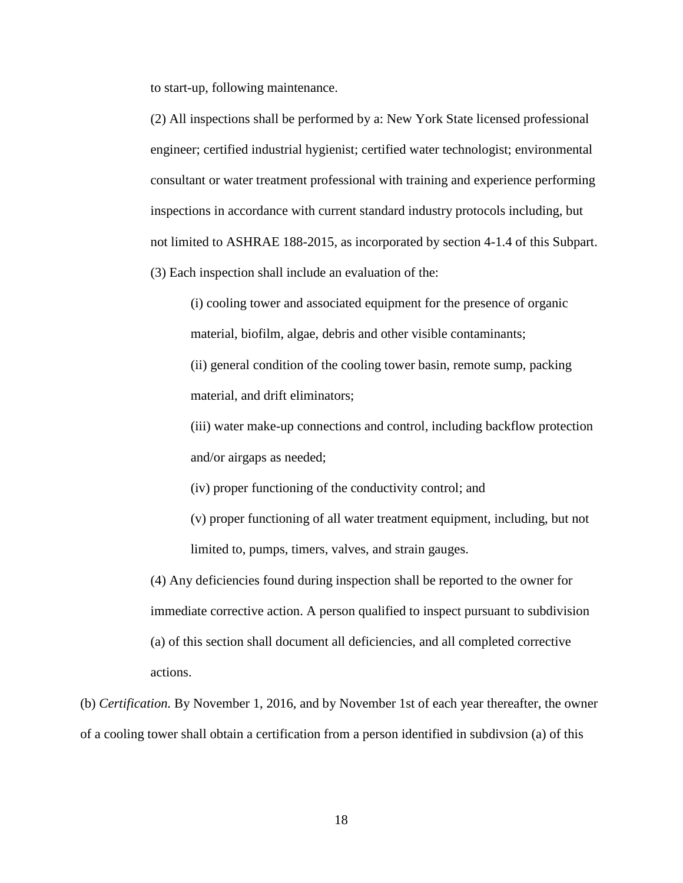to start-up, following maintenance.

(2) All inspections shall be performed by a: New York State licensed professional engineer; certified industrial hygienist; certified water technologist; environmental consultant or water treatment professional with training and experience performing inspections in accordance with current standard industry protocols including, but not limited to ASHRAE 188-2015, as incorporated by section 4-1.4 of this Subpart.

(3) Each inspection shall include an evaluation of the:

(i) cooling tower and associated equipment for the presence of organic material, biofilm, algae, debris and other visible contaminants;

(ii) general condition of the cooling tower basin, remote sump, packing material, and drift eliminators;

(iii) water make-up connections and control, including backflow protection and/or airgaps as needed;

(iv) proper functioning of the conductivity control; and

(v) proper functioning of all water treatment equipment, including, but not limited to, pumps, timers, valves, and strain gauges.

(4) Any deficiencies found during inspection shall be reported to the owner for immediate corrective action. A person qualified to inspect pursuant to subdivision (a) of this section shall document all deficiencies, and all completed corrective actions.

(b) *Certification.* By November 1, 2016, and by November 1st of each year thereafter, the owner of a cooling tower shall obtain a certification from a person identified in subdivsion (a) of this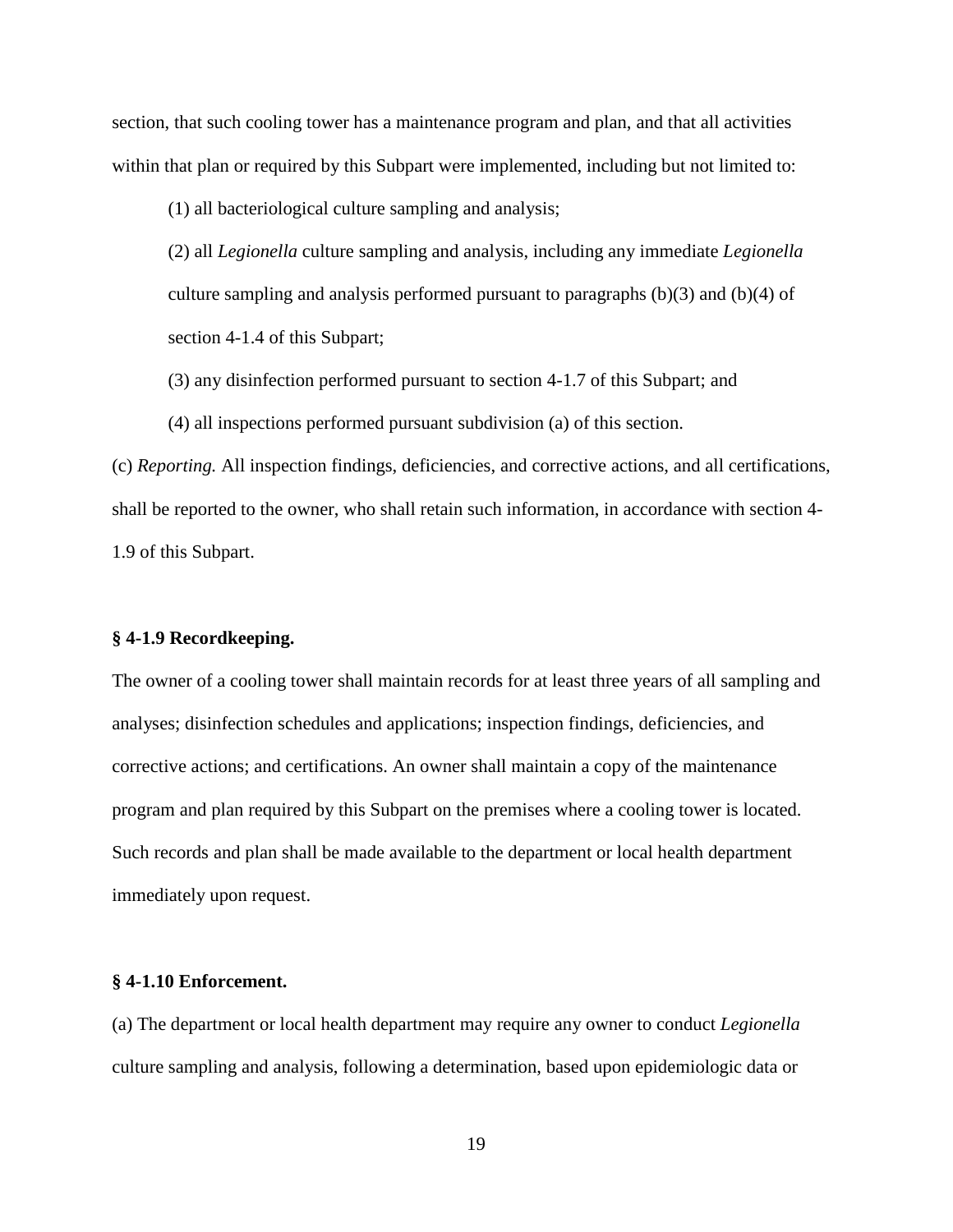section, that such cooling tower has a maintenance program and plan, and that all activities within that plan or required by this Subpart were implemented, including but not limited to:

(1) all bacteriological culture sampling and analysis;

(2) all *Legionella* culture sampling and analysis, including any immediate *Legionella* culture sampling and analysis performed pursuant to paragraphs (b)(3) and (b)(4) of section 4-1.4 of this Subpart;

(3) any disinfection performed pursuant to section 4-1.7 of this Subpart; and

(4) all inspections performed pursuant subdivision (a) of this section.

(c) *Reporting.* All inspection findings, deficiencies, and corrective actions, and all certifications, shall be reported to the owner, who shall retain such information, in accordance with section 4-1.9 of this Subpart.

**§ 4-1.9 Recordkeeping.**

The owner of a cooling tower shall maintain records for at least three years of all sampling and analyses; disinfection schedules and applications; inspection findings, deficiencies, and corrective actions; and certifications. An owner shall maintain a copy of the maintenance program and plan required by this Subpart on the premises where a cooling tower is located. Such records and plan shall be made available to the department or local health department immediately upon request.

**§ 4-1.10 Enforcement.**

(a) The department or local health department may require any owner to conduct *Legionella* culture sampling and analysis, following a determination, based upon epidemiologic data or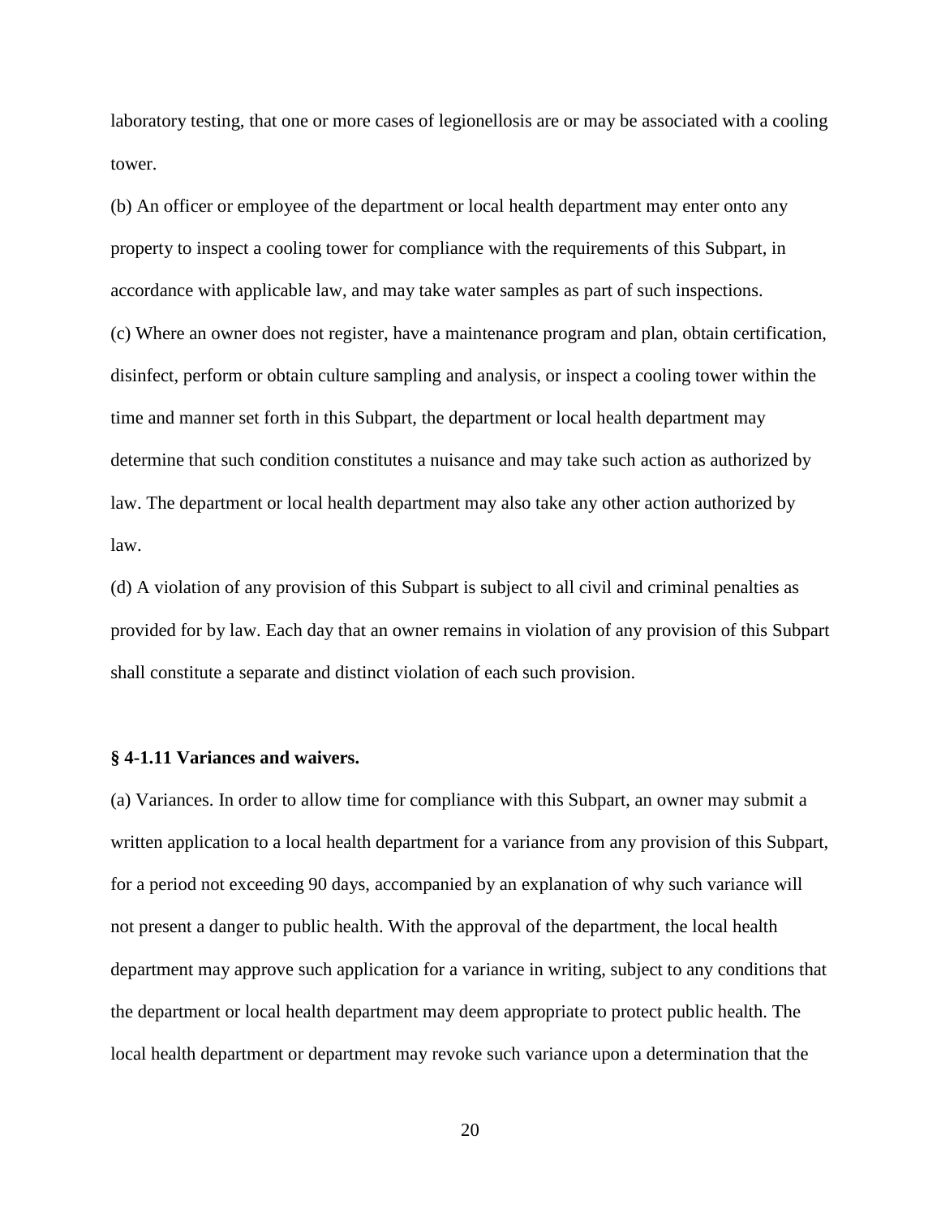laboratory testing, that one or more cases of legionellosis are or may be associated with a cooling tower.

(b) An officer or employee of the department or local health department may enter onto any property to inspect a cooling tower for compliance with the requirements of this Subpart, in accordance with applicable law, and may take water samples as part of such inspections.

(c) Where an owner does not register, have a maintenance program and plan, obtain certification, disinfect, perform or obtain culture sampling and analysis, or inspect a cooling tower within the time and manner set forth in this Subpart, the department or local health department may determine that such condition constitutes a nuisance and may take such action as authorized by law. The department or local health department may also take any other action authorized by law.

(d) A violation of any provision of this Subpart is subject to all civil and criminal penalties as provided for by law. Each day that an owner remains in violation of any provision of this Subpart shall constitute a separate and distinct violation of each such provision.

**§ 4-1.11 Variances and waivers.**

(a) Variances. In order to allow time for compliance with this Subpart, an owner may submit a written application to a local health department for a variance from any provision of this Subpart, for a period not exceeding 90 days, accompanied by an explanation of why such variance will not present a danger to public health. With the approval of the department, the local health department may approve such application for a variance in writing, subject to any conditions that the department or local health department may deem appropriate to protect public health. The local health department or department may revoke such variance upon a determination that the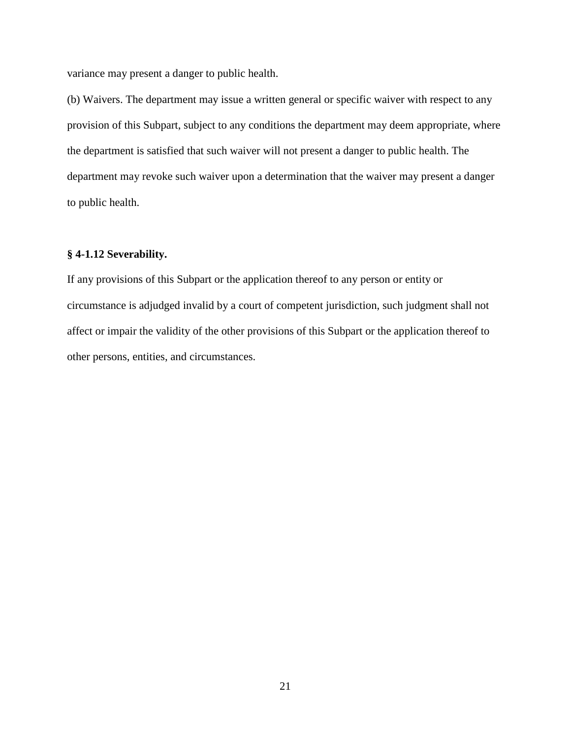variance may present a danger to public health.

(b) Waivers. The department may issue a written general or specific waiver with respect to any provision of this Subpart, subject to any conditions the department may deem appropriate, where the department is satisfied that such waiver will not present a danger to public health. The department may revoke such waiver upon a determination that the waiver may present a danger to public health.

### § 4-1.12 Severability.

If any provisions of this Subpart or the application thereof to any person or entity or circumstance is adjudged invalid by a court of competent jurisdiction, such judgment shall not affect or impair the validity of the other provisions of this Subpart or the application thereof to other persons, entities, and circumstances.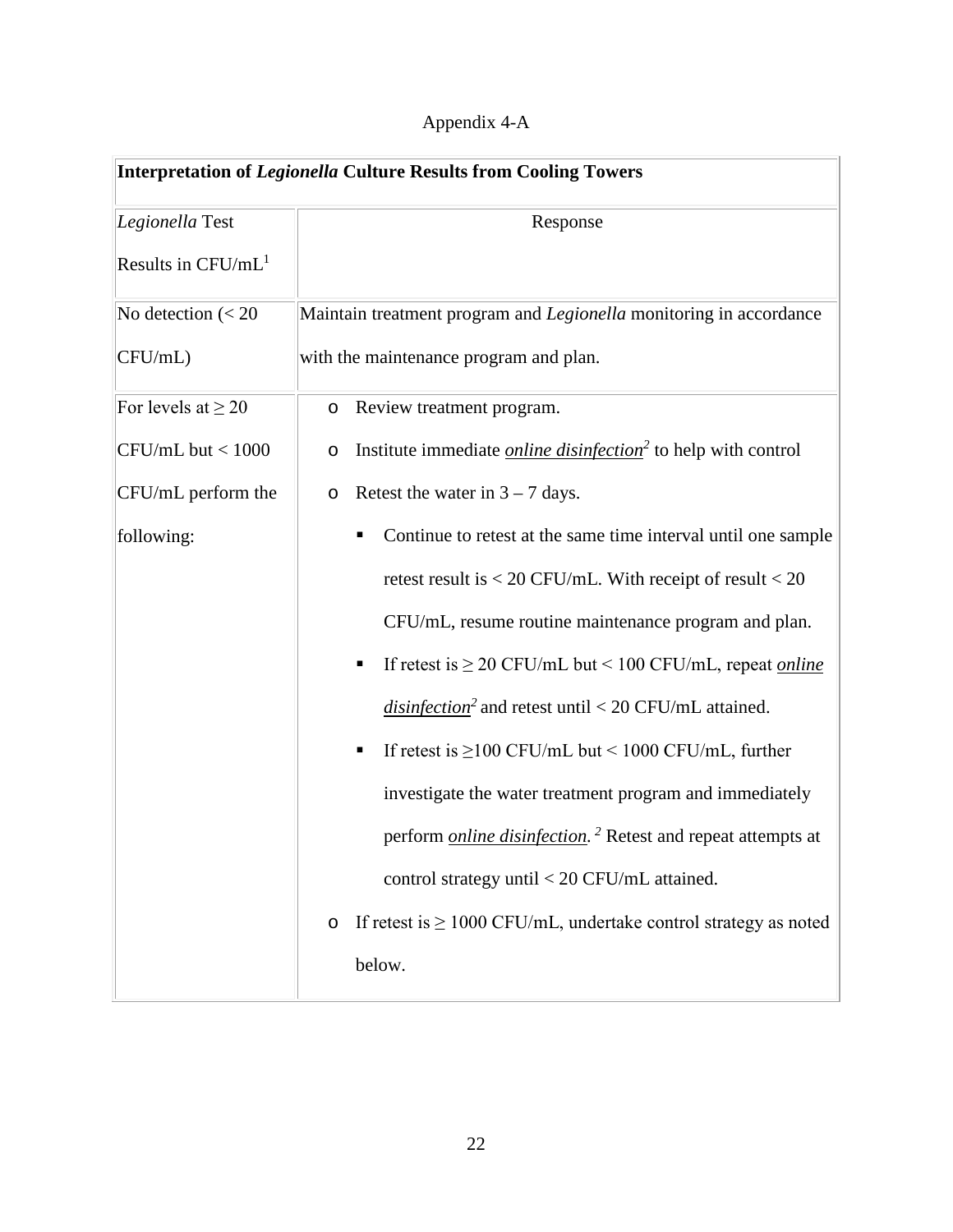Appendix 4-A

| **Interpretation of *Legionella* Culture Results from Cooling Towers** | |
|---|---|
| *Legionella* Test Results in CFU/mL[1] | Response |
| No detection (< 20 CFU/mL) | Maintain treatment program and *Legionella* monitoring in accordance with the maintenance program and plan. |
| For levels at ≥ 20 CFU/mL but < 1000 CFU/mL perform the following: | o Review treatment program.<br>o Institute immediate ***online disinfection***[2] to help with control<br>o Retest the water in 3 – 7 days.<br>▪ Continue to retest at the same time interval until one sample retest result is < 20 CFU/mL. With receipt of result < 20 CFU/mL, resume routine maintenance program and plan.<br>▪ If retest is ≥ 20 CFU/mL but < 100 CFU/mL, repeat ***online disinfection***[2] and retest until < 20 CFU/mL attained.<br>▪ If retest is ≥100 CFU/mL but < 1000 CFU/mL, further investigate the water treatment program and immediately perform ***online disinfection***. [2] Retest and repeat attempts at control strategy until < 20 CFU/mL attained.<br>o If retest is ≥ 1000 CFU/mL, undertake control strategy as noted below. |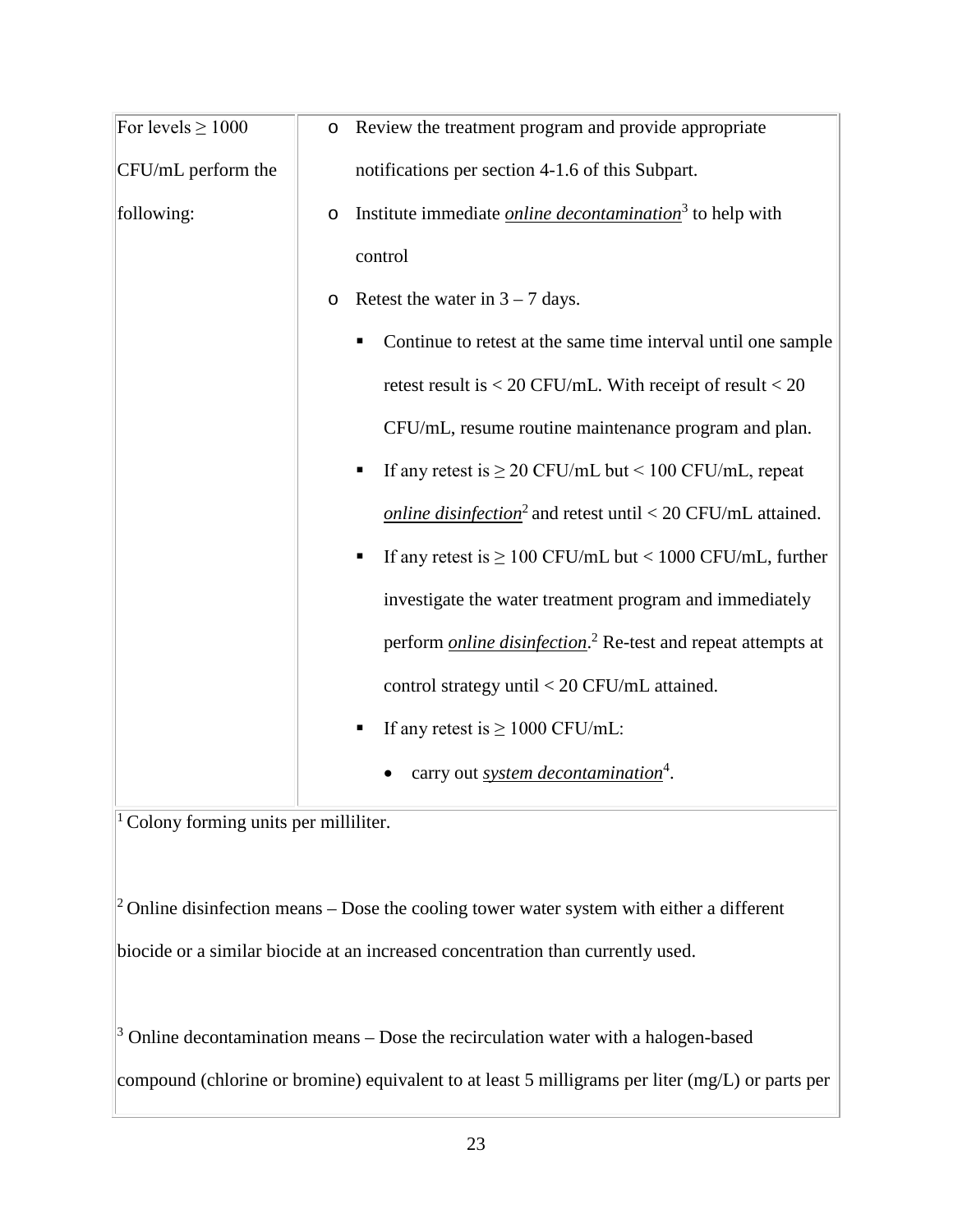| For levels ≥ 1000 CFU/mL perform the following: | ○ Review the treatment program and provide appropriate notifications per section 4-1.6 of this Subpart.<br>○ Institute immediate ***online decontamination***[3] to help with control<br>○ Retest the water in 3 – 7 days.<br>&nbsp;&nbsp;▪ Continue to retest at the same time interval until one sample retest result is < 20 CFU/mL. With receipt of result < 20 CFU/mL, resume routine maintenance program and plan.<br>&nbsp;&nbsp;▪ If any retest is ≥ 20 CFU/mL but < 100 CFU/mL, repeat ***online disinfection***[2] and retest until < 20 CFU/mL attained.<br>&nbsp;&nbsp;▪ If any retest is ≥ 100 CFU/mL but < 1000 CFU/mL, further investigate the water treatment program and immediately perform ***online disinfection***.[2] Re-test and repeat attempts at control strategy until < 20 CFU/mL attained.<br>&nbsp;&nbsp;▪ If any retest is ≥ 1000 CFU/mL:<br>&nbsp;&nbsp;&nbsp;&nbsp;• carry out ***system decontamination***[4]. |
|---|---|

[1] Colony forming units per milliliter.

[2] Online disinfection means – Dose the cooling tower water system with either a different biocide or a similar biocide at an increased concentration than currently used.

[3] Online decontamination means – Dose the recirculation water with a halogen-based compound (chlorine or bromine) equivalent to at least 5 milligrams per liter (mg/L) or parts per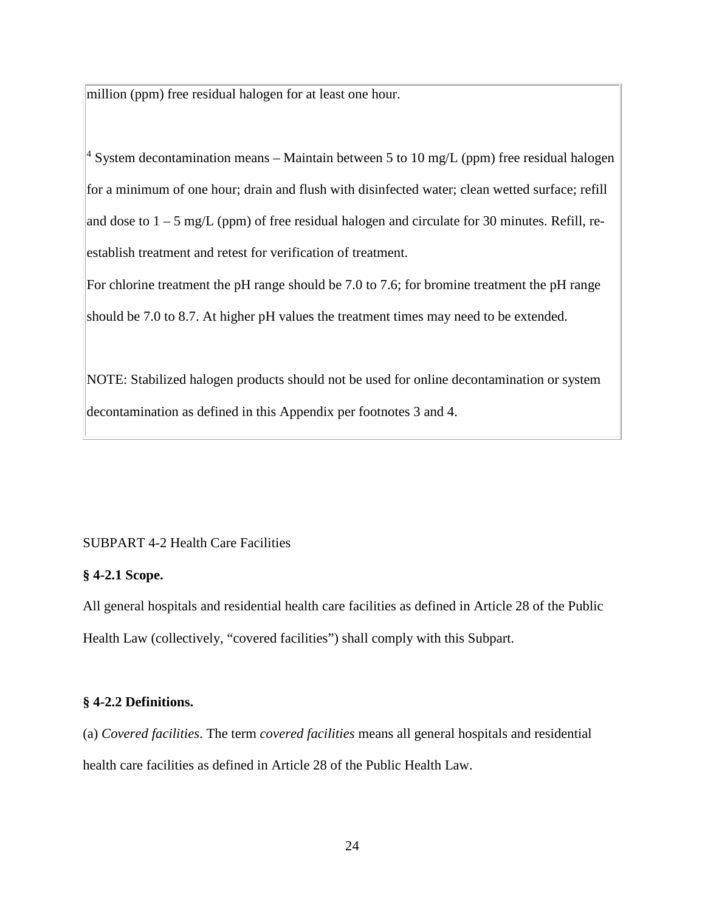million (ppm) free residual halogen for at least one hour.

[4] System decontamination means – Maintain between 5 to 10 mg/L (ppm) free residual halogen for a minimum of one hour; drain and flush with disinfected water; clean wetted surface; refill and dose to 1 – 5 mg/L (ppm) of free residual halogen and circulate for 30 minutes. Refill, re-establish treatment and retest for verification of treatment.

For chlorine treatment the pH range should be 7.0 to 7.6; for bromine treatment the pH range should be 7.0 to 8.7. At higher pH values the treatment times may need to be extended.

NOTE: Stabilized halogen products should not be used for online decontamination or system decontamination as defined in this Appendix per footnotes 3 and 4.

SUBPART 4-2 Health Care Facilities

**§ 4-2.1 Scope.**

All general hospitals and residential health care facilities as defined in Article 28 of the Public Health Law (collectively, "covered facilities") shall comply with this Subpart.

**§ 4-2.2 Definitions.**

(a) *Covered facilities*. The term *covered facilities* means all general hospitals and residential health care facilities as defined in Article 28 of the Public Health Law.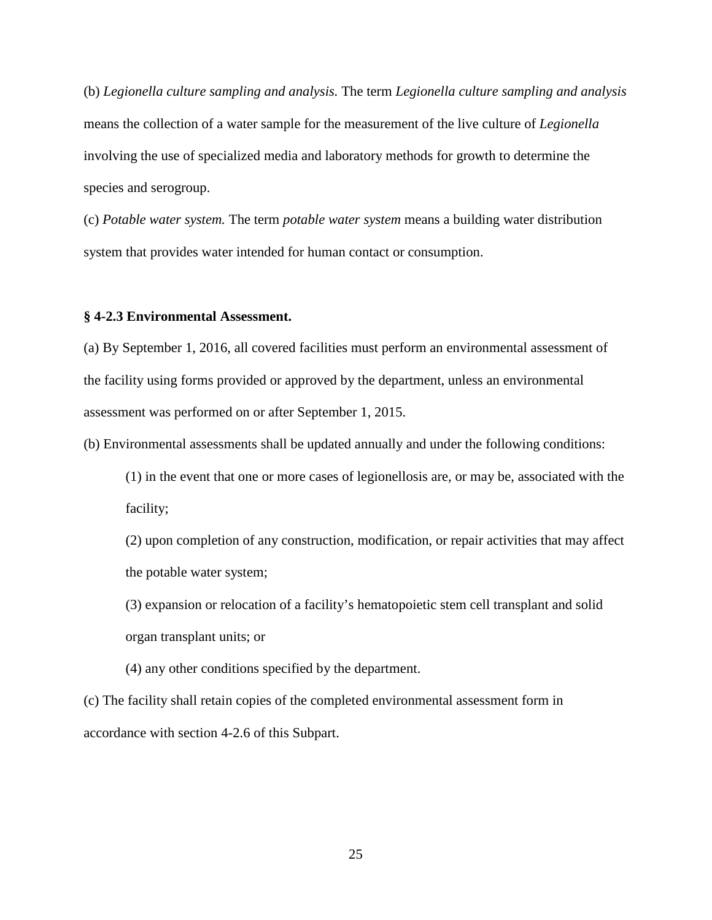(b) *Legionella culture sampling and analysis.* The term *Legionella culture sampling and analysis* means the collection of a water sample for the measurement of the live culture of *Legionella* involving the use of specialized media and laboratory methods for growth to determine the species and serogroup.

(c) *Potable water system.* The term *potable water system* means a building water distribution system that provides water intended for human contact or consumption.

**§ 4-2.3 Environmental Assessment.**

(a) By September 1, 2016, all covered facilities must perform an environmental assessment of the facility using forms provided or approved by the department, unless an environmental assessment was performed on or after September 1, 2015.

(b) Environmental assessments shall be updated annually and under the following conditions:

(1) in the event that one or more cases of legionellosis are, or may be, associated with the facility;

(2) upon completion of any construction, modification, or repair activities that may affect the potable water system;

(3) expansion or relocation of a facility's hematopoietic stem cell transplant and solid organ transplant units; or

(4) any other conditions specified by the department.

(c) The facility shall retain copies of the completed environmental assessment form in accordance with section 4-2.6 of this Subpart.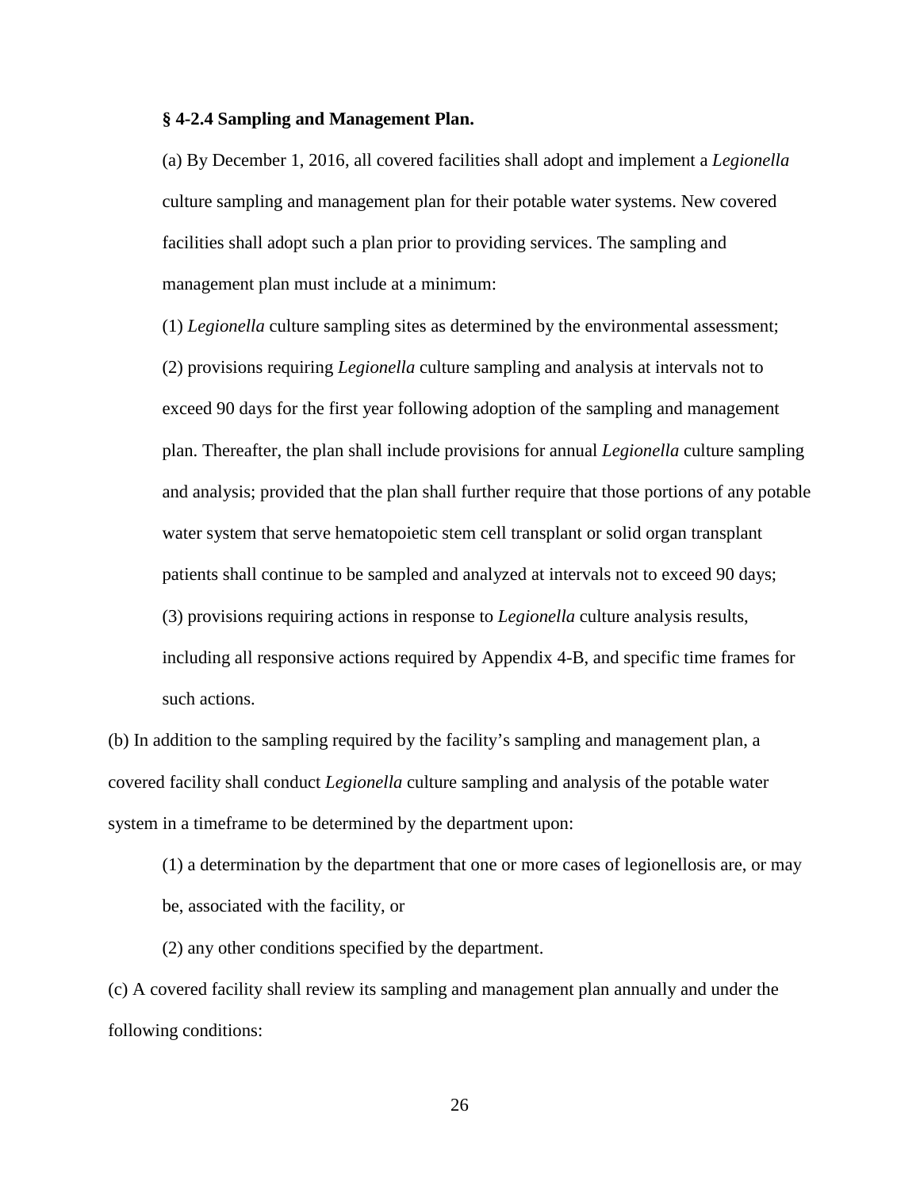**§ 4-2.4 Sampling and Management Plan.**

(a) By December 1, 2016, all covered facilities shall adopt and implement a *Legionella* culture sampling and management plan for their potable water systems. New covered facilities shall adopt such a plan prior to providing services. The sampling and management plan must include at a minimum:

(1) *Legionella* culture sampling sites as determined by the environmental assessment;

(2) provisions requiring *Legionella* culture sampling and analysis at intervals not to exceed 90 days for the first year following adoption of the sampling and management plan. Thereafter, the plan shall include provisions for annual *Legionella* culture sampling and analysis; provided that the plan shall further require that those portions of any potable water system that serve hematopoietic stem cell transplant or solid organ transplant patients shall continue to be sampled and analyzed at intervals not to exceed 90 days;

(3) provisions requiring actions in response to *Legionella* culture analysis results, including all responsive actions required by Appendix 4-B, and specific time frames for such actions.

(b) In addition to the sampling required by the facility's sampling and management plan, a covered facility shall conduct *Legionella* culture sampling and analysis of the potable water system in a timeframe to be determined by the department upon:

(1) a determination by the department that one or more cases of legionellosis are, or may be, associated with the facility, or

(2) any other conditions specified by the department.

(c) A covered facility shall review its sampling and management plan annually and under the following conditions: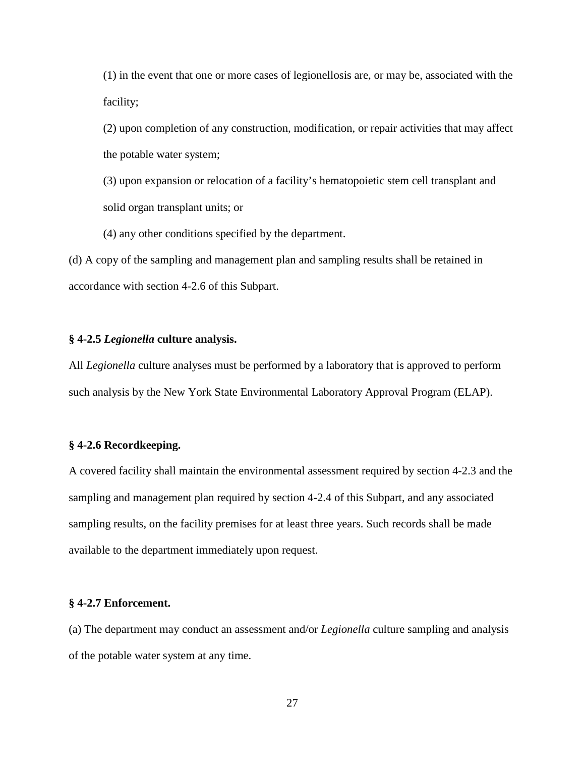(1) in the event that one or more cases of legionellosis are, or may be, associated with the facility;

(2) upon completion of any construction, modification, or repair activities that may affect the potable water system;

(3) upon expansion or relocation of a facility's hematopoietic stem cell transplant and solid organ transplant units; or

(4) any other conditions specified by the department.

(d) A copy of the sampling and management plan and sampling results shall be retained in accordance with section 4-2.6 of this Subpart.

### § 4-2.5 *Legionella* culture analysis.

All *Legionella* culture analyses must be performed by a laboratory that is approved to perform such analysis by the New York State Environmental Laboratory Approval Program (ELAP).

### § 4-2.6 Recordkeeping.

A covered facility shall maintain the environmental assessment required by section 4-2.3 and the sampling and management plan required by section 4-2.4 of this Subpart, and any associated sampling results, on the facility premises for at least three years. Such records shall be made available to the department immediately upon request.

### § 4-2.7 Enforcement.

(a) The department may conduct an assessment and/or *Legionella* culture sampling and analysis of the potable water system at any time.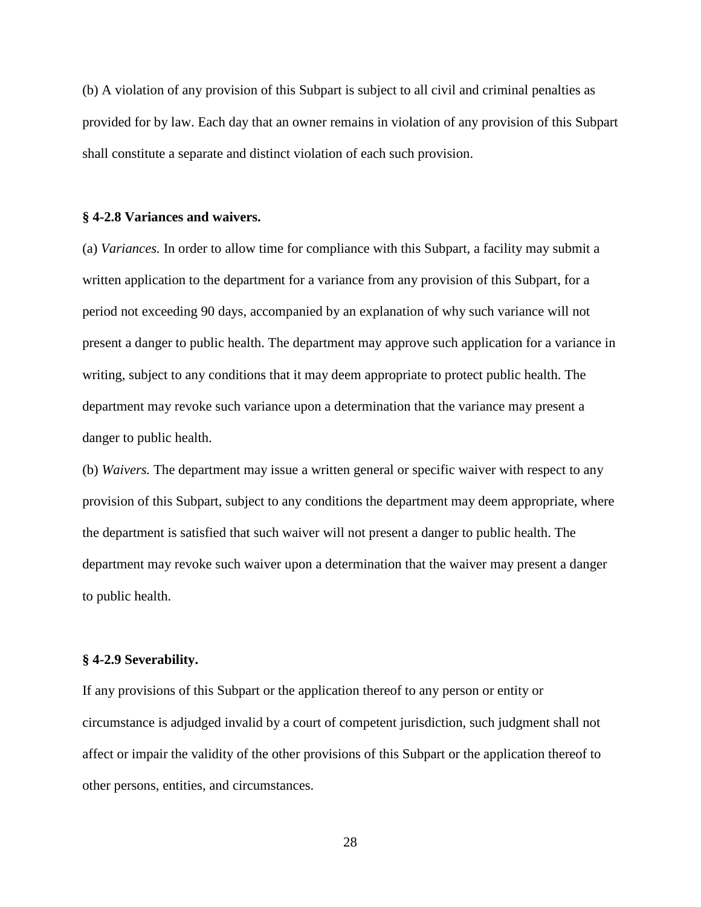(b) A violation of any provision of this Subpart is subject to all civil and criminal penalties as provided for by law. Each day that an owner remains in violation of any provision of this Subpart shall constitute a separate and distinct violation of each such provision.

**§ 4-2.8 Variances and waivers.**

(a) *Variances.* In order to allow time for compliance with this Subpart, a facility may submit a written application to the department for a variance from any provision of this Subpart, for a period not exceeding 90 days, accompanied by an explanation of why such variance will not present a danger to public health. The department may approve such application for a variance in writing, subject to any conditions that it may deem appropriate to protect public health. The department may revoke such variance upon a determination that the variance may present a danger to public health.

(b) *Waivers.* The department may issue a written general or specific waiver with respect to any provision of this Subpart, subject to any conditions the department may deem appropriate, where the department is satisfied that such waiver will not present a danger to public health. The department may revoke such waiver upon a determination that the waiver may present a danger to public health.

**§ 4-2.9 Severability.**

If any provisions of this Subpart or the application thereof to any person or entity or circumstance is adjudged invalid by a court of competent jurisdiction, such judgment shall not affect or impair the validity of the other provisions of this Subpart or the application thereof to other persons, entities, and circumstances.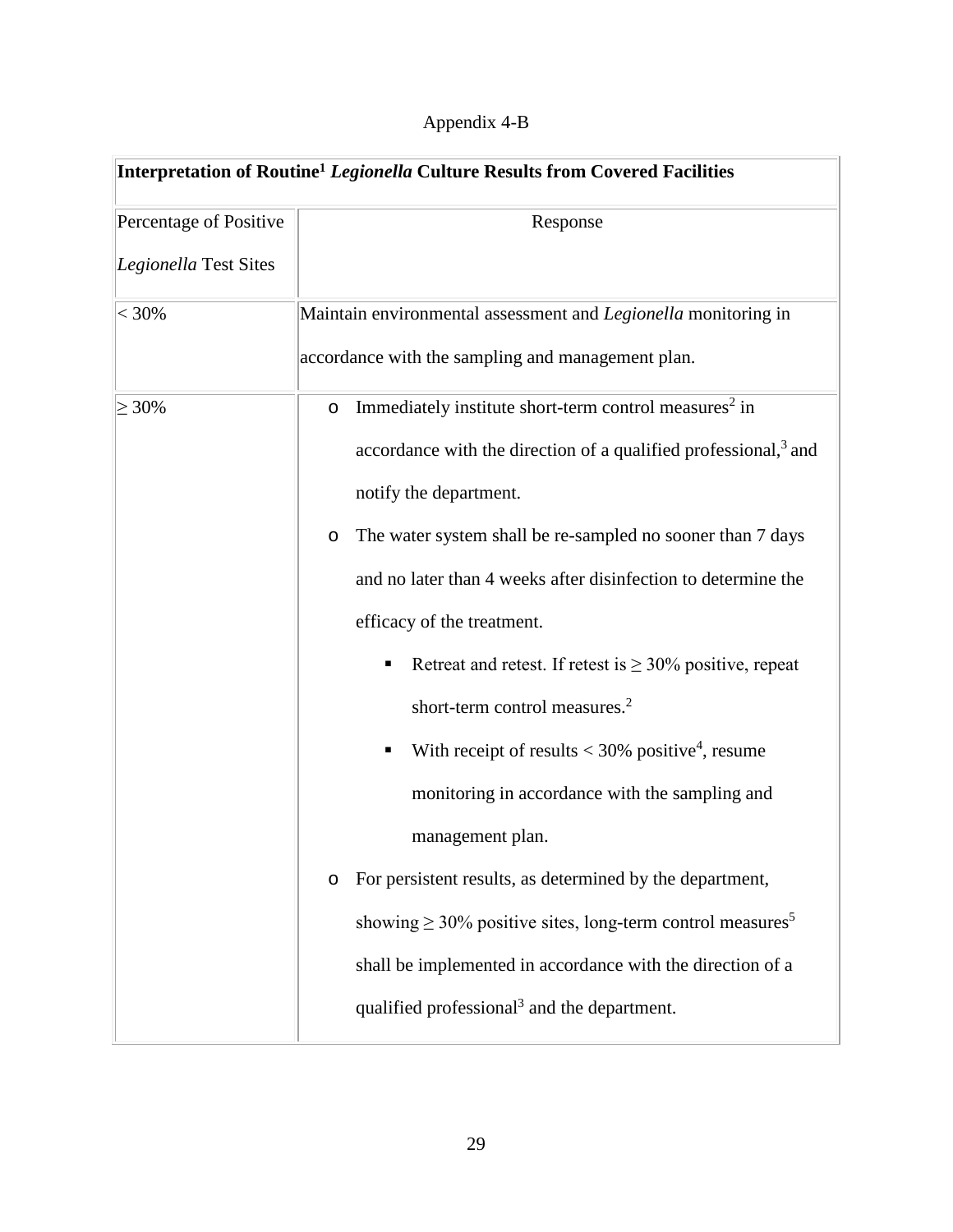Appendix 4-B

| Interpretation of Routine[1] *Legionella* Culture Results from Covered Facilities | |
|---|---|
| Percentage of Positive *Legionella* Test Sites | Response |
| < 30% | Maintain environmental assessment and *Legionella* monitoring in accordance with the sampling and management plan. |
| ≥ 30% | <ul><li>Immediately institute short-term control measures[2] in accordance with the direction of a qualified professional,[3] and notify the department.</li><li>The water system shall be re-sampled no sooner than 7 days and no later than 4 weeks after disinfection to determine the efficacy of the treatment.<ul><li>Retreat and retest. If retest is ≥ 30% positive, repeat short-term control measures.[2]</li><li>With receipt of results < 30% positive[4], resume monitoring in accordance with the sampling and management plan.</li></ul></li><li>For persistent results, as determined by the department, showing ≥ 30% positive sites, long-term control measures[5] shall be implemented in accordance with the direction of a qualified professional[3] and the department.</li></ul> |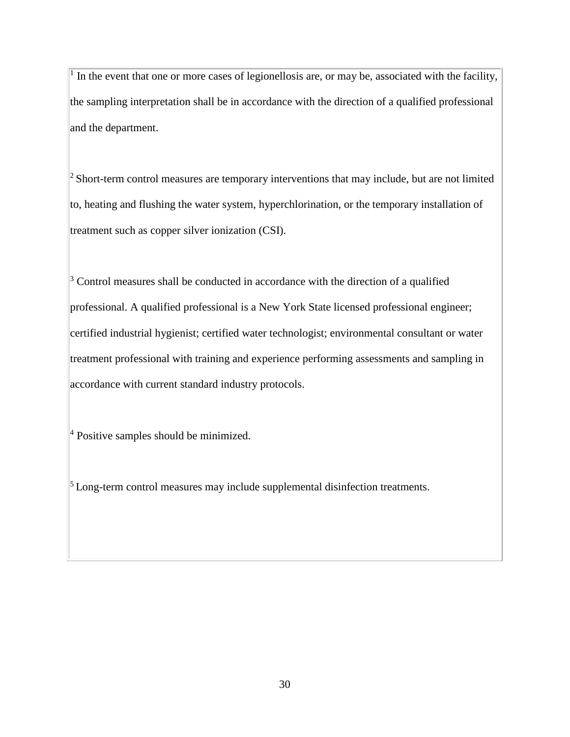[1] In the event that one or more cases of legionellosis are, or may be, associated with the facility, the sampling interpretation shall be in accordance with the direction of a qualified professional and the department.

[2] Short-term control measures are temporary interventions that may include, but are not limited to, heating and flushing the water system, hyperchlorination, or the temporary installation of treatment such as copper silver ionization (CSI).

[3] Control measures shall be conducted in accordance with the direction of a qualified professional. A qualified professional is a New York State licensed professional engineer; certified industrial hygienist; certified water technologist; environmental consultant or water treatment professional with training and experience performing assessments and sampling in accordance with current standard industry protocols.

[4] Positive samples should be minimized.

[5] Long-term control measures may include supplemental disinfection treatments.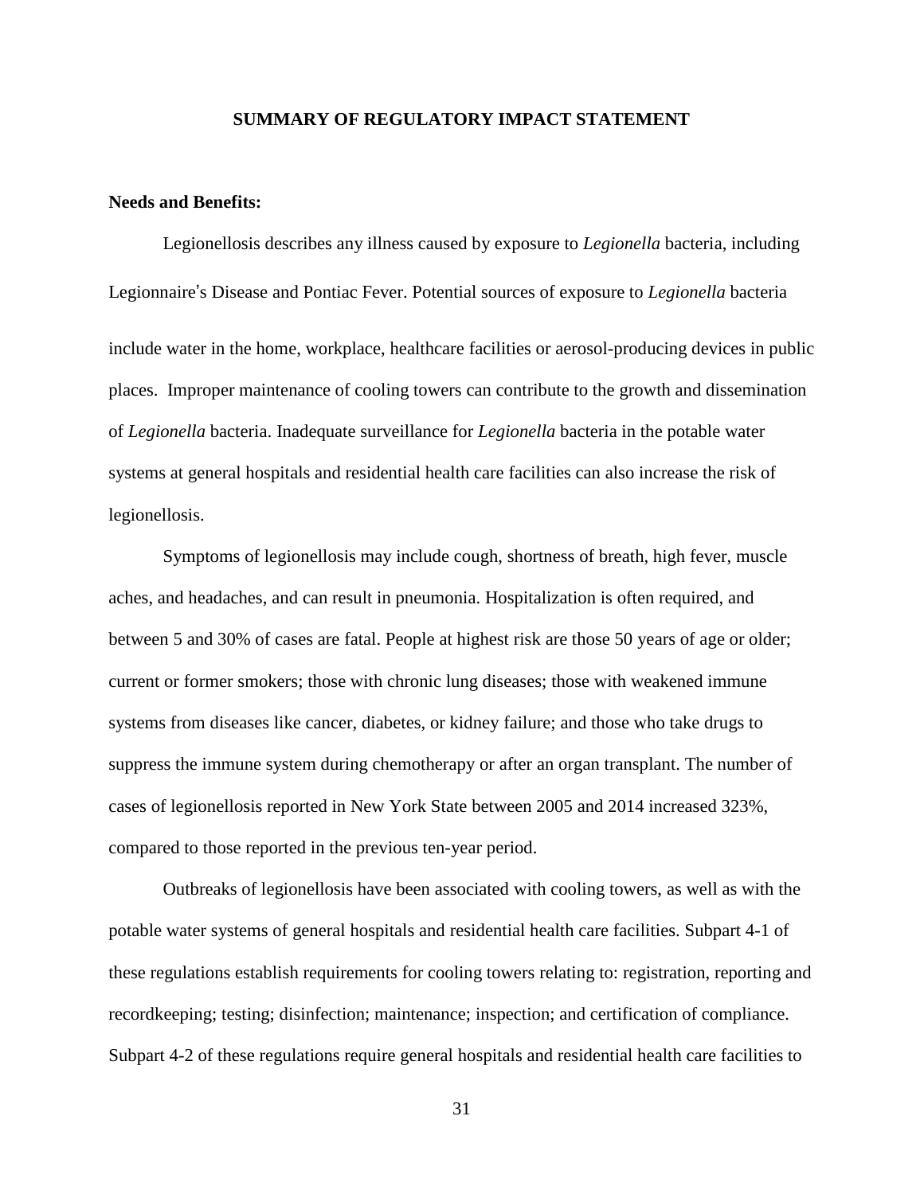## SUMMARY OF REGULATORY IMPACT STATEMENT

**Needs and Benefits:**

Legionellosis describes any illness caused by exposure to *Legionella* bacteria, including Legionnaire's Disease and Pontiac Fever. Potential sources of exposure to *Legionella* bacteria include water in the home, workplace, healthcare facilities or aerosol-producing devices in public places. Improper maintenance of cooling towers can contribute to the growth and dissemination of *Legionella* bacteria. Inadequate surveillance for *Legionella* bacteria in the potable water systems at general hospitals and residential health care facilities can also increase the risk of legionellosis.

Symptoms of legionellosis may include cough, shortness of breath, high fever, muscle aches, and headaches, and can result in pneumonia. Hospitalization is often required, and between 5 and 30% of cases are fatal. People at highest risk are those 50 years of age or older; current or former smokers; those with chronic lung diseases; those with weakened immune systems from diseases like cancer, diabetes, or kidney failure; and those who take drugs to suppress the immune system during chemotherapy or after an organ transplant. The number of cases of legionellosis reported in New York State between 2005 and 2014 increased 323%, compared to those reported in the previous ten-year period.

Outbreaks of legionellosis have been associated with cooling towers, as well as with the potable water systems of general hospitals and residential health care facilities. Subpart 4-1 of these regulations establish requirements for cooling towers relating to: registration, reporting and recordkeeping; testing; disinfection; maintenance; inspection; and certification of compliance. Subpart 4-2 of these regulations require general hospitals and residential health care facilities to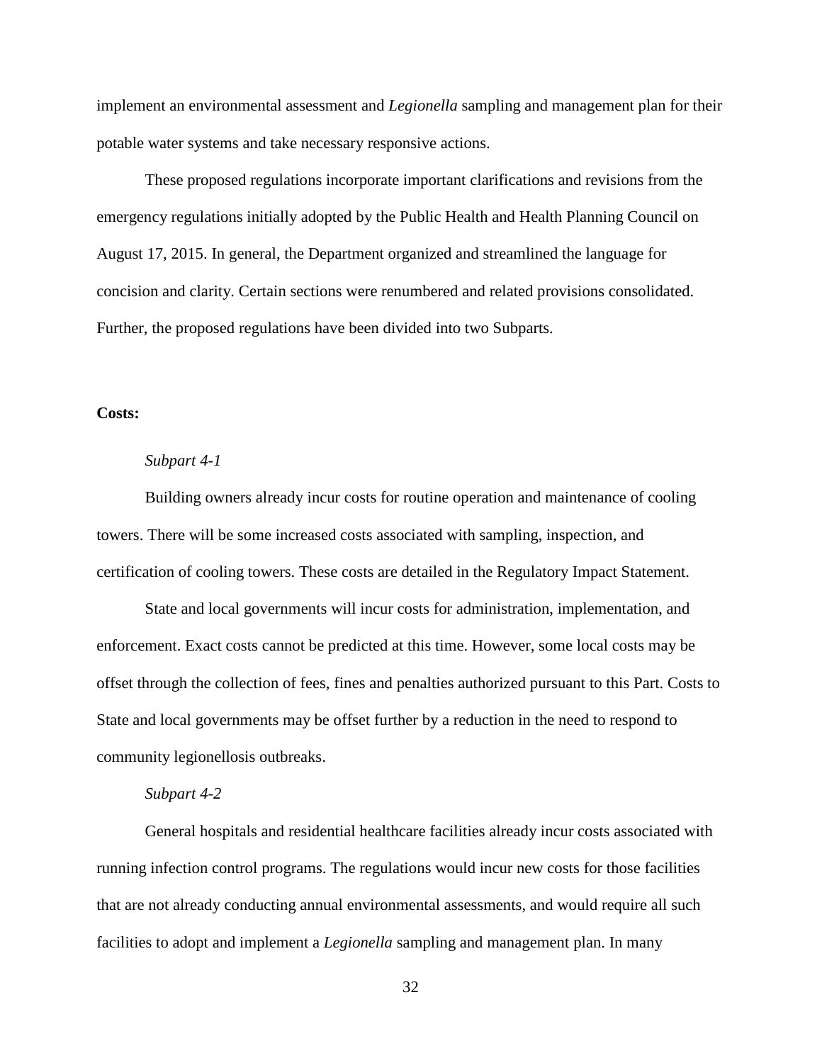implement an environmental assessment and *Legionella* sampling and management plan for their potable water systems and take necessary responsive actions.

These proposed regulations incorporate important clarifications and revisions from the emergency regulations initially adopted by the Public Health and Health Planning Council on August 17, 2015. In general, the Department organized and streamlined the language for concision and clarity. Certain sections were renumbered and related provisions consolidated. Further, the proposed regulations have been divided into two Subparts.

**Costs:**

*Subpart 4-1*

Building owners already incur costs for routine operation and maintenance of cooling towers. There will be some increased costs associated with sampling, inspection, and certification of cooling towers. These costs are detailed in the Regulatory Impact Statement.

State and local governments will incur costs for administration, implementation, and enforcement. Exact costs cannot be predicted at this time. However, some local costs may be offset through the collection of fees, fines and penalties authorized pursuant to this Part. Costs to State and local governments may be offset further by a reduction in the need to respond to community legionellosis outbreaks.

*Subpart 4-2*

General hospitals and residential healthcare facilities already incur costs associated with running infection control programs. The regulations would incur new costs for those facilities that are not already conducting annual environmental assessments, and would require all such facilities to adopt and implement a *Legionella* sampling and management plan. In many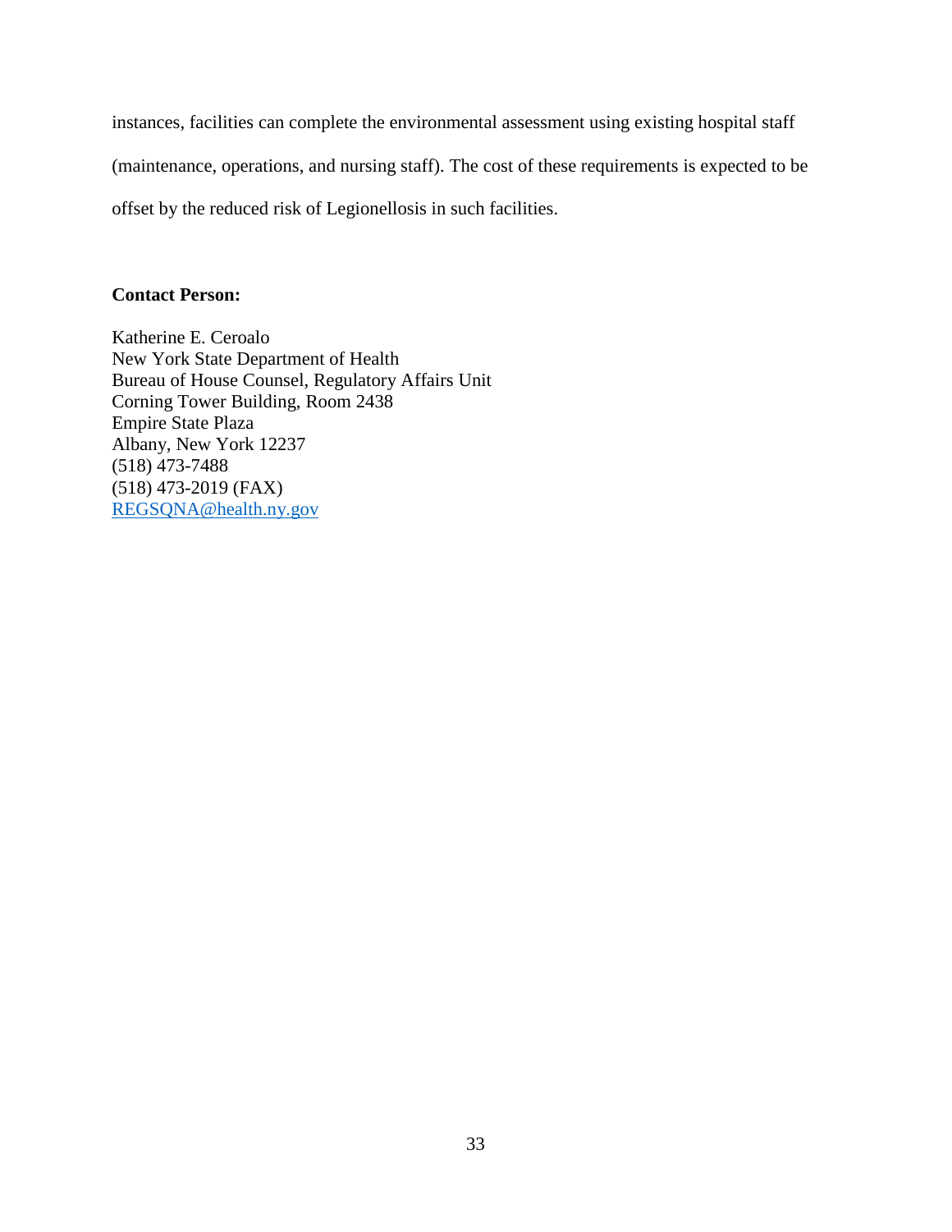instances, facilities can complete the environmental assessment using existing hospital staff (maintenance, operations, and nursing staff). The cost of these requirements is expected to be offset by the reduced risk of Legionellosis in such facilities.

**Contact Person:**

Katherine E. Ceroalo
New York State Department of Health
Bureau of House Counsel, Regulatory Affairs Unit
Corning Tower Building, Room 2438
Empire State Plaza
Albany, New York 12237
(518) 473-7488
(518) 473-2019 (FAX)
REGSQNA@health.ny.gov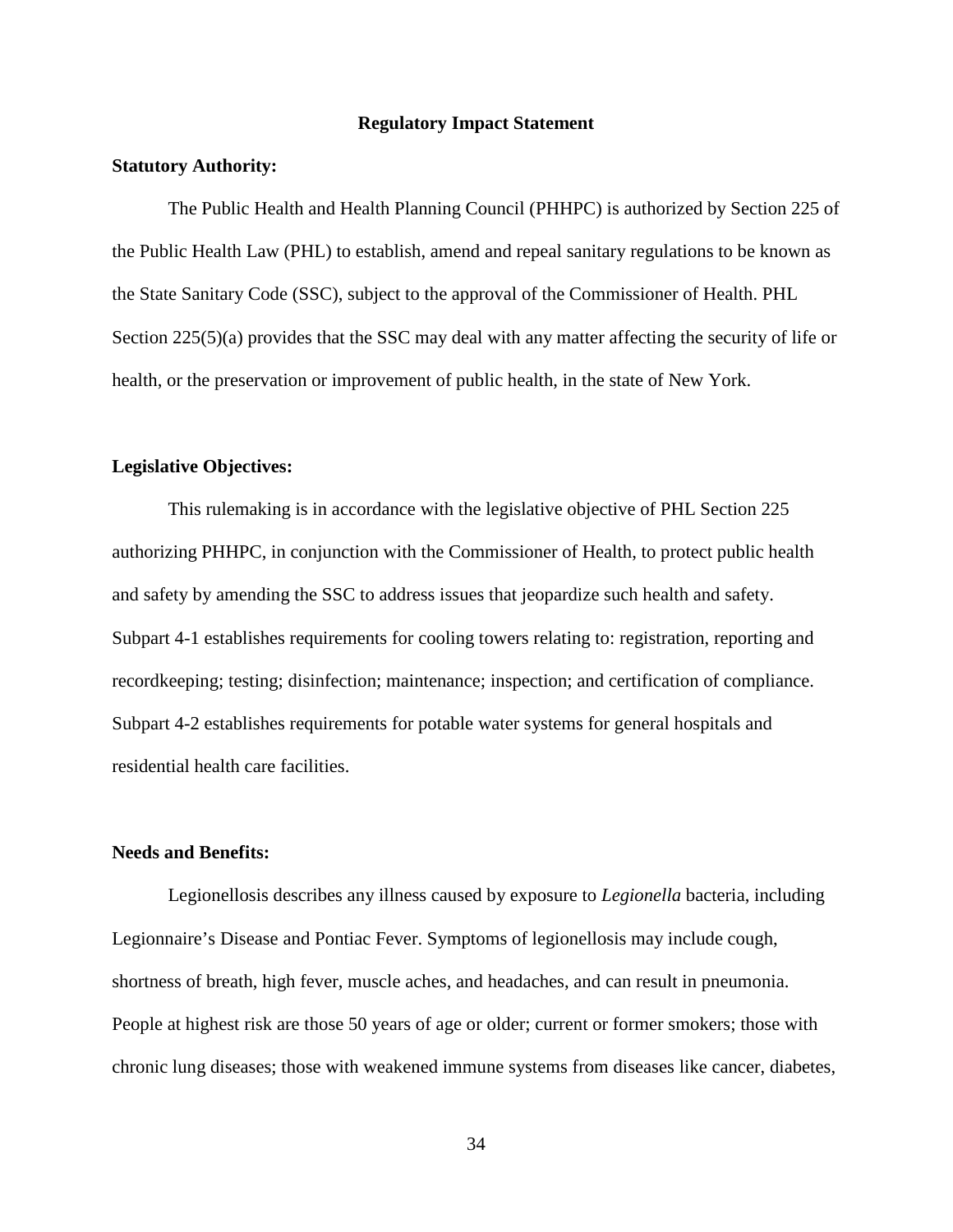## Regulatory Impact Statement

**Statutory Authority:**

The Public Health and Health Planning Council (PHHPC) is authorized by Section 225 of the Public Health Law (PHL) to establish, amend and repeal sanitary regulations to be known as the State Sanitary Code (SSC), subject to the approval of the Commissioner of Health. PHL Section 225(5)(a) provides that the SSC may deal with any matter affecting the security of life or health, or the preservation or improvement of public health, in the state of New York.

**Legislative Objectives:**

This rulemaking is in accordance with the legislative objective of PHL Section 225 authorizing PHHPC, in conjunction with the Commissioner of Health, to protect public health and safety by amending the SSC to address issues that jeopardize such health and safety. Subpart 4-1 establishes requirements for cooling towers relating to: registration, reporting and recordkeeping; testing; disinfection; maintenance; inspection; and certification of compliance. Subpart 4-2 establishes requirements for potable water systems for general hospitals and residential health care facilities.

**Needs and Benefits:**

Legionellosis describes any illness caused by exposure to *Legionella* bacteria, including Legionnaire's Disease and Pontiac Fever. Symptoms of legionellosis may include cough, shortness of breath, high fever, muscle aches, and headaches, and can result in pneumonia. People at highest risk are those 50 years of age or older; current or former smokers; those with chronic lung diseases; those with weakened immune systems from diseases like cancer, diabetes,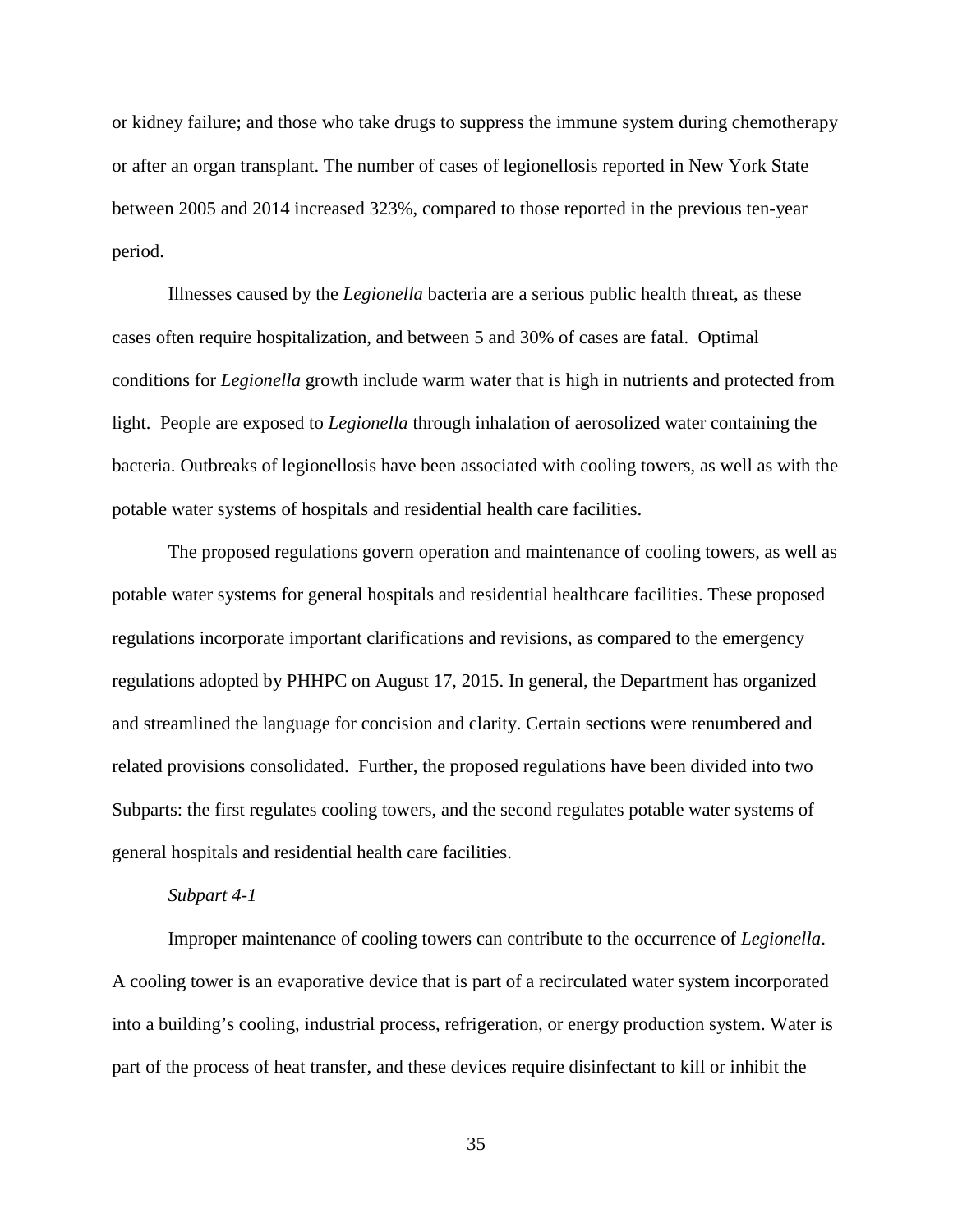or kidney failure; and those who take drugs to suppress the immune system during chemotherapy or after an organ transplant. The number of cases of legionellosis reported in New York State between 2005 and 2014 increased 323%, compared to those reported in the previous ten-year period.

Illnesses caused by the *Legionella* bacteria are a serious public health threat, as these cases often require hospitalization, and between 5 and 30% of cases are fatal. Optimal conditions for *Legionella* growth include warm water that is high in nutrients and protected from light. People are exposed to *Legionella* through inhalation of aerosolized water containing the bacteria. Outbreaks of legionellosis have been associated with cooling towers, as well as with the potable water systems of hospitals and residential health care facilities.

The proposed regulations govern operation and maintenance of cooling towers, as well as potable water systems for general hospitals and residential healthcare facilities. These proposed regulations incorporate important clarifications and revisions, as compared to the emergency regulations adopted by PHHPC on August 17, 2015. In general, the Department has organized and streamlined the language for concision and clarity. Certain sections were renumbered and related provisions consolidated. Further, the proposed regulations have been divided into two Subparts: the first regulates cooling towers, and the second regulates potable water systems of general hospitals and residential health care facilities.

*Subpart 4-1*

Improper maintenance of cooling towers can contribute to the occurrence of *Legionella*. A cooling tower is an evaporative device that is part of a recirculated water system incorporated into a building's cooling, industrial process, refrigeration, or energy production system. Water is part of the process of heat transfer, and these devices require disinfectant to kill or inhibit the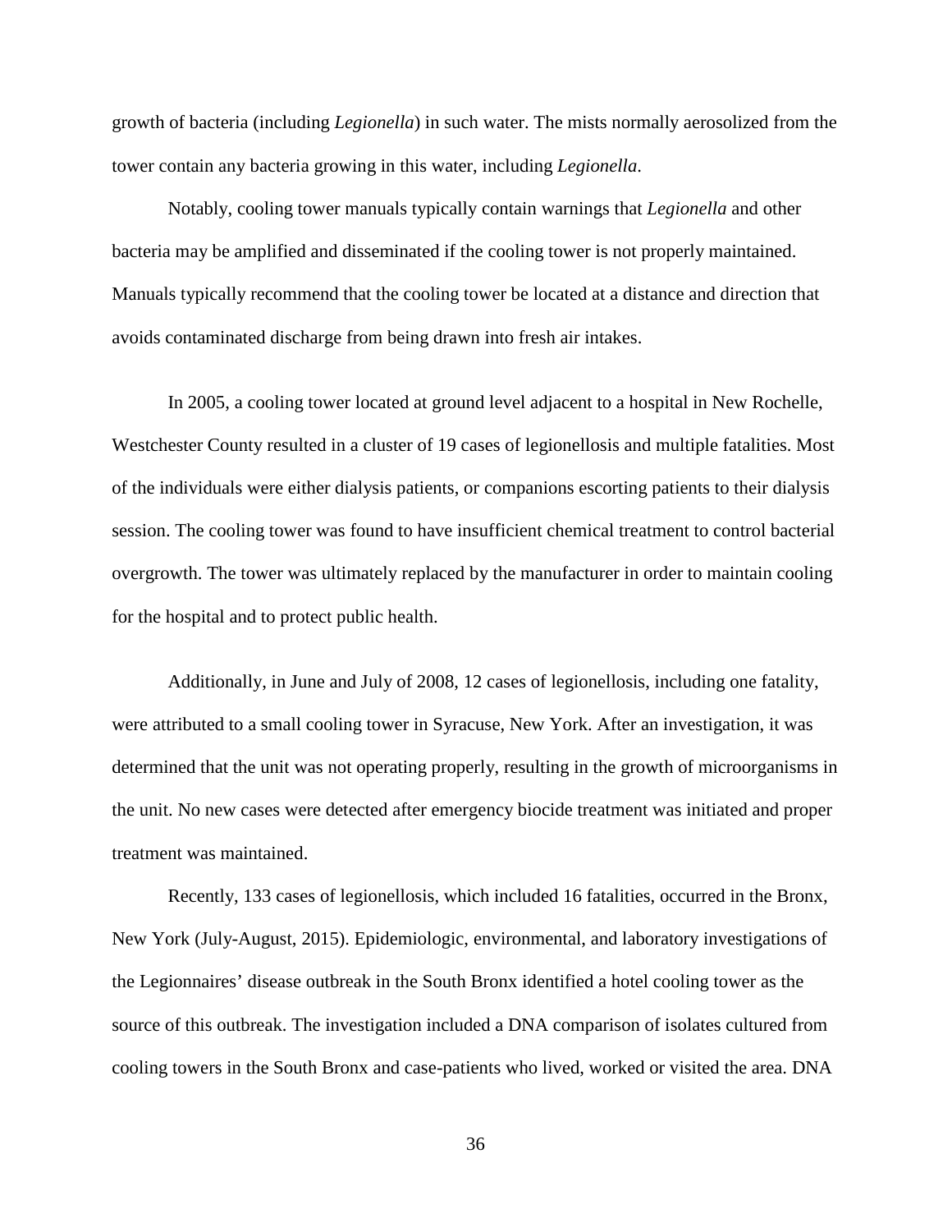growth of bacteria (including *Legionella*) in such water. The mists normally aerosolized from the tower contain any bacteria growing in this water, including *Legionella*.

Notably, cooling tower manuals typically contain warnings that *Legionella* and other bacteria may be amplified and disseminated if the cooling tower is not properly maintained. Manuals typically recommend that the cooling tower be located at a distance and direction that avoids contaminated discharge from being drawn into fresh air intakes.

In 2005, a cooling tower located at ground level adjacent to a hospital in New Rochelle, Westchester County resulted in a cluster of 19 cases of legionellosis and multiple fatalities. Most of the individuals were either dialysis patients, or companions escorting patients to their dialysis session. The cooling tower was found to have insufficient chemical treatment to control bacterial overgrowth. The tower was ultimately replaced by the manufacturer in order to maintain cooling for the hospital and to protect public health.

Additionally, in June and July of 2008, 12 cases of legionellosis, including one fatality, were attributed to a small cooling tower in Syracuse, New York. After an investigation, it was determined that the unit was not operating properly, resulting in the growth of microorganisms in the unit. No new cases were detected after emergency biocide treatment was initiated and proper treatment was maintained.

Recently, 133 cases of legionellosis, which included 16 fatalities, occurred in the Bronx, New York (July-August, 2015). Epidemiologic, environmental, and laboratory investigations of the Legionnaires' disease outbreak in the South Bronx identified a hotel cooling tower as the source of this outbreak. The investigation included a DNA comparison of isolates cultured from cooling towers in the South Bronx and case-patients who lived, worked or visited the area. DNA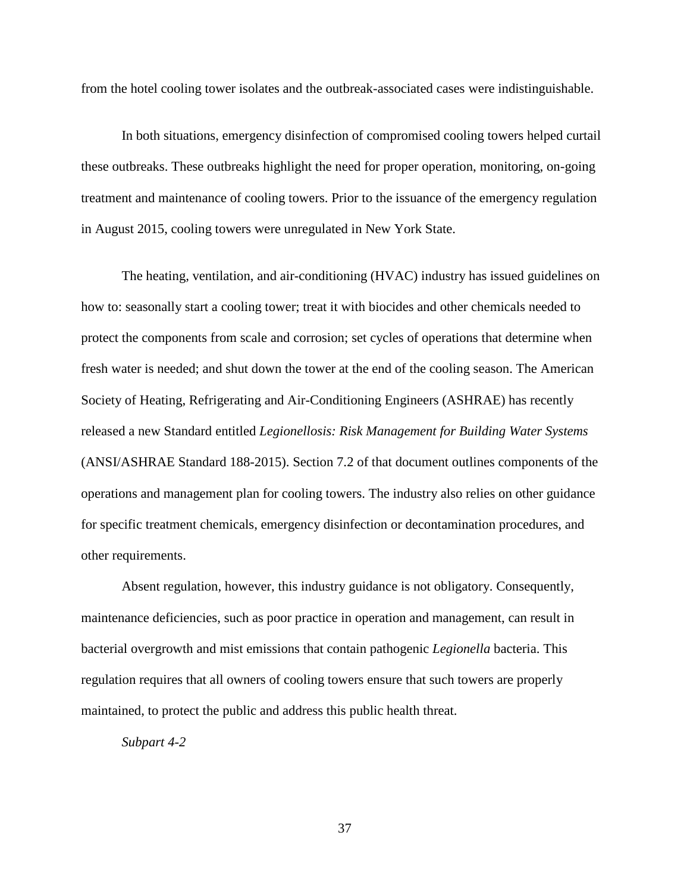from the hotel cooling tower isolates and the outbreak-associated cases were indistinguishable.

In both situations, emergency disinfection of compromised cooling towers helped curtail these outbreaks. These outbreaks highlight the need for proper operation, monitoring, on-going treatment and maintenance of cooling towers. Prior to the issuance of the emergency regulation in August 2015, cooling towers were unregulated in New York State.

The heating, ventilation, and air-conditioning (HVAC) industry has issued guidelines on how to: seasonally start a cooling tower; treat it with biocides and other chemicals needed to protect the components from scale and corrosion; set cycles of operations that determine when fresh water is needed; and shut down the tower at the end of the cooling season. The American Society of Heating, Refrigerating and Air-Conditioning Engineers (ASHRAE) has recently released a new Standard entitled *Legionellosis: Risk Management for Building Water Systems* (ANSI/ASHRAE Standard 188-2015). Section 7.2 of that document outlines components of the operations and management plan for cooling towers. The industry also relies on other guidance for specific treatment chemicals, emergency disinfection or decontamination procedures, and other requirements.

Absent regulation, however, this industry guidance is not obligatory. Consequently, maintenance deficiencies, such as poor practice in operation and management, can result in bacterial overgrowth and mist emissions that contain pathogenic *Legionella* bacteria. This regulation requires that all owners of cooling towers ensure that such towers are properly maintained, to protect the public and address this public health threat.

*Subpart 4-2*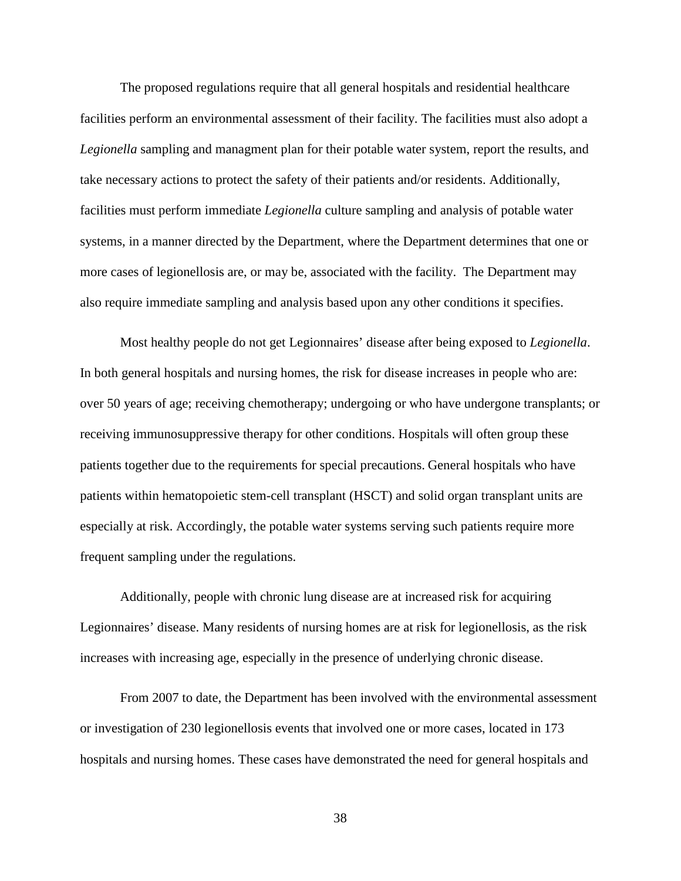The proposed regulations require that all general hospitals and residential healthcare facilities perform an environmental assessment of their facility. The facilities must also adopt a *Legionella* sampling and managment plan for their potable water system, report the results, and take necessary actions to protect the safety of their patients and/or residents. Additionally, facilities must perform immediate *Legionella* culture sampling and analysis of potable water systems, in a manner directed by the Department, where the Department determines that one or more cases of legionellosis are, or may be, associated with the facility. The Department may also require immediate sampling and analysis based upon any other conditions it specifies.

Most healthy people do not get Legionnaires' disease after being exposed to *Legionella*. In both general hospitals and nursing homes, the risk for disease increases in people who are: over 50 years of age; receiving chemotherapy; undergoing or who have undergone transplants; or receiving immunosuppressive therapy for other conditions. Hospitals will often group these patients together due to the requirements for special precautions. General hospitals who have patients within hematopoietic stem-cell transplant (HSCT) and solid organ transplant units are especially at risk. Accordingly, the potable water systems serving such patients require more frequent sampling under the regulations.

Additionally, people with chronic lung disease are at increased risk for acquiring Legionnaires' disease. Many residents of nursing homes are at risk for legionellosis, as the risk increases with increasing age, especially in the presence of underlying chronic disease.

From 2007 to date, the Department has been involved with the environmental assessment or investigation of 230 legionellosis events that involved one or more cases, located in 173 hospitals and nursing homes. These cases have demonstrated the need for general hospitals and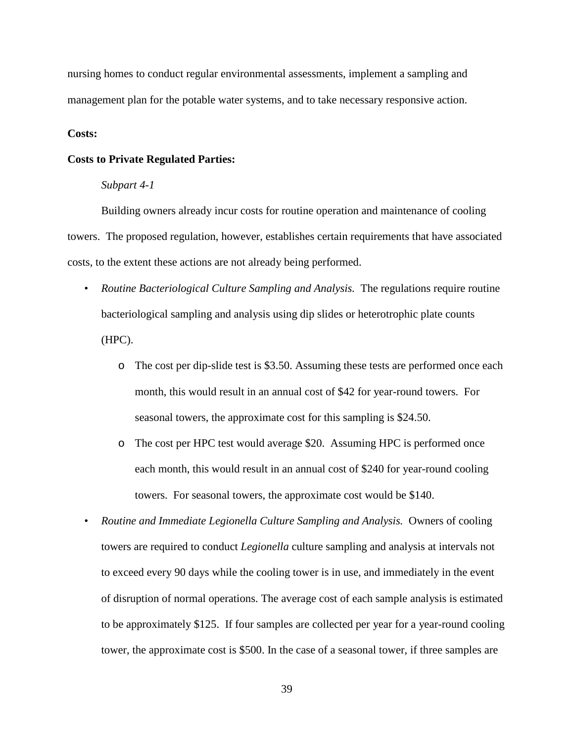nursing homes to conduct regular environmental assessments, implement a sampling and management plan for the potable water systems, and to take necessary responsive action.

**Costs:**

**Costs to Private Regulated Parties:**

*Subpart 4-1*

Building owners already incur costs for routine operation and maintenance of cooling towers. The proposed regulation, however, establishes certain requirements that have associated costs, to the extent these actions are not already being performed.

- *Routine Bacteriological Culture Sampling and Analysis.* The regulations require routine bacteriological sampling and analysis using dip slides or heterotrophic plate counts (HPC).
    - The cost per dip-slide test is $3.50. Assuming these tests are performed once each month, this would result in an annual cost of $42 for year-round towers. For seasonal towers, the approximate cost for this sampling is $24.50.
    - The cost per HPC test would average $20. Assuming HPC is performed once each month, this would result in an annual cost of $240 for year-round cooling towers. For seasonal towers, the approximate cost would be $140.
- *Routine and Immediate Legionella Culture Sampling and Analysis.* Owners of cooling towers are required to conduct *Legionella* culture sampling and analysis at intervals not to exceed every 90 days while the cooling tower is in use, and immediately in the event of disruption of normal operations. The average cost of each sample analysis is estimated to be approximately $125. If four samples are collected per year for a year-round cooling tower, the approximate cost is $500. In the case of a seasonal tower, if three samples are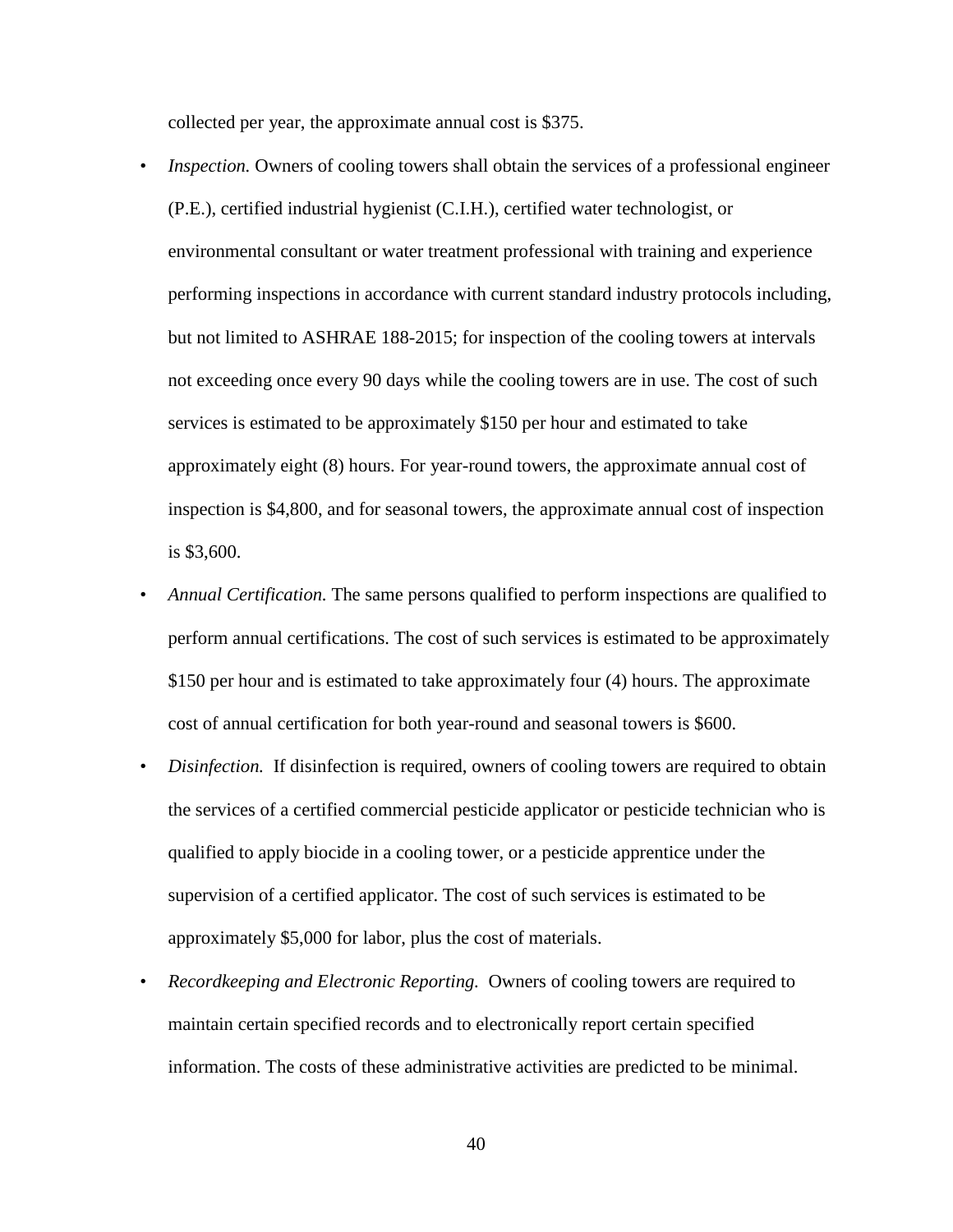collected per year, the approximate annual cost is $375.

- *Inspection.* Owners of cooling towers shall obtain the services of a professional engineer (P.E.), certified industrial hygienist (C.I.H.), certified water technologist, or environmental consultant or water treatment professional with training and experience performing inspections in accordance with current standard industry protocols including, but not limited to ASHRAE 188-2015; for inspection of the cooling towers at intervals not exceeding once every 90 days while the cooling towers are in use. The cost of such services is estimated to be approximately $150 per hour and estimated to take approximately eight (8) hours. For year-round towers, the approximate annual cost of inspection is $4,800, and for seasonal towers, the approximate annual cost of inspection is $3,600.
- *Annual Certification.* The same persons qualified to perform inspections are qualified to perform annual certifications. The cost of such services is estimated to be approximately $150 per hour and is estimated to take approximately four (4) hours. The approximate cost of annual certification for both year-round and seasonal towers is $600.
- *Disinfection.* If disinfection is required, owners of cooling towers are required to obtain the services of a certified commercial pesticide applicator or pesticide technician who is qualified to apply biocide in a cooling tower, or a pesticide apprentice under the supervision of a certified applicator. The cost of such services is estimated to be approximately $5,000 for labor, plus the cost of materials.
- *Recordkeeping and Electronic Reporting.* Owners of cooling towers are required to maintain certain specified records and to electronically report certain specified information. The costs of these administrative activities are predicted to be minimal.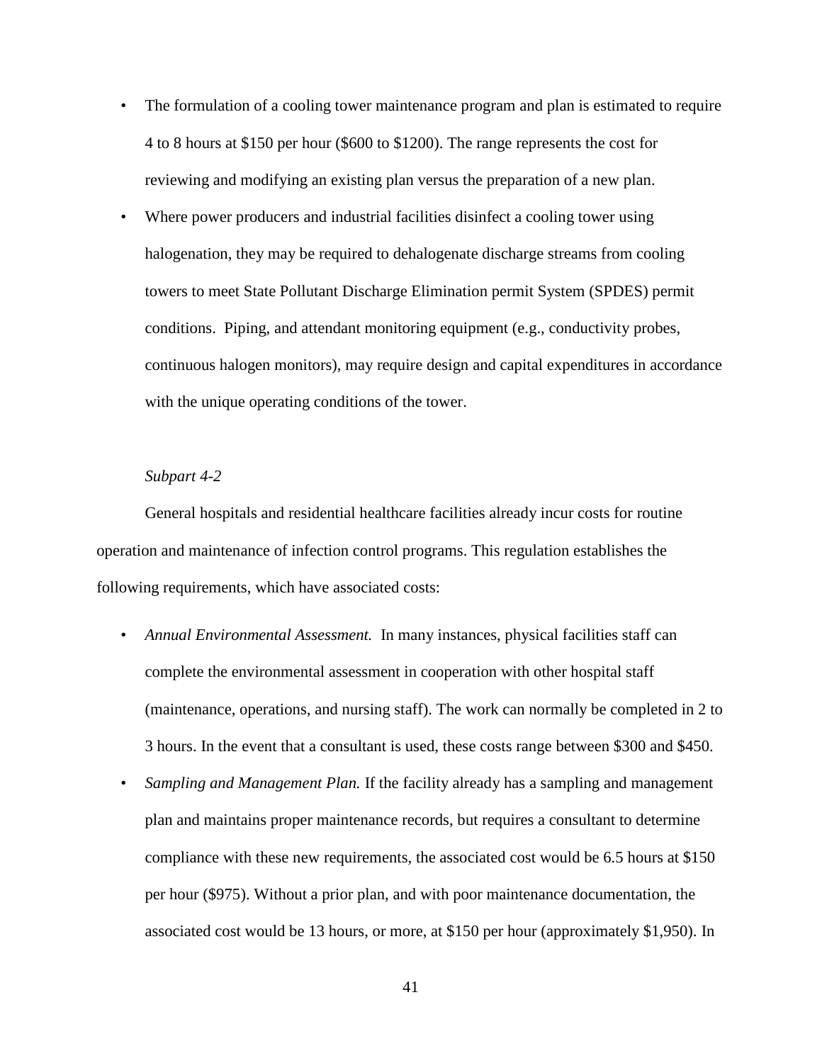- The formulation of a cooling tower maintenance program and plan is estimated to require 4 to 8 hours at $150 per hour ($600 to $1200). The range represents the cost for reviewing and modifying an existing plan versus the preparation of a new plan.
- Where power producers and industrial facilities disinfect a cooling tower using halogenation, they may be required to dehalogenate discharge streams from cooling towers to meet State Pollutant Discharge Elimination permit System (SPDES) permit conditions. Piping, and attendant monitoring equipment (e.g., conductivity probes, continuous halogen monitors), may require design and capital expenditures in accordance with the unique operating conditions of the tower.

*Subpart 4-2*

General hospitals and residential healthcare facilities already incur costs for routine operation and maintenance of infection control programs. This regulation establishes the following requirements, which have associated costs:

- *Annual Environmental Assessment.* In many instances, physical facilities staff can complete the environmental assessment in cooperation with other hospital staff (maintenance, operations, and nursing staff). The work can normally be completed in 2 to 3 hours. In the event that a consultant is used, these costs range between $300 and $450.
- *Sampling and Management Plan.* If the facility already has a sampling and management plan and maintains proper maintenance records, but requires a consultant to determine compliance with these new requirements, the associated cost would be 6.5 hours at $150 per hour ($975). Without a prior plan, and with poor maintenance documentation, the associated cost would be 13 hours, or more, at $150 per hour (approximately $1,950). In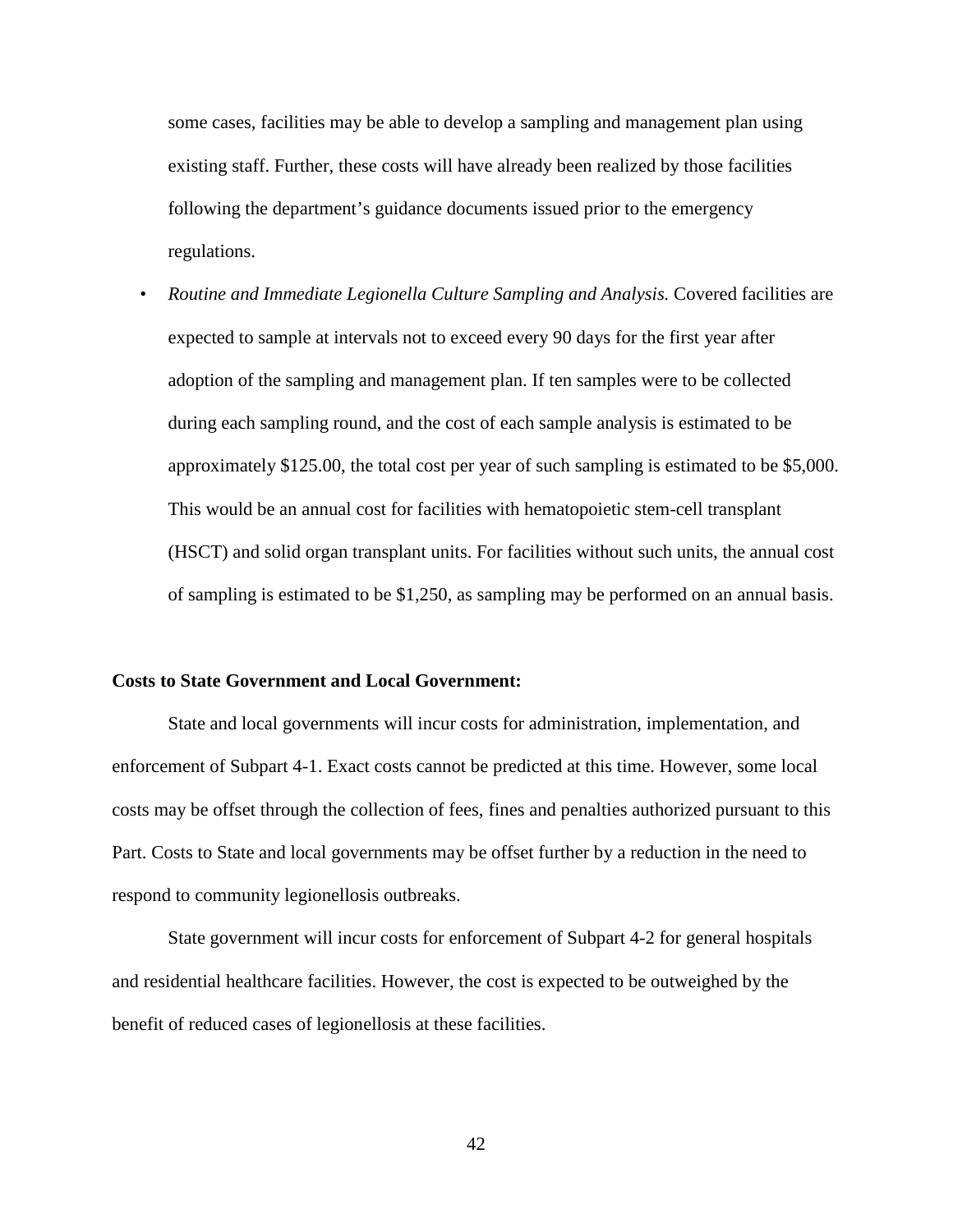some cases, facilities may be able to develop a sampling and management plan using existing staff. Further, these costs will have already been realized by those facilities following the department's guidance documents issued prior to the emergency regulations.

- *Routine and Immediate Legionella Culture Sampling and Analysis.* Covered facilities are expected to sample at intervals not to exceed every 90 days for the first year after adoption of the sampling and management plan. If ten samples were to be collected during each sampling round, and the cost of each sample analysis is estimated to be approximately $125.00, the total cost per year of such sampling is estimated to be $5,000. This would be an annual cost for facilities with hematopoietic stem-cell transplant (HSCT) and solid organ transplant units. For facilities without such units, the annual cost of sampling is estimated to be $1,250, as sampling may be performed on an annual basis.

**Costs to State Government and Local Government:**

State and local governments will incur costs for administration, implementation, and enforcement of Subpart 4-1. Exact costs cannot be predicted at this time. However, some local costs may be offset through the collection of fees, fines and penalties authorized pursuant to this Part. Costs to State and local governments may be offset further by a reduction in the need to respond to community legionellosis outbreaks.

State government will incur costs for enforcement of Subpart 4-2 for general hospitals and residential healthcare facilities. However, the cost is expected to be outweighed by the benefit of reduced cases of legionellosis at these facilities.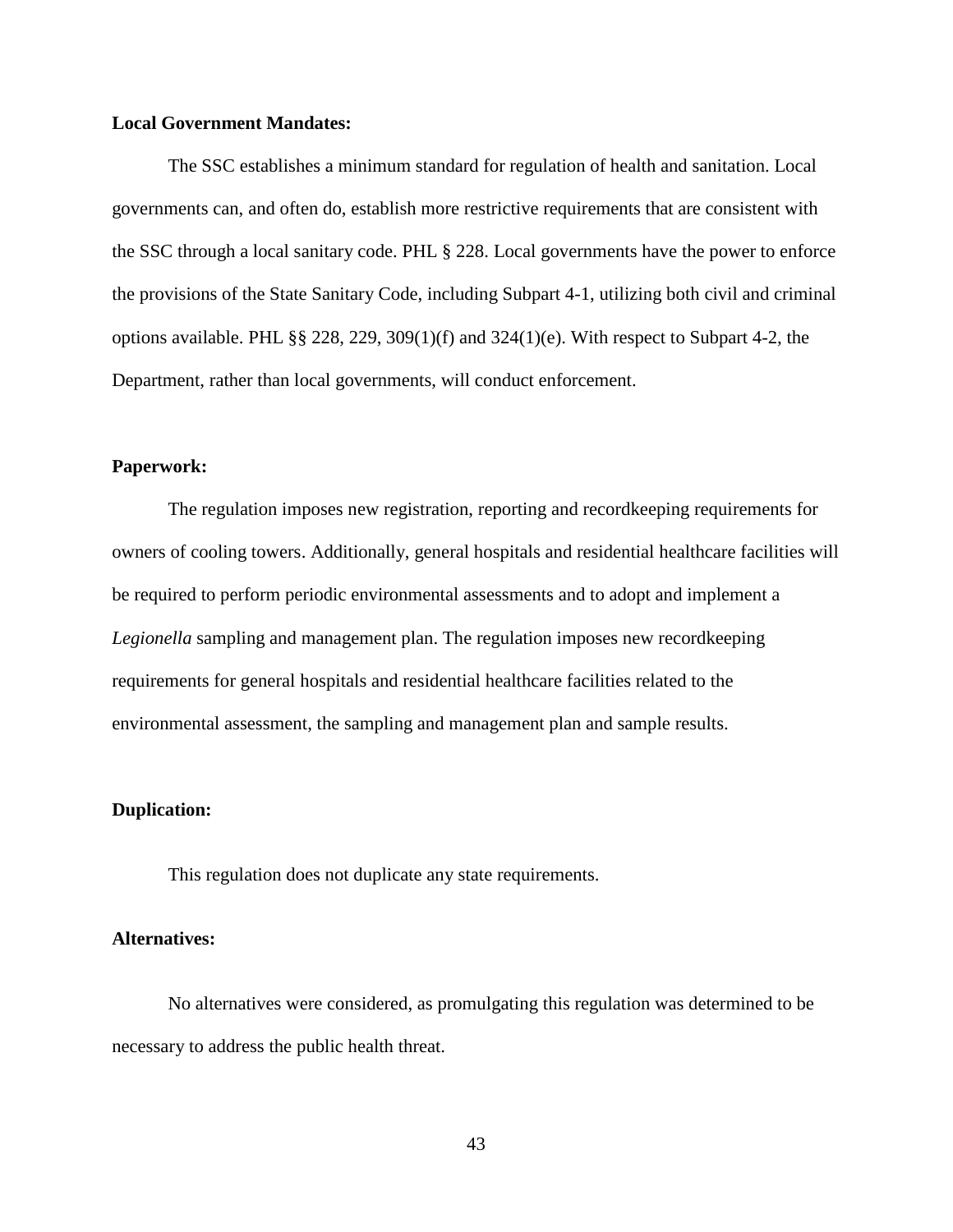**Local Government Mandates:**

The SSC establishes a minimum standard for regulation of health and sanitation. Local governments can, and often do, establish more restrictive requirements that are consistent with the SSC through a local sanitary code. PHL § 228. Local governments have the power to enforce the provisions of the State Sanitary Code, including Subpart 4-1, utilizing both civil and criminal options available. PHL §§ 228, 229, 309(1)(f) and 324(1)(e). With respect to Subpart 4-2, the Department, rather than local governments, will conduct enforcement.

**Paperwork:**

The regulation imposes new registration, reporting and recordkeeping requirements for owners of cooling towers. Additionally, general hospitals and residential healthcare facilities will be required to perform periodic environmental assessments and to adopt and implement a *Legionella* sampling and management plan. The regulation imposes new recordkeeping requirements for general hospitals and residential healthcare facilities related to the environmental assessment, the sampling and management plan and sample results.

**Duplication:**

This regulation does not duplicate any state requirements.

**Alternatives:**

No alternatives were considered, as promulgating this regulation was determined to be necessary to address the public health threat.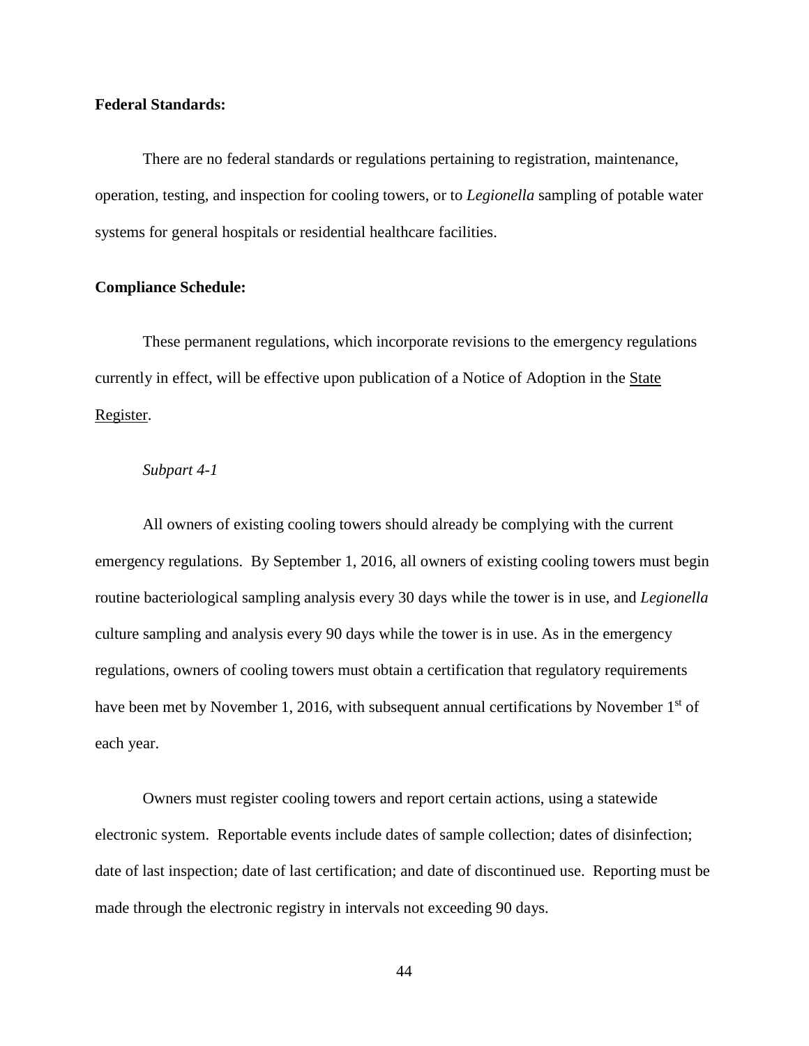**Federal Standards:**

There are no federal standards or regulations pertaining to registration, maintenance, operation, testing, and inspection for cooling towers, or to *Legionella* sampling of potable water systems for general hospitals or residential healthcare facilities.

**Compliance Schedule:**

These permanent regulations, which incorporate revisions to the emergency regulations currently in effect, will be effective upon publication of a Notice of Adoption in the State Register.

*Subpart 4-1*

All owners of existing cooling towers should already be complying with the current emergency regulations. By September 1, 2016, all owners of existing cooling towers must begin routine bacteriological sampling analysis every 30 days while the tower is in use, and *Legionella* culture sampling and analysis every 90 days while the tower is in use. As in the emergency regulations, owners of cooling towers must obtain a certification that regulatory requirements have been met by November 1, 2016, with subsequent annual certifications by November 1st of each year.

Owners must register cooling towers and report certain actions, using a statewide electronic system. Reportable events include dates of sample collection; dates of disinfection; date of last inspection; date of last certification; and date of discontinued use. Reporting must be made through the electronic registry in intervals not exceeding 90 days.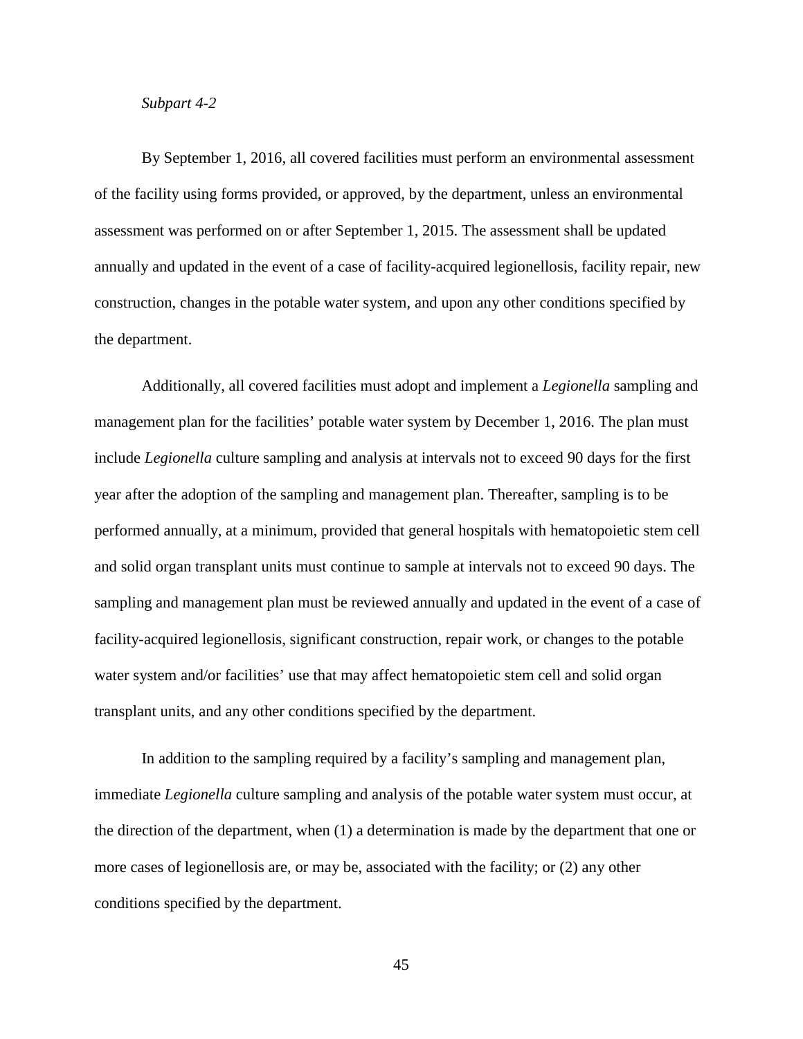*Subpart 4-2*

By September 1, 2016, all covered facilities must perform an environmental assessment of the facility using forms provided, or approved, by the department, unless an environmental assessment was performed on or after September 1, 2015. The assessment shall be updated annually and updated in the event of a case of facility-acquired legionellosis, facility repair, new construction, changes in the potable water system, and upon any other conditions specified by the department.

Additionally, all covered facilities must adopt and implement a *Legionella* sampling and management plan for the facilities' potable water system by December 1, 2016. The plan must include *Legionella* culture sampling and analysis at intervals not to exceed 90 days for the first year after the adoption of the sampling and management plan. Thereafter, sampling is to be performed annually, at a minimum, provided that general hospitals with hematopoietic stem cell and solid organ transplant units must continue to sample at intervals not to exceed 90 days. The sampling and management plan must be reviewed annually and updated in the event of a case of facility-acquired legionellosis, significant construction, repair work, or changes to the potable water system and/or facilities' use that may affect hematopoietic stem cell and solid organ transplant units, and any other conditions specified by the department.

In addition to the sampling required by a facility's sampling and management plan, immediate *Legionella* culture sampling and analysis of the potable water system must occur, at the direction of the department, when (1) a determination is made by the department that one or more cases of legionellosis are, or may be, associated with the facility; or (2) any other conditions specified by the department.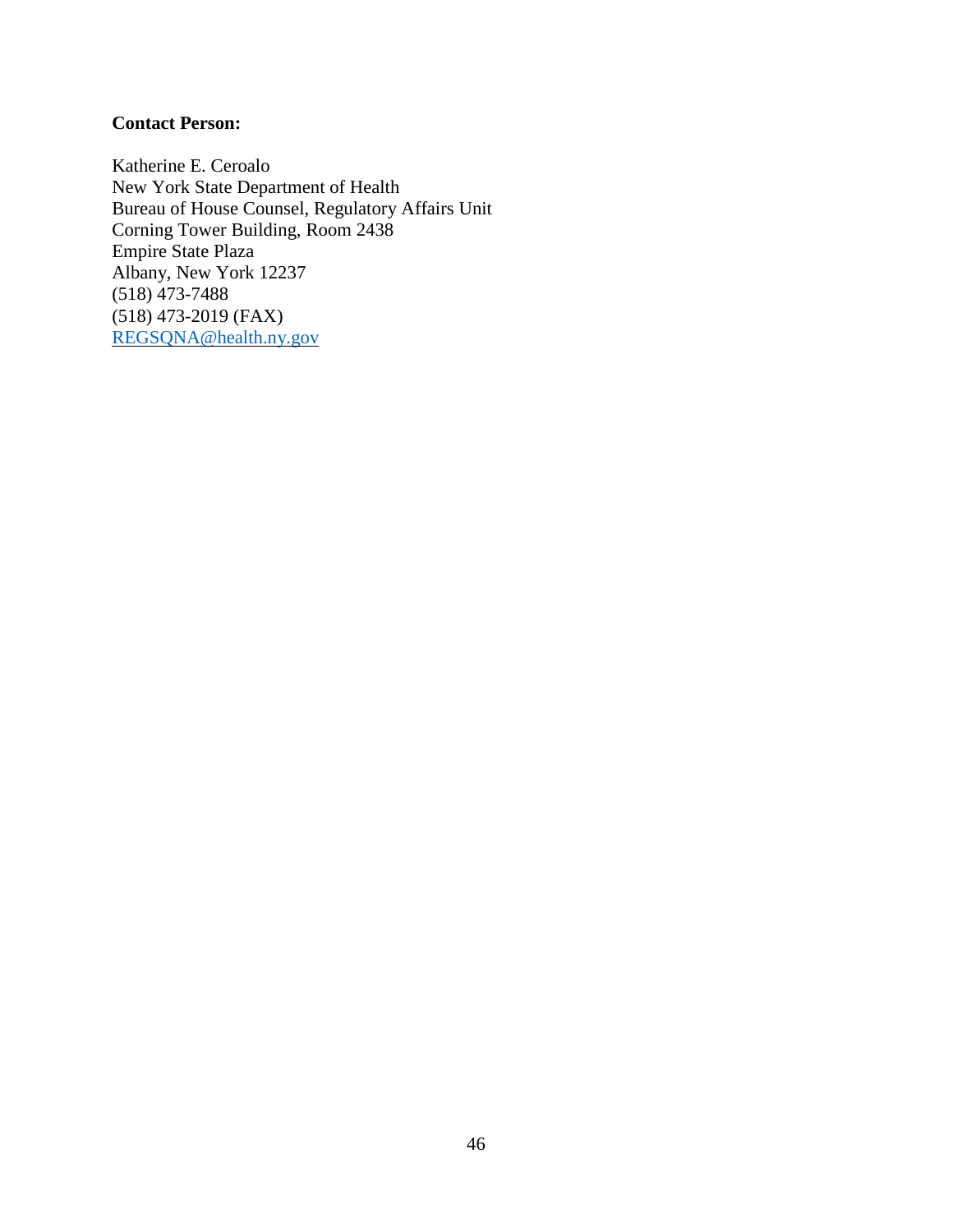**Contact Person:**

Katherine E. Ceroalo  
New York State Department of Health  
Bureau of House Counsel, Regulatory Affairs Unit  
Corning Tower Building, Room 2438  
Empire State Plaza  
Albany, New York 12237  
(518) 473-7488  
(518) 473-2019 (FAX)  
REGSQNA@health.ny.gov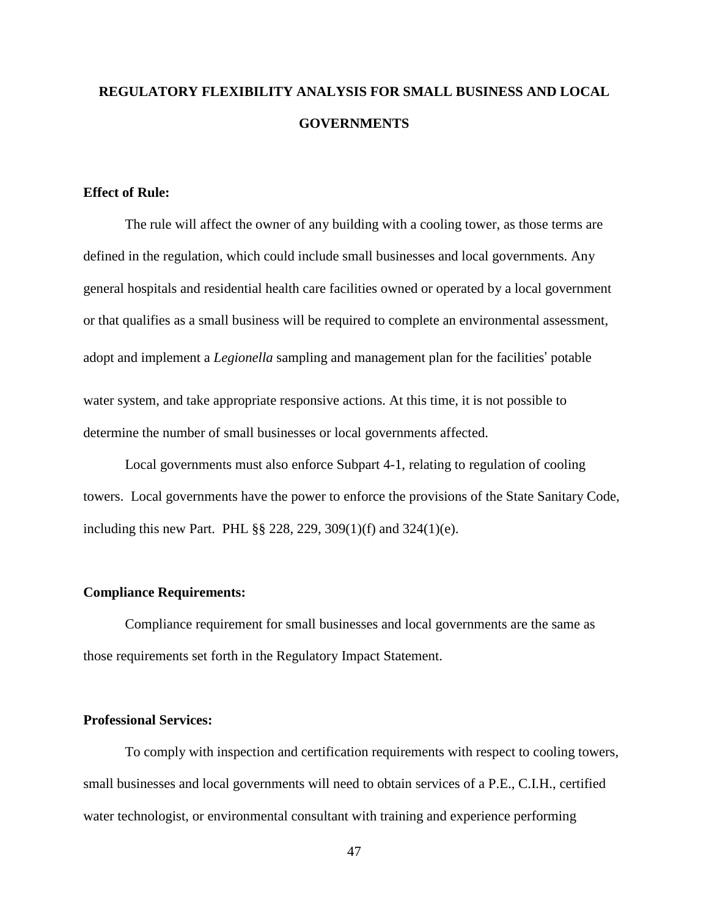# REGULATORY FLEXIBILITY ANALYSIS FOR SMALL BUSINESS AND LOCAL GOVERNMENTS

**Effect of Rule:**

The rule will affect the owner of any building with a cooling tower, as those terms are defined in the regulation, which could include small businesses and local governments. Any general hospitals and residential health care facilities owned or operated by a local government or that qualifies as a small business will be required to complete an environmental assessment, adopt and implement a *Legionella* sampling and management plan for the facilities' potable water system, and take appropriate responsive actions. At this time, it is not possible to determine the number of small businesses or local governments affected.

Local governments must also enforce Subpart 4-1, relating to regulation of cooling towers. Local governments have the power to enforce the provisions of the State Sanitary Code, including this new Part. PHL §§ 228, 229, 309(1)(f) and 324(1)(e).

**Compliance Requirements:**

Compliance requirement for small businesses and local governments are the same as those requirements set forth in the Regulatory Impact Statement.

**Professional Services:**

To comply with inspection and certification requirements with respect to cooling towers, small businesses and local governments will need to obtain services of a P.E., C.I.H., certified water technologist, or environmental consultant with training and experience performing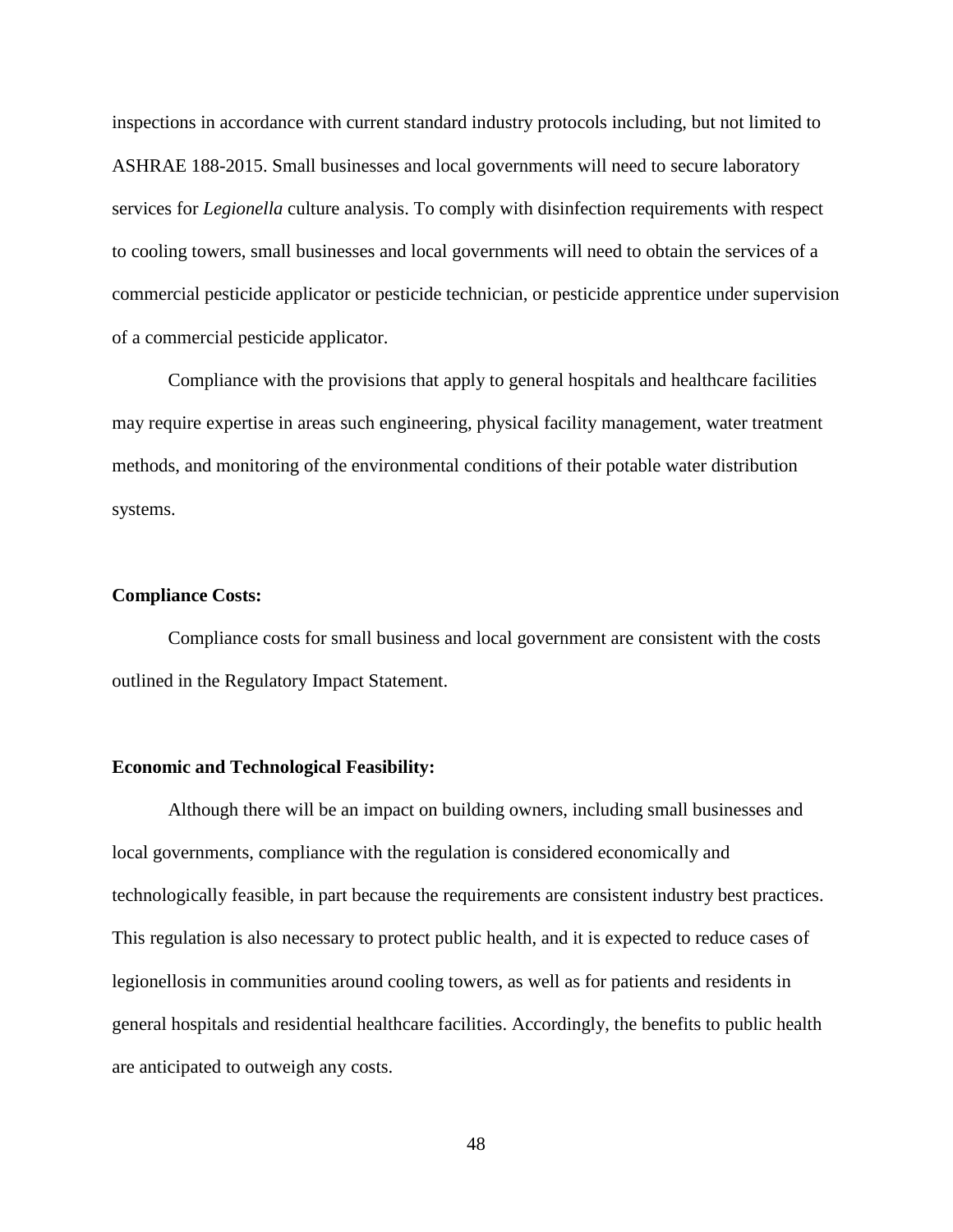inspections in accordance with current standard industry protocols including, but not limited to ASHRAE 188-2015. Small businesses and local governments will need to secure laboratory services for *Legionella* culture analysis. To comply with disinfection requirements with respect to cooling towers, small businesses and local governments will need to obtain the services of a commercial pesticide applicator or pesticide technician, or pesticide apprentice under supervision of a commercial pesticide applicator.

Compliance with the provisions that apply to general hospitals and healthcare facilities may require expertise in areas such engineering, physical facility management, water treatment methods, and monitoring of the environmental conditions of their potable water distribution systems.

**Compliance Costs:**

Compliance costs for small business and local government are consistent with the costs outlined in the Regulatory Impact Statement.

**Economic and Technological Feasibility:**

Although there will be an impact on building owners, including small businesses and local governments, compliance with the regulation is considered economically and technologically feasible, in part because the requirements are consistent industry best practices. This regulation is also necessary to protect public health, and it is expected to reduce cases of legionellosis in communities around cooling towers, as well as for patients and residents in general hospitals and residential healthcare facilities. Accordingly, the benefits to public health are anticipated to outweigh any costs.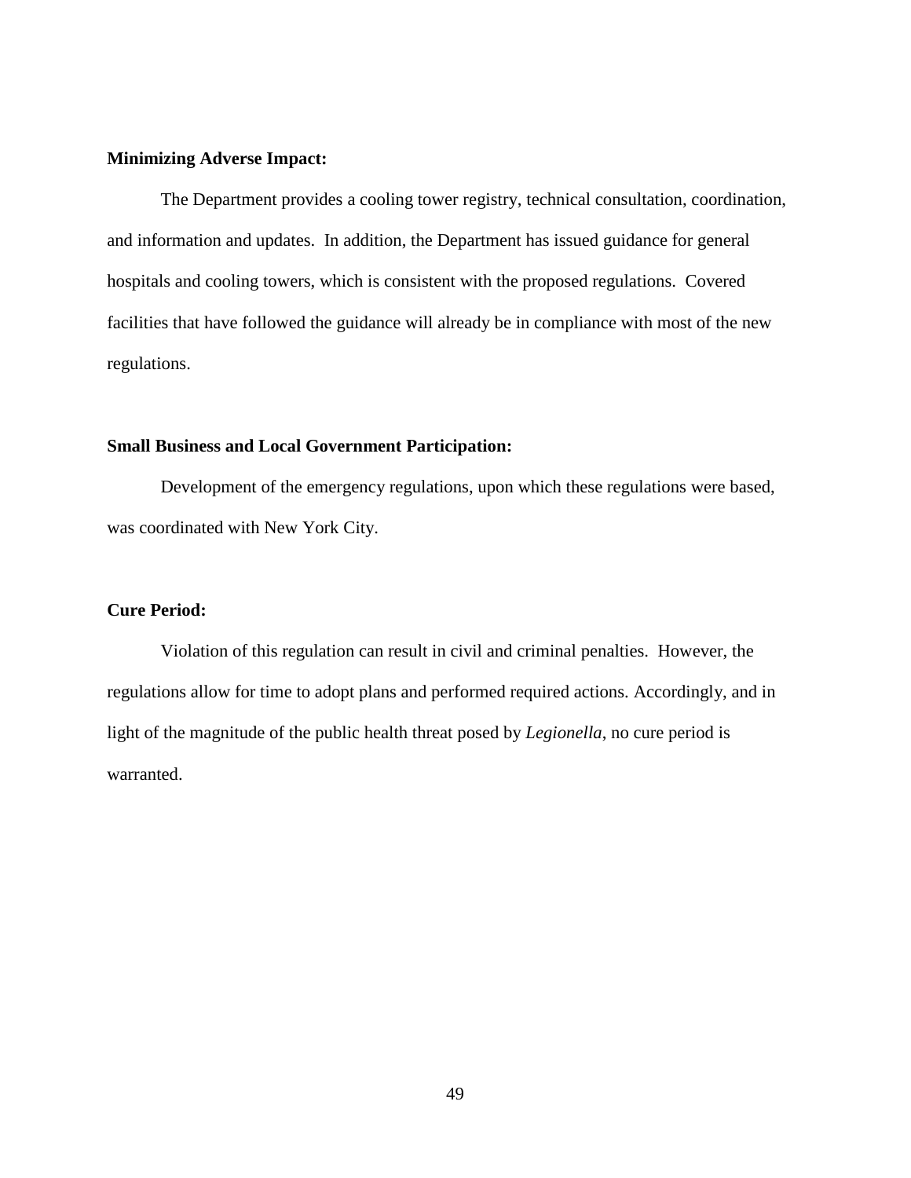**Minimizing Adverse Impact:**

The Department provides a cooling tower registry, technical consultation, coordination, and information and updates. In addition, the Department has issued guidance for general hospitals and cooling towers, which is consistent with the proposed regulations. Covered facilities that have followed the guidance will already be in compliance with most of the new regulations.

**Small Business and Local Government Participation:**

Development of the emergency regulations, upon which these regulations were based, was coordinated with New York City.

**Cure Period:**

Violation of this regulation can result in civil and criminal penalties. However, the regulations allow for time to adopt plans and performed required actions. Accordingly, and in light of the magnitude of the public health threat posed by *Legionella*, no cure period is warranted.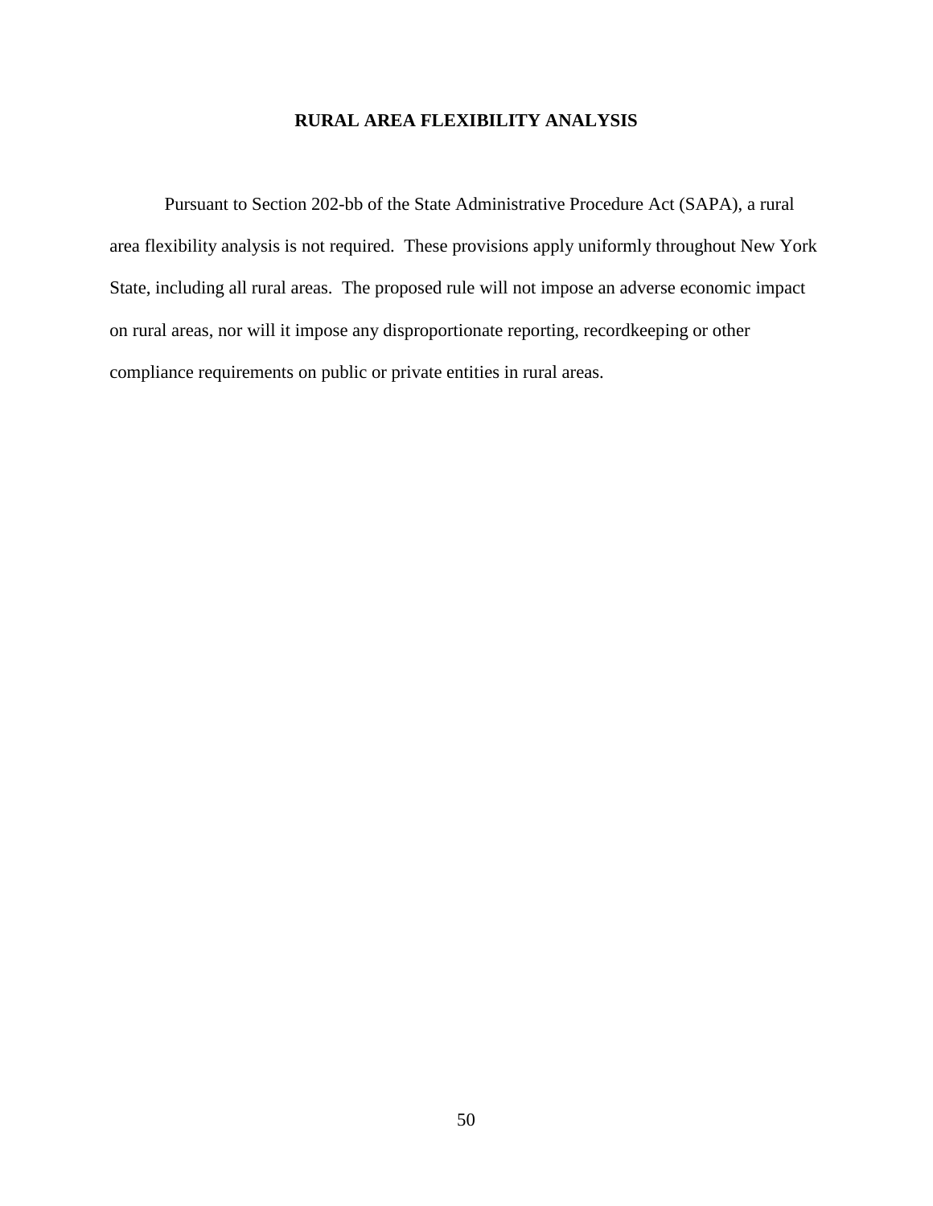## RURAL AREA FLEXIBILITY ANALYSIS

Pursuant to Section 202-bb of the State Administrative Procedure Act (SAPA), a rural area flexibility analysis is not required. These provisions apply uniformly throughout New York State, including all rural areas. The proposed rule will not impose an adverse economic impact on rural areas, nor will it impose any disproportionate reporting, recordkeeping or other compliance requirements on public or private entities in rural areas.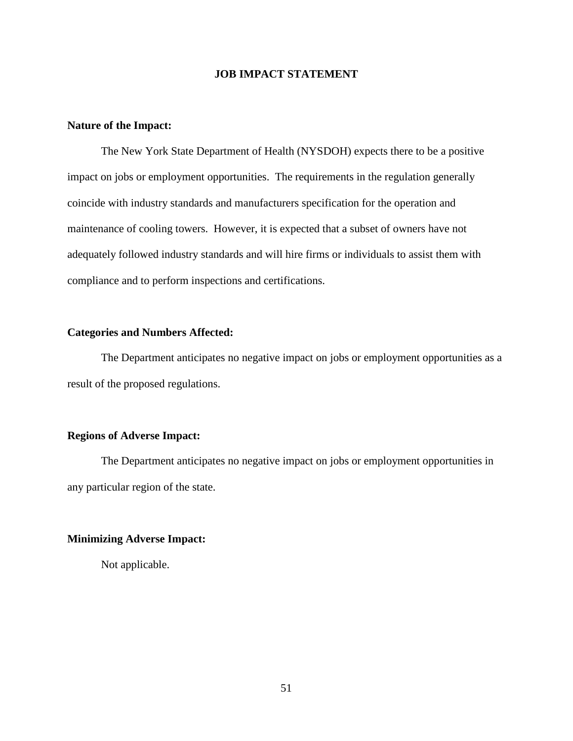# JOB IMPACT STATEMENT

**Nature of the Impact:**

The New York State Department of Health (NYSDOH) expects there to be a positive impact on jobs or employment opportunities. The requirements in the regulation generally coincide with industry standards and manufacturers specification for the operation and maintenance of cooling towers. However, it is expected that a subset of owners have not adequately followed industry standards and will hire firms or individuals to assist them with compliance and to perform inspections and certifications.

**Categories and Numbers Affected:**

The Department anticipates no negative impact on jobs or employment opportunities as a result of the proposed regulations.

**Regions of Adverse Impact:**

The Department anticipates no negative impact on jobs or employment opportunities in any particular region of the state.

**Minimizing Adverse Impact:**

Not applicable.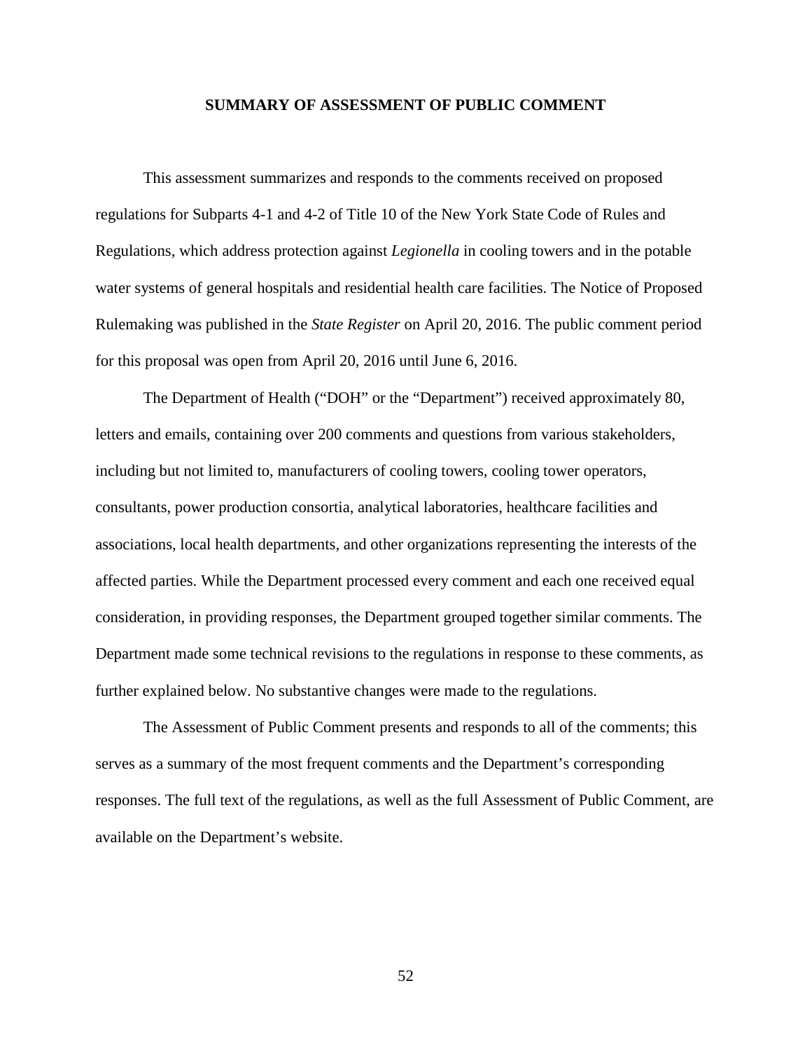## SUMMARY OF ASSESSMENT OF PUBLIC COMMENT

This assessment summarizes and responds to the comments received on proposed regulations for Subparts 4-1 and 4-2 of Title 10 of the New York State Code of Rules and Regulations, which address protection against *Legionella* in cooling towers and in the potable water systems of general hospitals and residential health care facilities. The Notice of Proposed Rulemaking was published in the *State Register* on April 20, 2016. The public comment period for this proposal was open from April 20, 2016 until June 6, 2016.

The Department of Health ("DOH" or the "Department") received approximately 80, letters and emails, containing over 200 comments and questions from various stakeholders, including but not limited to, manufacturers of cooling towers, cooling tower operators, consultants, power production consortia, analytical laboratories, healthcare facilities and associations, local health departments, and other organizations representing the interests of the affected parties. While the Department processed every comment and each one received equal consideration, in providing responses, the Department grouped together similar comments. The Department made some technical revisions to the regulations in response to these comments, as further explained below. No substantive changes were made to the regulations.

The Assessment of Public Comment presents and responds to all of the comments; this serves as a summary of the most frequent comments and the Department's corresponding responses. The full text of the regulations, as well as the full Assessment of Public Comment, are available on the Department's website.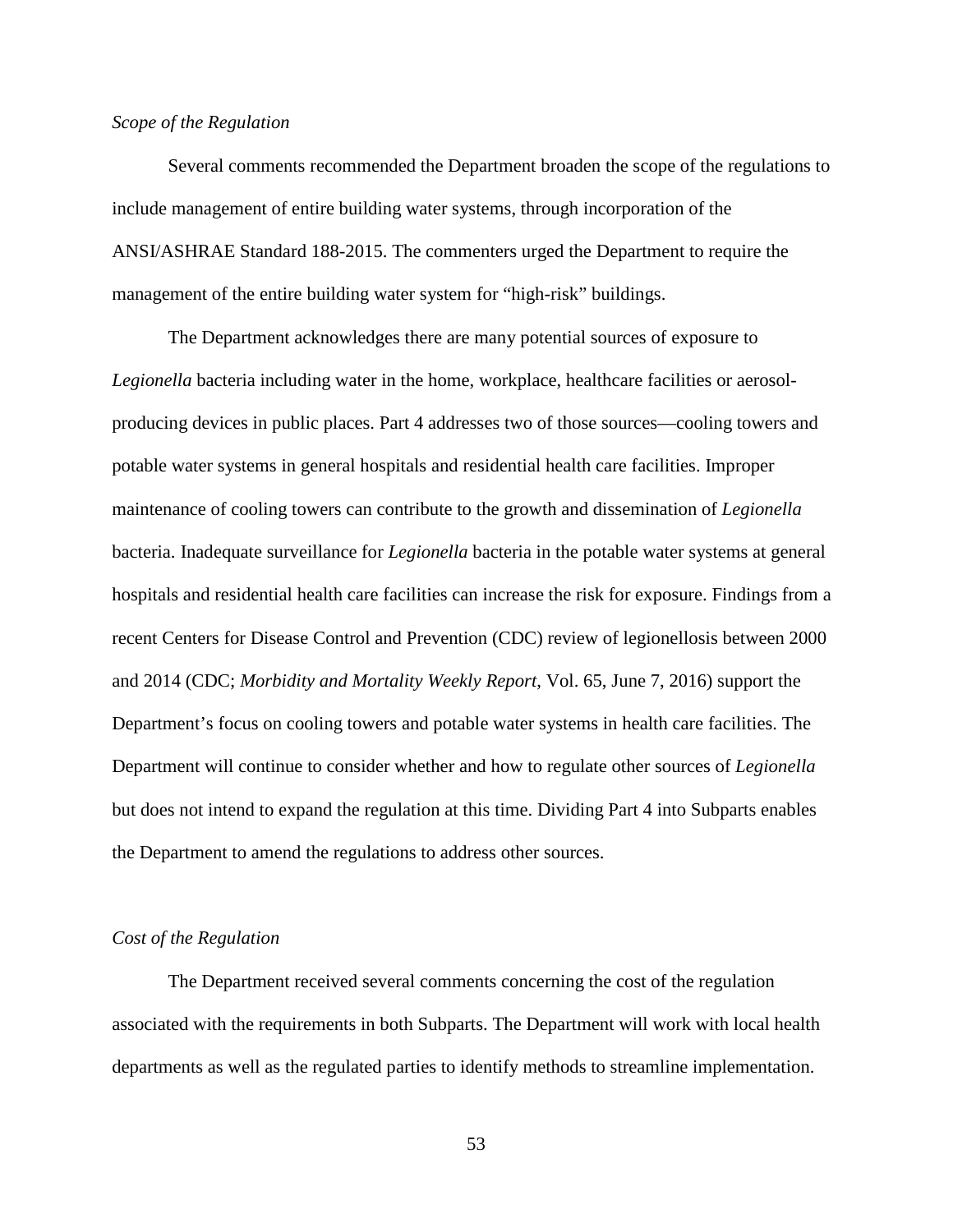*Scope of the Regulation*

Several comments recommended the Department broaden the scope of the regulations to include management of entire building water systems, through incorporation of the ANSI/ASHRAE Standard 188-2015. The commenters urged the Department to require the management of the entire building water system for "high-risk" buildings.

The Department acknowledges there are many potential sources of exposure to *Legionella* bacteria including water in the home, workplace, healthcare facilities or aerosol-producing devices in public places. Part 4 addresses two of those sources—cooling towers and potable water systems in general hospitals and residential health care facilities. Improper maintenance of cooling towers can contribute to the growth and dissemination of *Legionella* bacteria. Inadequate surveillance for *Legionella* bacteria in the potable water systems at general hospitals and residential health care facilities can increase the risk for exposure. Findings from a recent Centers for Disease Control and Prevention (CDC) review of legionellosis between 2000 and 2014 (CDC; *Morbidity and Mortality Weekly Report*, Vol. 65, June 7, 2016) support the Department's focus on cooling towers and potable water systems in health care facilities. The Department will continue to consider whether and how to regulate other sources of *Legionella* but does not intend to expand the regulation at this time. Dividing Part 4 into Subparts enables the Department to amend the regulations to address other sources.

*Cost of the Regulation*

The Department received several comments concerning the cost of the regulation associated with the requirements in both Subparts. The Department will work with local health departments as well as the regulated parties to identify methods to streamline implementation.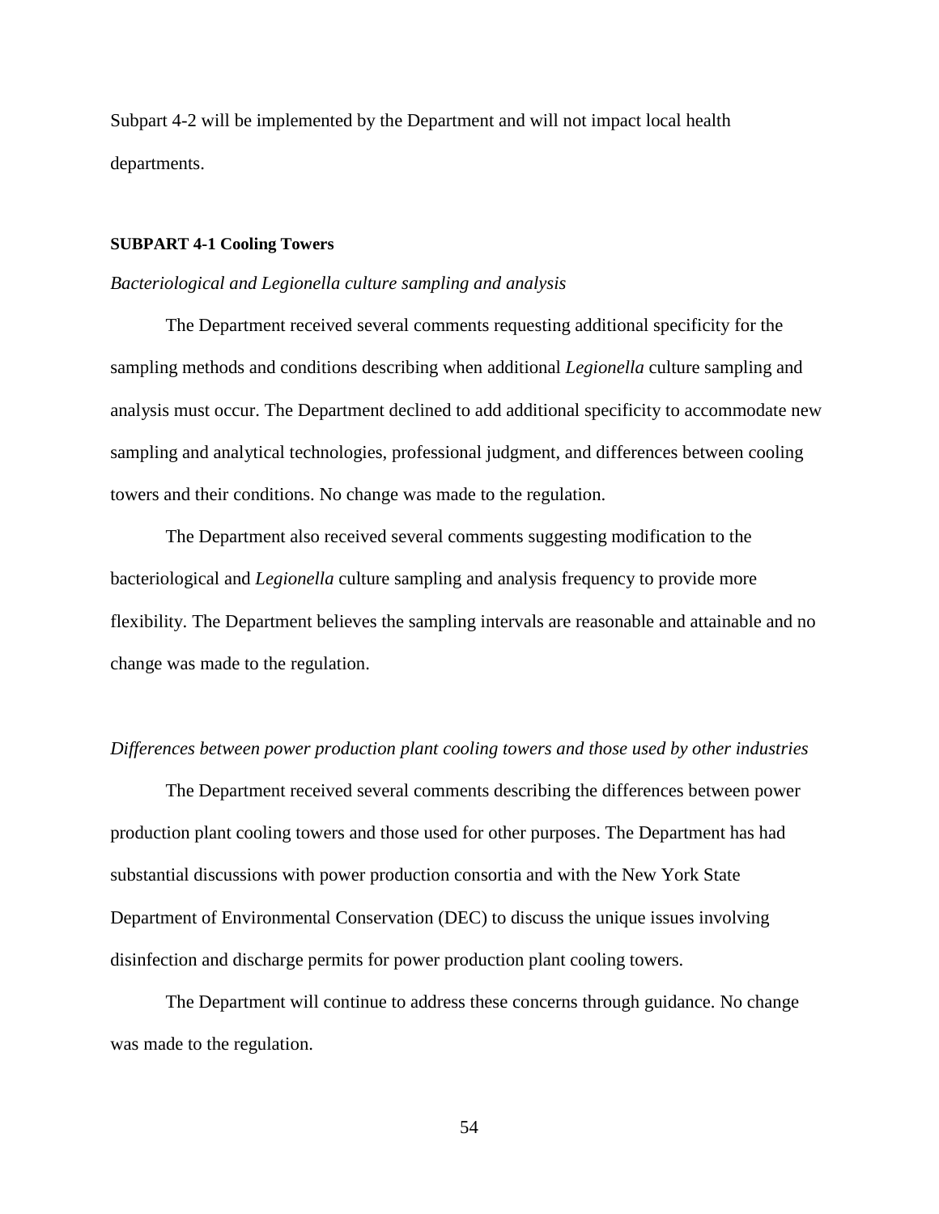Subpart 4-2 will be implemented by the Department and will not impact local health departments.

**SUBPART 4-1 Cooling Towers**

*Bacteriological and Legionella culture sampling and analysis*

The Department received several comments requesting additional specificity for the sampling methods and conditions describing when additional *Legionella* culture sampling and analysis must occur. The Department declined to add additional specificity to accommodate new sampling and analytical technologies, professional judgment, and differences between cooling towers and their conditions. No change was made to the regulation.

The Department also received several comments suggesting modification to the bacteriological and *Legionella* culture sampling and analysis frequency to provide more flexibility. The Department believes the sampling intervals are reasonable and attainable and no change was made to the regulation.

*Differences between power production plant cooling towers and those used by other industries*

The Department received several comments describing the differences between power production plant cooling towers and those used for other purposes. The Department has had substantial discussions with power production consortia and with the New York State Department of Environmental Conservation (DEC) to discuss the unique issues involving disinfection and discharge permits for power production plant cooling towers.

The Department will continue to address these concerns through guidance. No change was made to the regulation.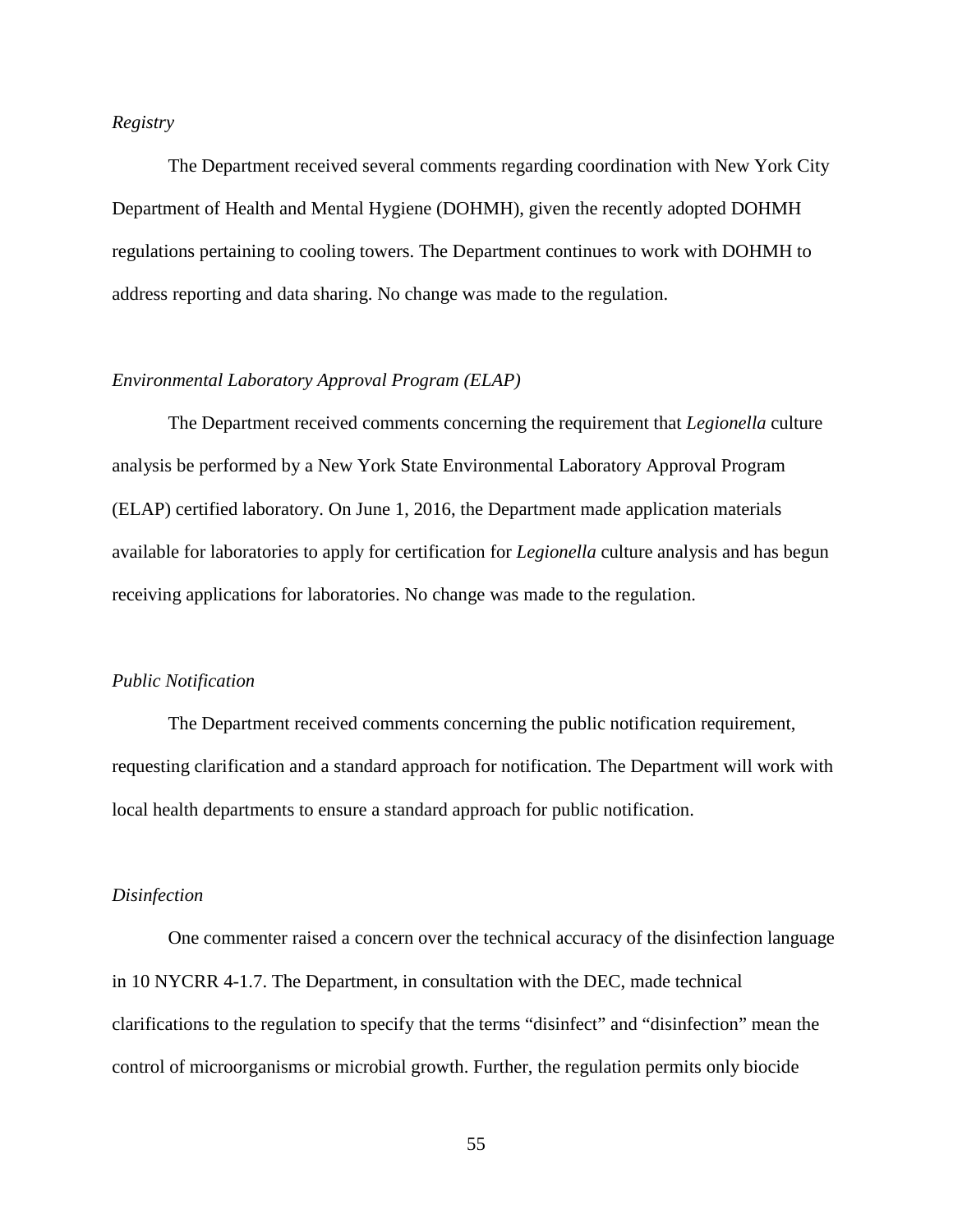*Registry*

The Department received several comments regarding coordination with New York City Department of Health and Mental Hygiene (DOHMH), given the recently adopted DOHMH regulations pertaining to cooling towers. The Department continues to work with DOHMH to address reporting and data sharing. No change was made to the regulation.

*Environmental Laboratory Approval Program (ELAP)*

The Department received comments concerning the requirement that *Legionella* culture analysis be performed by a New York State Environmental Laboratory Approval Program (ELAP) certified laboratory. On June 1, 2016, the Department made application materials available for laboratories to apply for certification for *Legionella* culture analysis and has begun receiving applications for laboratories. No change was made to the regulation.

*Public Notification*

The Department received comments concerning the public notification requirement, requesting clarification and a standard approach for notification. The Department will work with local health departments to ensure a standard approach for public notification.

*Disinfection*

One commenter raised a concern over the technical accuracy of the disinfection language in 10 NYCRR 4-1.7. The Department, in consultation with the DEC, made technical clarifications to the regulation to specify that the terms "disinfect" and "disinfection" mean the control of microorganisms or microbial growth. Further, the regulation permits only biocide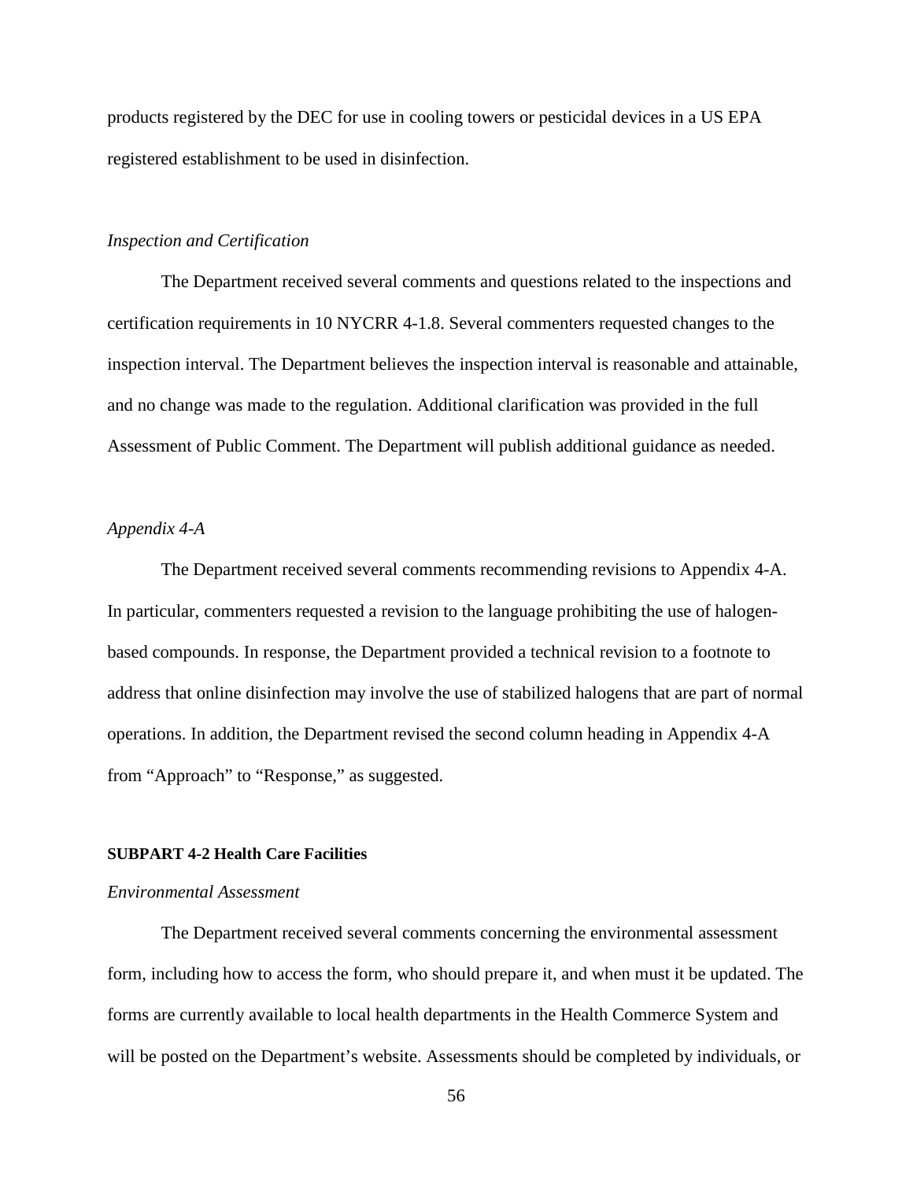products registered by the DEC for use in cooling towers or pesticidal devices in a US EPA registered establishment to be used in disinfection.

*Inspection and Certification*

The Department received several comments and questions related to the inspections and certification requirements in 10 NYCRR 4-1.8. Several commenters requested changes to the inspection interval. The Department believes the inspection interval is reasonable and attainable, and no change was made to the regulation. Additional clarification was provided in the full Assessment of Public Comment. The Department will publish additional guidance as needed.

*Appendix 4-A*

The Department received several comments recommending revisions to Appendix 4-A. In particular, commenters requested a revision to the language prohibiting the use of halogen-based compounds. In response, the Department provided a technical revision to a footnote to address that online disinfection may involve the use of stabilized halogens that are part of normal operations. In addition, the Department revised the second column heading in Appendix 4-A from "Approach" to "Response," as suggested.

**SUBPART 4-2 Health Care Facilities**

*Environmental Assessment*

The Department received several comments concerning the environmental assessment form, including how to access the form, who should prepare it, and when must it be updated. The forms are currently available to local health departments in the Health Commerce System and will be posted on the Department's website. Assessments should be completed by individuals, or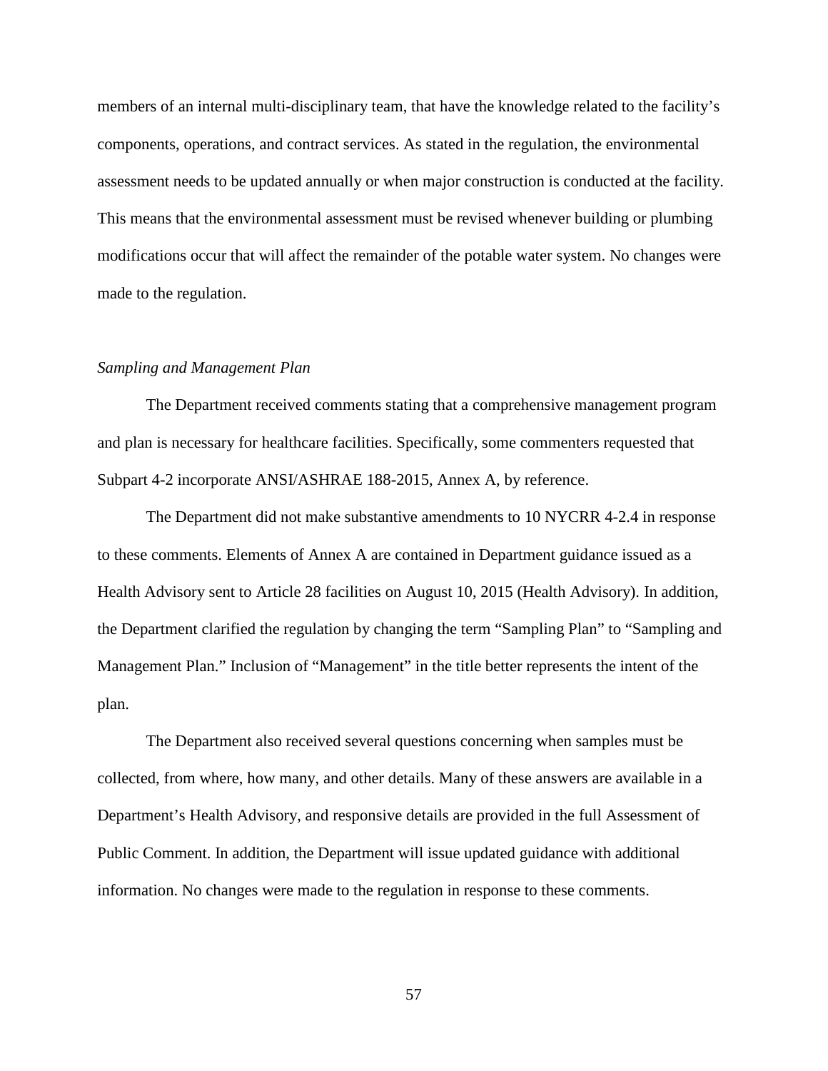members of an internal multi-disciplinary team, that have the knowledge related to the facility's components, operations, and contract services. As stated in the regulation, the environmental assessment needs to be updated annually or when major construction is conducted at the facility. This means that the environmental assessment must be revised whenever building or plumbing modifications occur that will affect the remainder of the potable water system. No changes were made to the regulation.

*Sampling and Management Plan*

The Department received comments stating that a comprehensive management program and plan is necessary for healthcare facilities. Specifically, some commenters requested that Subpart 4-2 incorporate ANSI/ASHRAE 188-2015, Annex A, by reference.

The Department did not make substantive amendments to 10 NYCRR 4-2.4 in response to these comments. Elements of Annex A are contained in Department guidance issued as a Health Advisory sent to Article 28 facilities on August 10, 2015 (Health Advisory). In addition, the Department clarified the regulation by changing the term "Sampling Plan" to "Sampling and Management Plan." Inclusion of "Management" in the title better represents the intent of the plan.

The Department also received several questions concerning when samples must be collected, from where, how many, and other details. Many of these answers are available in a Department's Health Advisory, and responsive details are provided in the full Assessment of Public Comment. In addition, the Department will issue updated guidance with additional information. No changes were made to the regulation in response to these comments.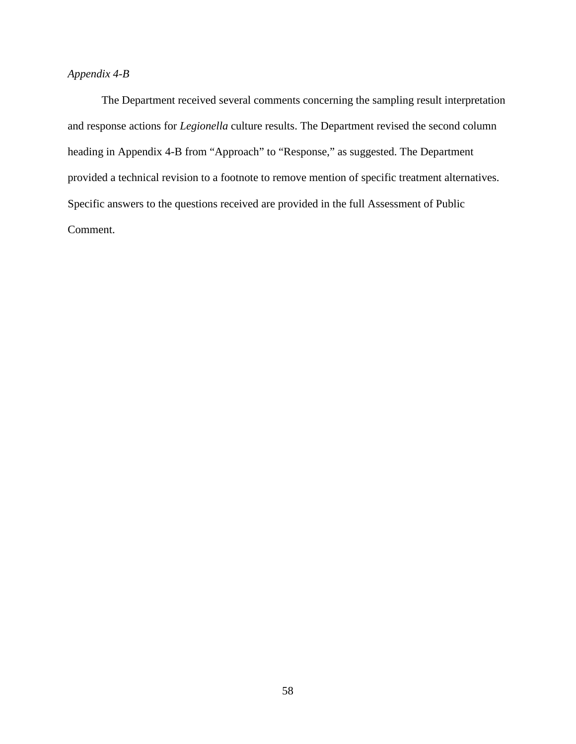*Appendix 4-B*

The Department received several comments concerning the sampling result interpretation and response actions for *Legionella* culture results. The Department revised the second column heading in Appendix 4-B from “Approach” to “Response,” as suggested. The Department provided a technical revision to a footnote to remove mention of specific treatment alternatives. Specific answers to the questions received are provided in the full Assessment of Public Comment.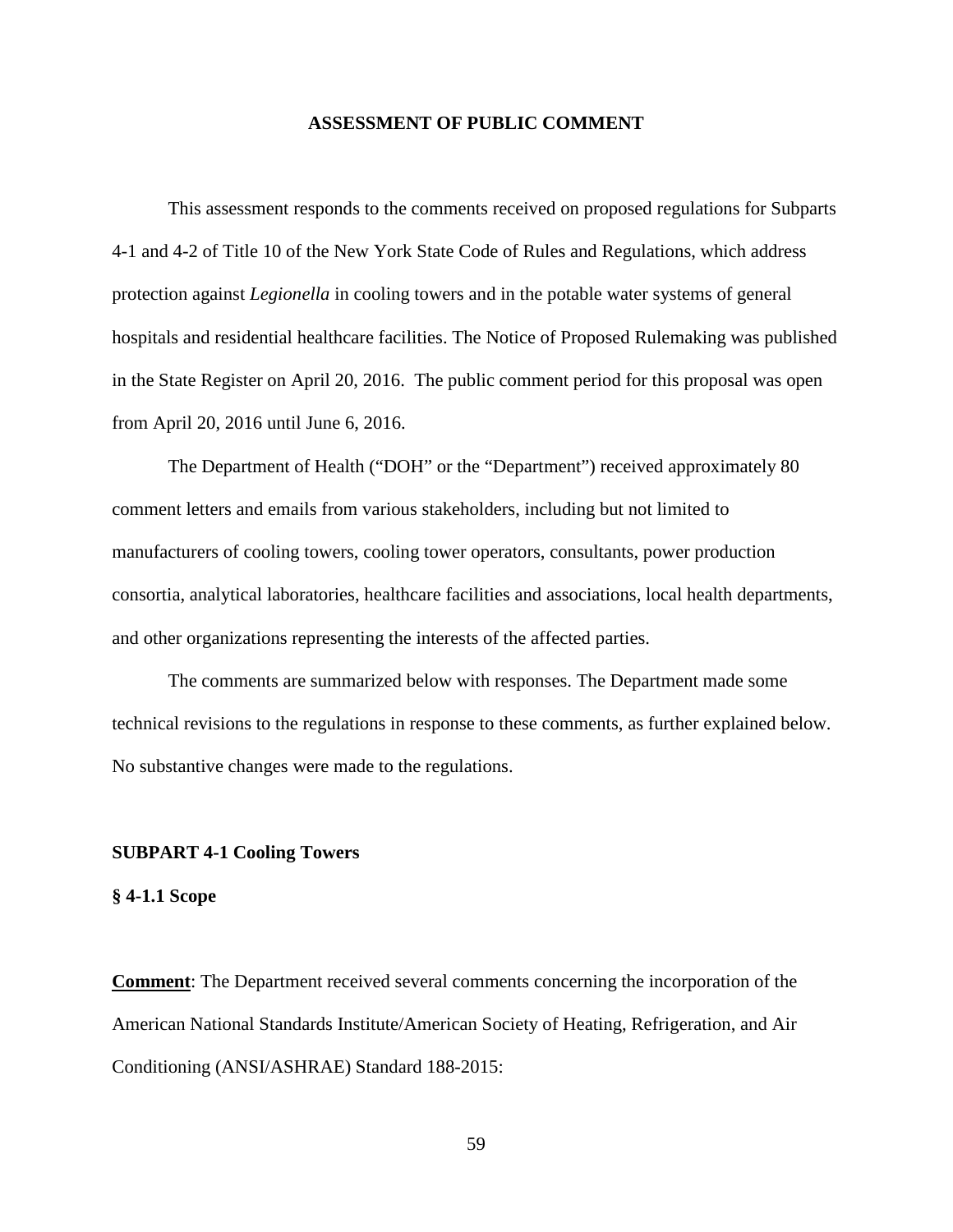## ASSESSMENT OF PUBLIC COMMENT

This assessment responds to the comments received on proposed regulations for Subparts 4-1 and 4-2 of Title 10 of the New York State Code of Rules and Regulations, which address protection against *Legionella* in cooling towers and in the potable water systems of general hospitals and residential healthcare facilities. The Notice of Proposed Rulemaking was published in the State Register on April 20, 2016. The public comment period for this proposal was open from April 20, 2016 until June 6, 2016.

The Department of Health ("DOH" or the "Department") received approximately 80 comment letters and emails from various stakeholders, including but not limited to manufacturers of cooling towers, cooling tower operators, consultants, power production consortia, analytical laboratories, healthcare facilities and associations, local health departments, and other organizations representing the interests of the affected parties.

The comments are summarized below with responses. The Department made some technical revisions to the regulations in response to these comments, as further explained below. No substantive changes were made to the regulations.

### SUBPART 4-1 Cooling Towers

#### § 4-1.1 Scope

**Comment**: The Department received several comments concerning the incorporation of the American National Standards Institute/American Society of Heating, Refrigeration, and Air Conditioning (ANSI/ASHRAE) Standard 188-2015: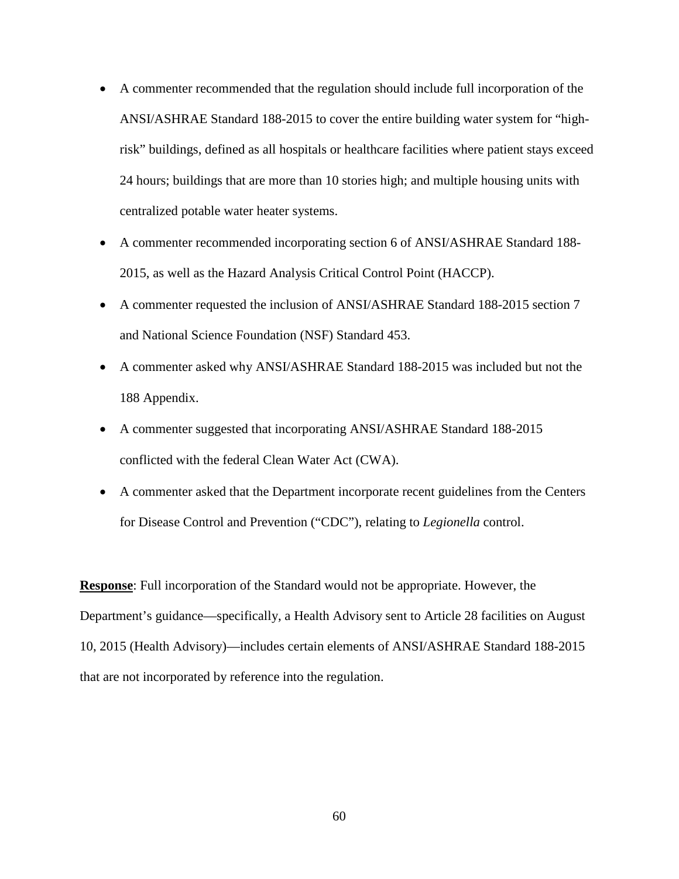- A commenter recommended that the regulation should include full incorporation of the ANSI/ASHRAE Standard 188-2015 to cover the entire building water system for "high-risk" buildings, defined as all hospitals or healthcare facilities where patient stays exceed 24 hours; buildings that are more than 10 stories high; and multiple housing units with centralized potable water heater systems.
- A commenter recommended incorporating section 6 of ANSI/ASHRAE Standard 188-2015, as well as the Hazard Analysis Critical Control Point (HACCP).
- A commenter requested the inclusion of ANSI/ASHRAE Standard 188-2015 section 7 and National Science Foundation (NSF) Standard 453.
- A commenter asked why ANSI/ASHRAE Standard 188-2015 was included but not the 188 Appendix.
- A commenter suggested that incorporating ANSI/ASHRAE Standard 188-2015 conflicted with the federal Clean Water Act (CWA).
- A commenter asked that the Department incorporate recent guidelines from the Centers for Disease Control and Prevention ("CDC"), relating to *Legionella* control.

**Response**: Full incorporation of the Standard would not be appropriate. However, the Department's guidance—specifically, a Health Advisory sent to Article 28 facilities on August 10, 2015 (Health Advisory)—includes certain elements of ANSI/ASHRAE Standard 188-2015 that are not incorporated by reference into the regulation.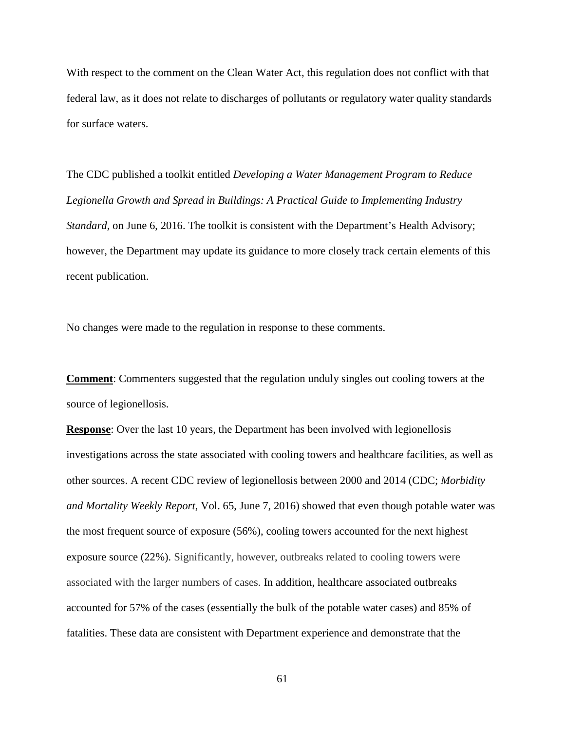With respect to the comment on the Clean Water Act, this regulation does not conflict with that federal law, as it does not relate to discharges of pollutants or regulatory water quality standards for surface waters.

The CDC published a toolkit entitled *Developing a Water Management Program to Reduce Legionella Growth and Spread in Buildings: A Practical Guide to Implementing Industry Standard*, on June 6, 2016. The toolkit is consistent with the Department's Health Advisory; however, the Department may update its guidance to more closely track certain elements of this recent publication.

No changes were made to the regulation in response to these comments.

**Comment**: Commenters suggested that the regulation unduly singles out cooling towers at the source of legionellosis.

**Response**: Over the last 10 years, the Department has been involved with legionellosis investigations across the state associated with cooling towers and healthcare facilities, as well as other sources. A recent CDC review of legionellosis between 2000 and 2014 (CDC; *Morbidity and Mortality Weekly Report*, Vol. 65, June 7, 2016) showed that even though potable water was the most frequent source of exposure (56%), cooling towers accounted for the next highest exposure source (22%). Significantly, however, outbreaks related to cooling towers were associated with the larger numbers of cases. In addition, healthcare associated outbreaks accounted for 57% of the cases (essentially the bulk of the potable water cases) and 85% of fatalities. These data are consistent with Department experience and demonstrate that the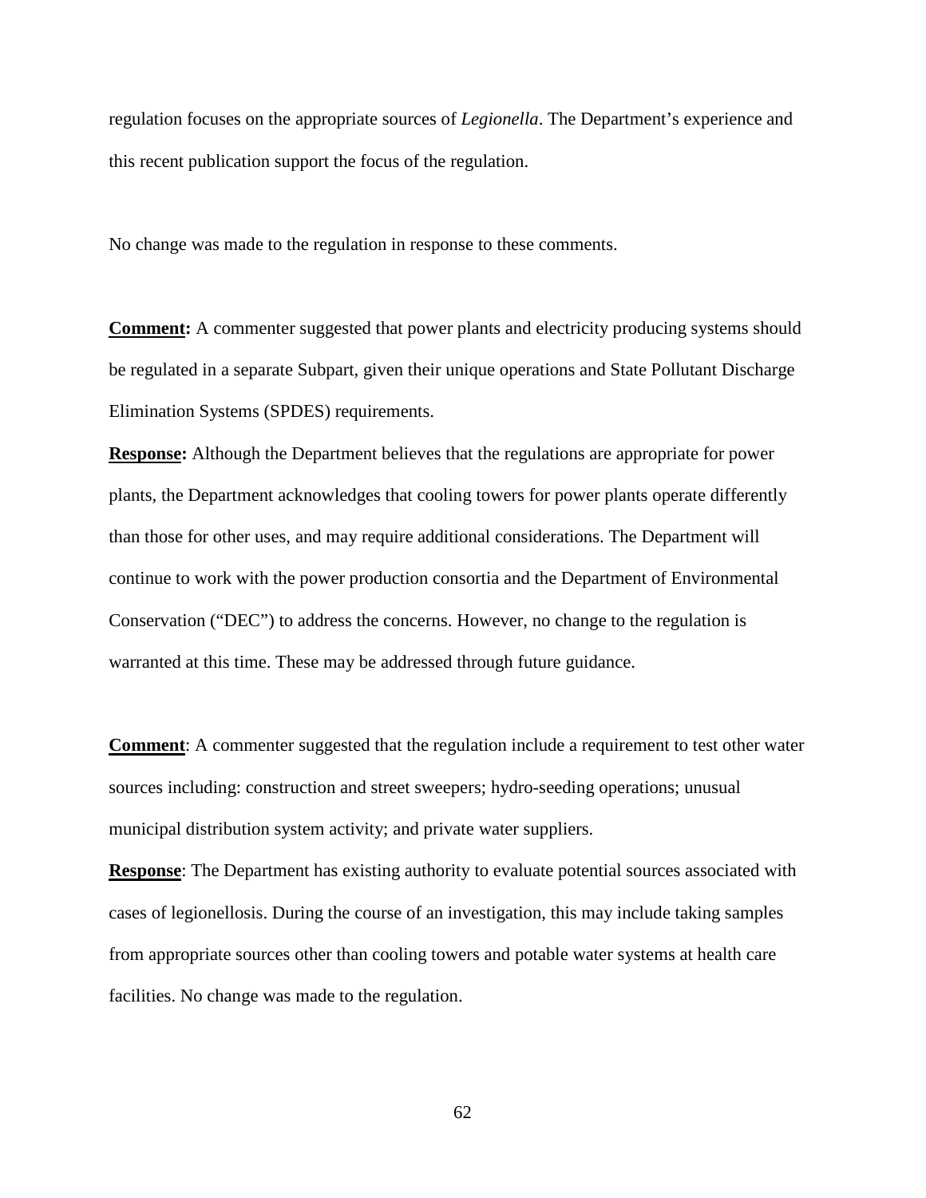regulation focuses on the appropriate sources of *Legionella*. The Department's experience and this recent publication support the focus of the regulation.

No change was made to the regulation in response to these comments.

**Comment:** A commenter suggested that power plants and electricity producing systems should be regulated in a separate Subpart, given their unique operations and State Pollutant Discharge Elimination Systems (SPDES) requirements.

**Response:** Although the Department believes that the regulations are appropriate for power plants, the Department acknowledges that cooling towers for power plants operate differently than those for other uses, and may require additional considerations. The Department will continue to work with the power production consortia and the Department of Environmental Conservation ("DEC") to address the concerns. However, no change to the regulation is warranted at this time. These may be addressed through future guidance.

**Comment**: A commenter suggested that the regulation include a requirement to test other water sources including: construction and street sweepers; hydro-seeding operations; unusual municipal distribution system activity; and private water suppliers.

**Response**: The Department has existing authority to evaluate potential sources associated with cases of legionellosis. During the course of an investigation, this may include taking samples from appropriate sources other than cooling towers and potable water systems at health care facilities. No change was made to the regulation.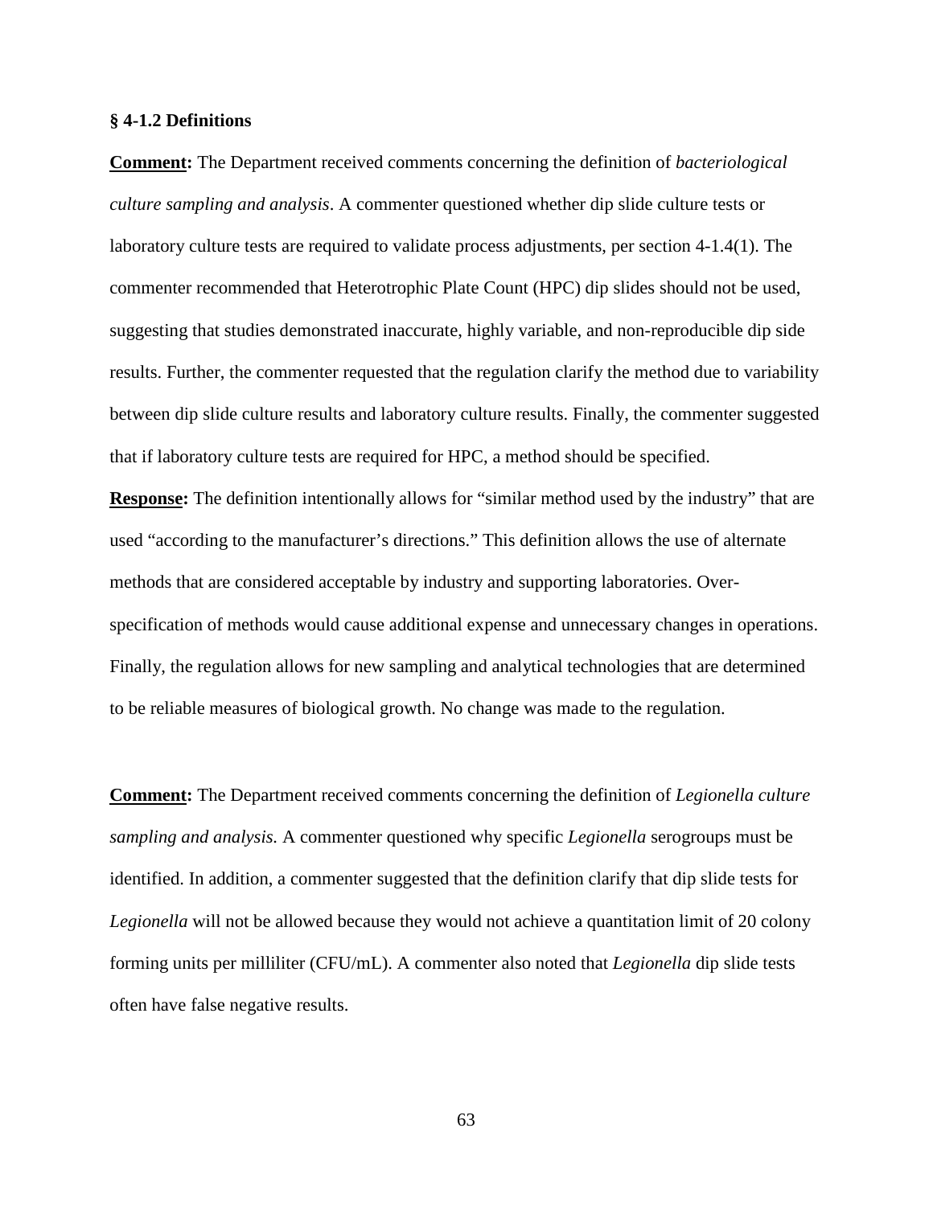### § 4-1.2 Definitions

**Comment:** The Department received comments concerning the definition of *bacteriological culture sampling and analysis*. A commenter questioned whether dip slide culture tests or laboratory culture tests are required to validate process adjustments, per section 4-1.4(1). The commenter recommended that Heterotrophic Plate Count (HPC) dip slides should not be used, suggesting that studies demonstrated inaccurate, highly variable, and non-reproducible dip side results. Further, the commenter requested that the regulation clarify the method due to variability between dip slide culture results and laboratory culture results. Finally, the commenter suggested that if laboratory culture tests are required for HPC, a method should be specified.

**Response:** The definition intentionally allows for "similar method used by the industry" that are used "according to the manufacturer's directions." This definition allows the use of alternate methods that are considered acceptable by industry and supporting laboratories. Over-specification of methods would cause additional expense and unnecessary changes in operations. Finally, the regulation allows for new sampling and analytical technologies that are determined to be reliable measures of biological growth. No change was made to the regulation.

**Comment:** The Department received comments concerning the definition of *Legionella culture sampling and analysis.* A commenter questioned why specific *Legionella* serogroups must be identified. In addition, a commenter suggested that the definition clarify that dip slide tests for *Legionella* will not be allowed because they would not achieve a quantitation limit of 20 colony forming units per milliliter (CFU/mL). A commenter also noted that *Legionella* dip slide tests often have false negative results.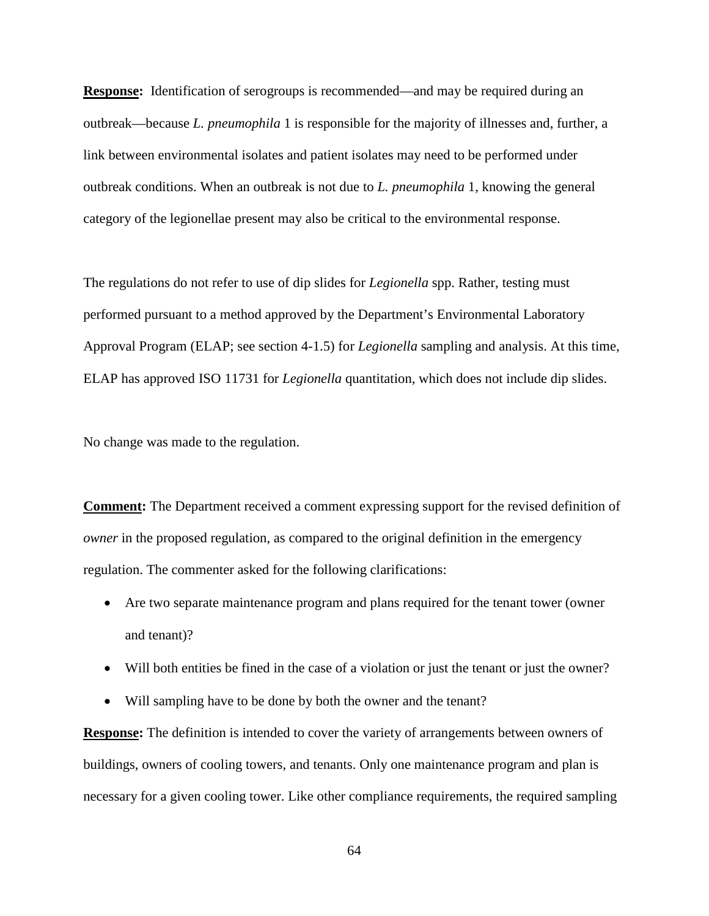**Response:** Identification of serogroups is recommended—and may be required during an outbreak—because *L. pneumophila* 1 is responsible for the majority of illnesses and, further, a link between environmental isolates and patient isolates may need to be performed under outbreak conditions. When an outbreak is not due to *L. pneumophila* 1, knowing the general category of the legionellae present may also be critical to the environmental response.

The regulations do not refer to use of dip slides for *Legionella* spp. Rather, testing must performed pursuant to a method approved by the Department's Environmental Laboratory Approval Program (ELAP; see section 4-1.5) for *Legionella* sampling and analysis. At this time, ELAP has approved ISO 11731 for *Legionella* quantitation, which does not include dip slides.

No change was made to the regulation.

**Comment:** The Department received a comment expressing support for the revised definition of *owner* in the proposed regulation, as compared to the original definition in the emergency regulation. The commenter asked for the following clarifications:

- Are two separate maintenance program and plans required for the tenant tower (owner and tenant)?
- Will both entities be fined in the case of a violation or just the tenant or just the owner?
- Will sampling have to be done by both the owner and the tenant?

**Response:** The definition is intended to cover the variety of arrangements between owners of buildings, owners of cooling towers, and tenants. Only one maintenance program and plan is necessary for a given cooling tower. Like other compliance requirements, the required sampling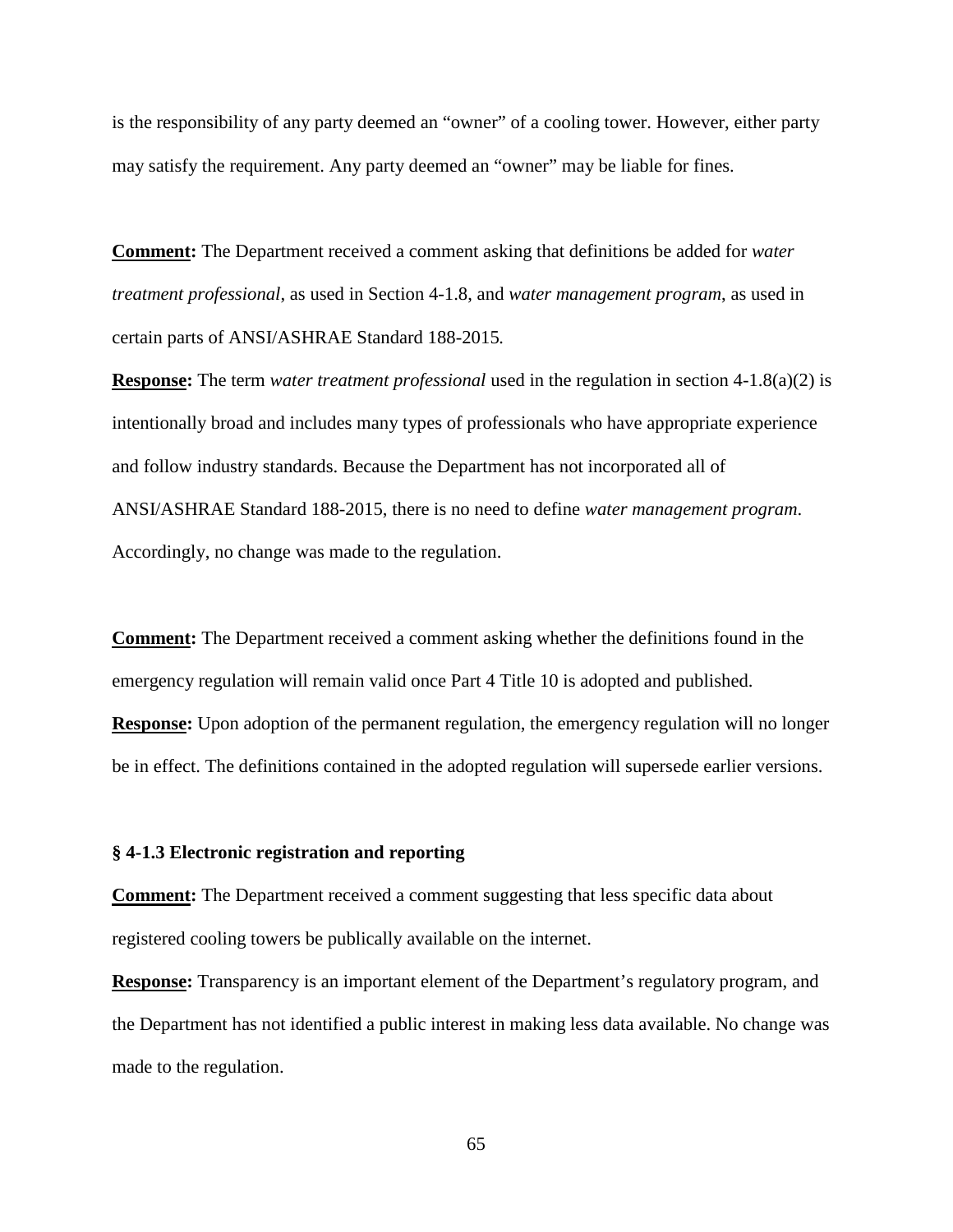is the responsibility of any party deemed an "owner" of a cooling tower. However, either party may satisfy the requirement. Any party deemed an "owner" may be liable for fines.

**Comment:** The Department received a comment asking that definitions be added for *water treatment professional*, as used in Section 4-1.8, and *water management program*, as used in certain parts of ANSI/ASHRAE Standard 188-2015.

**Response:** The term *water treatment professional* used in the regulation in section 4-1.8(a)(2) is intentionally broad and includes many types of professionals who have appropriate experience and follow industry standards. Because the Department has not incorporated all of ANSI/ASHRAE Standard 188-2015, there is no need to define *water management program*. Accordingly, no change was made to the regulation.

**Comment:** The Department received a comment asking whether the definitions found in the emergency regulation will remain valid once Part 4 Title 10 is adopted and published.

**Response:** Upon adoption of the permanent regulation, the emergency regulation will no longer be in effect. The definitions contained in the adopted regulation will supersede earlier versions.

### § 4-1.3 Electronic registration and reporting

**Comment:** The Department received a comment suggesting that less specific data about registered cooling towers be publically available on the internet.

**Response:** Transparency is an important element of the Department's regulatory program, and the Department has not identified a public interest in making less data available. No change was made to the regulation.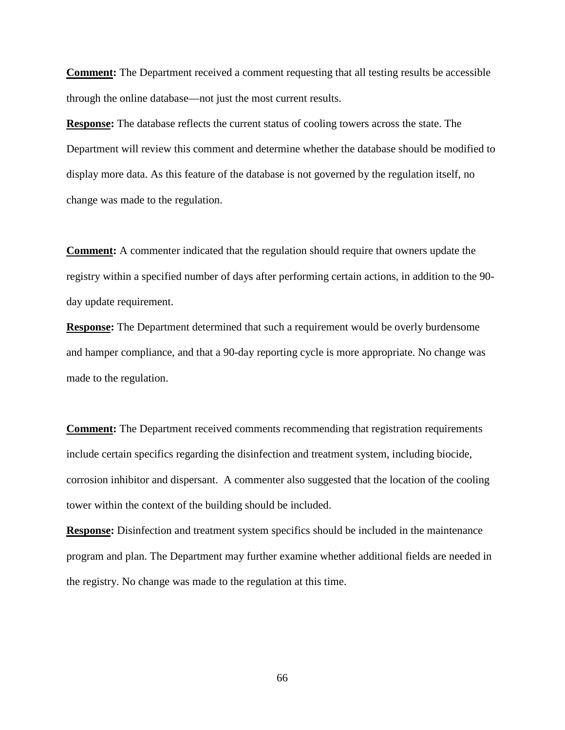**Comment:** The Department received a comment requesting that all testing results be accessible through the online database—not just the most current results.

**Response:** The database reflects the current status of cooling towers across the state. The Department will review this comment and determine whether the database should be modified to display more data. As this feature of the database is not governed by the regulation itself, no change was made to the regulation.

**Comment:** A commenter indicated that the regulation should require that owners update the registry within a specified number of days after performing certain actions, in addition to the 90-day update requirement.

**Response:** The Department determined that such a requirement would be overly burdensome and hamper compliance, and that a 90-day reporting cycle is more appropriate. No change was made to the regulation.

**Comment:** The Department received comments recommending that registration requirements include certain specifics regarding the disinfection and treatment system, including biocide, corrosion inhibitor and dispersant. A commenter also suggested that the location of the cooling tower within the context of the building should be included.

**Response:** Disinfection and treatment system specifics should be included in the maintenance program and plan. The Department may further examine whether additional fields are needed in the registry. No change was made to the regulation at this time.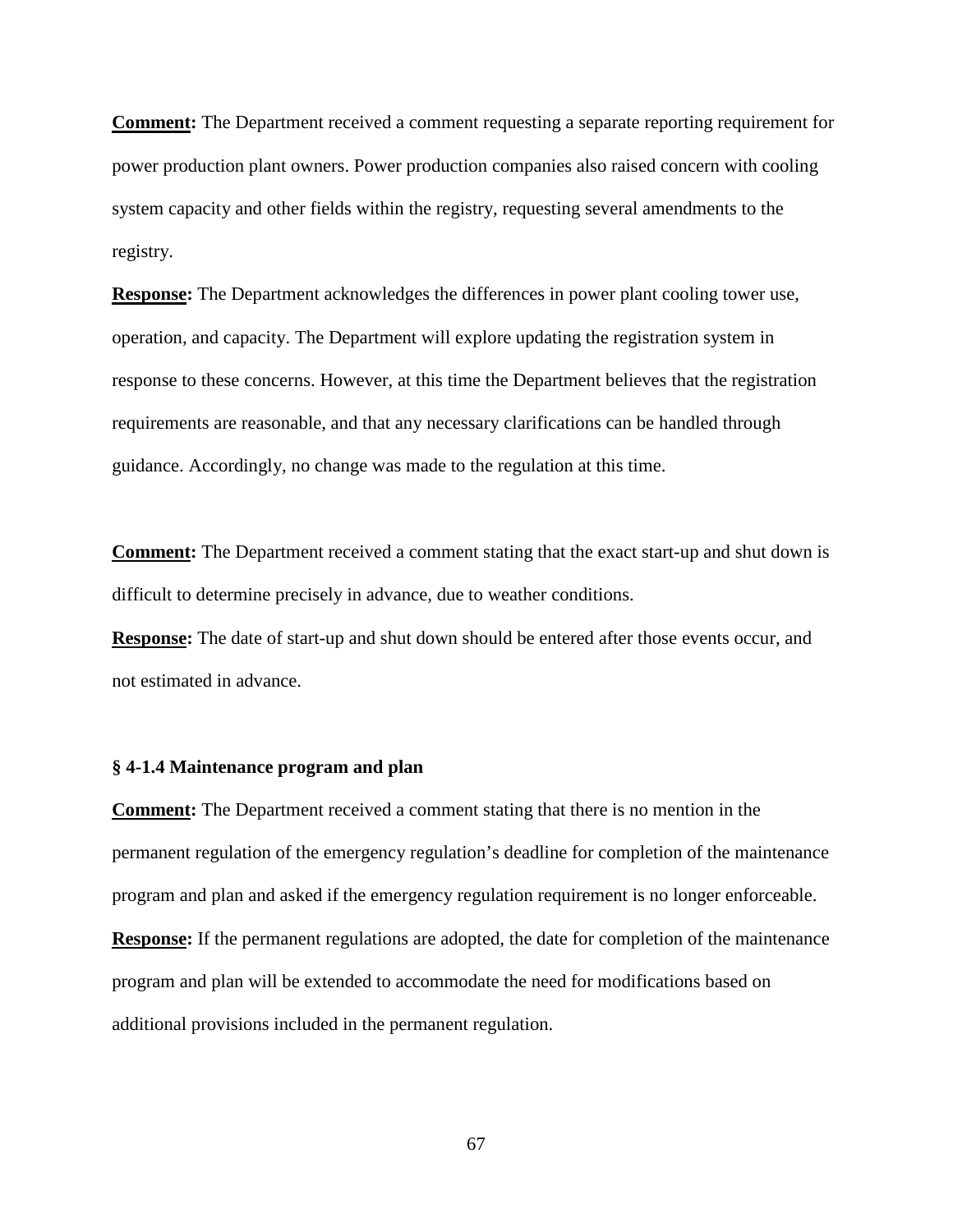**Comment:** The Department received a comment requesting a separate reporting requirement for power production plant owners. Power production companies also raised concern with cooling system capacity and other fields within the registry, requesting several amendments to the registry.

**Response:** The Department acknowledges the differences in power plant cooling tower use, operation, and capacity. The Department will explore updating the registration system in response to these concerns. However, at this time the Department believes that the registration requirements are reasonable, and that any necessary clarifications can be handled through guidance. Accordingly, no change was made to the regulation at this time.

**Comment:** The Department received a comment stating that the exact start-up and shut down is difficult to determine precisely in advance, due to weather conditions.

**Response:** The date of start-up and shut down should be entered after those events occur, and not estimated in advance.

### § 4-1.4 Maintenance program and plan

**Comment:** The Department received a comment stating that there is no mention in the permanent regulation of the emergency regulation's deadline for completion of the maintenance program and plan and asked if the emergency regulation requirement is no longer enforceable.

**Response:** If the permanent regulations are adopted, the date for completion of the maintenance program and plan will be extended to accommodate the need for modifications based on additional provisions included in the permanent regulation.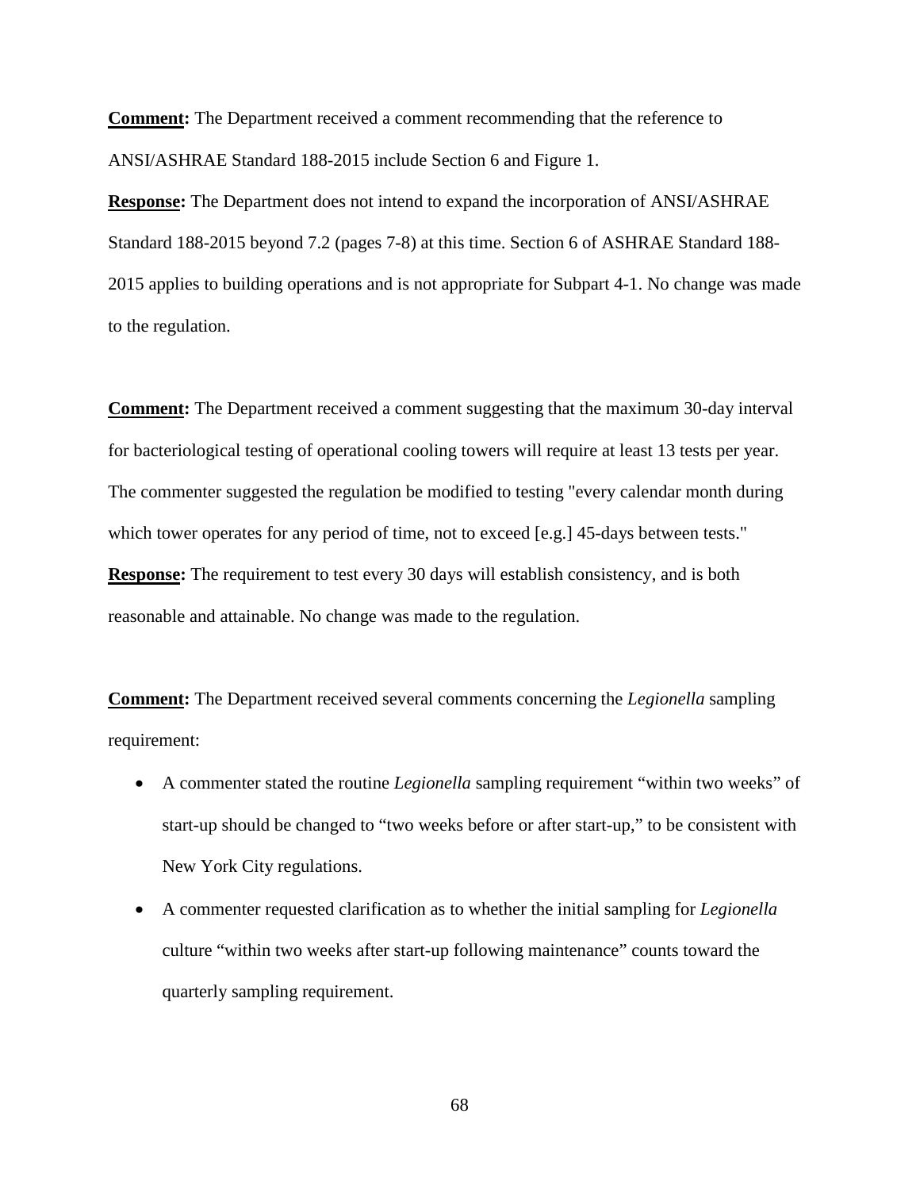**Comment:** The Department received a comment recommending that the reference to ANSI/ASHRAE Standard 188-2015 include Section 6 and Figure 1.

**Response:** The Department does not intend to expand the incorporation of ANSI/ASHRAE Standard 188-2015 beyond 7.2 (pages 7-8) at this time. Section 6 of ASHRAE Standard 188-2015 applies to building operations and is not appropriate for Subpart 4-1. No change was made to the regulation.

**Comment:** The Department received a comment suggesting that the maximum 30-day interval for bacteriological testing of operational cooling towers will require at least 13 tests per year. The commenter suggested the regulation be modified to testing "every calendar month during which tower operates for any period of time, not to exceed [e.g.] 45-days between tests."

**Response:** The requirement to test every 30 days will establish consistency, and is both reasonable and attainable. No change was made to the regulation.

**Comment:** The Department received several comments concerning the *Legionella* sampling requirement:

- A commenter stated the routine *Legionella* sampling requirement "within two weeks" of start-up should be changed to "two weeks before or after start-up," to be consistent with New York City regulations.
- A commenter requested clarification as to whether the initial sampling for *Legionella* culture "within two weeks after start-up following maintenance" counts toward the quarterly sampling requirement.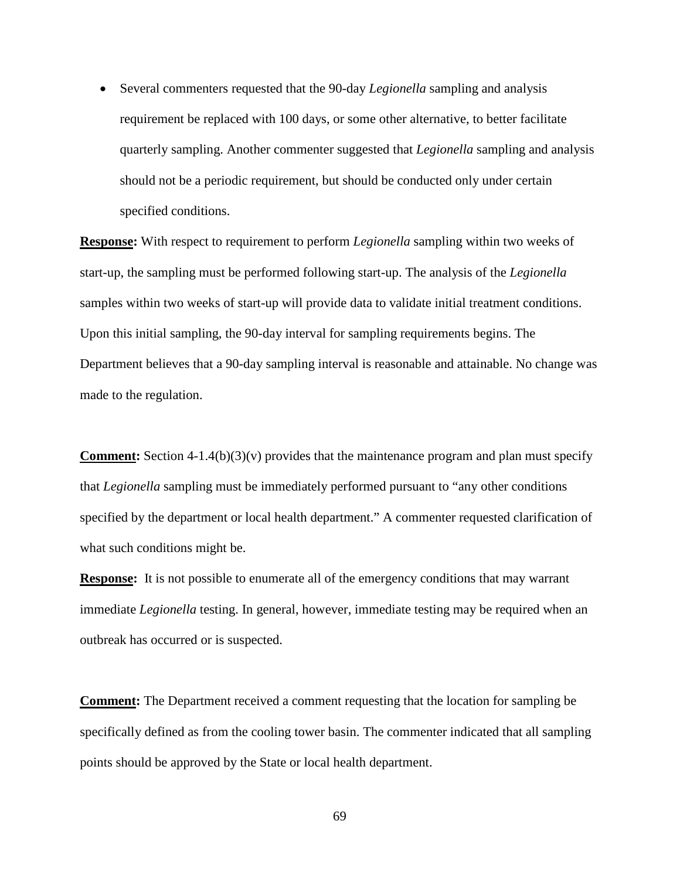- Several commenters requested that the 90-day *Legionella* sampling and analysis requirement be replaced with 100 days, or some other alternative, to better facilitate quarterly sampling. Another commenter suggested that *Legionella* sampling and analysis should not be a periodic requirement, but should be conducted only under certain specified conditions.

**<u>Response</u>:** With respect to requirement to perform *Legionella* sampling within two weeks of start-up, the sampling must be performed following start-up. The analysis of the *Legionella* samples within two weeks of start-up will provide data to validate initial treatment conditions. Upon this initial sampling, the 90-day interval for sampling requirements begins. The Department believes that a 90-day sampling interval is reasonable and attainable. No change was made to the regulation.

**<u>Comment</u>:** Section 4-1.4(b)(3)(v) provides that the maintenance program and plan must specify that *Legionella* sampling must be immediately performed pursuant to "any other conditions specified by the department or local health department." A commenter requested clarification of what such conditions might be.

**<u>Response</u>:** It is not possible to enumerate all of the emergency conditions that may warrant immediate *Legionella* testing. In general, however, immediate testing may be required when an outbreak has occurred or is suspected.

**<u>Comment</u>:** The Department received a comment requesting that the location for sampling be specifically defined as from the cooling tower basin. The commenter indicated that all sampling points should be approved by the State or local health department.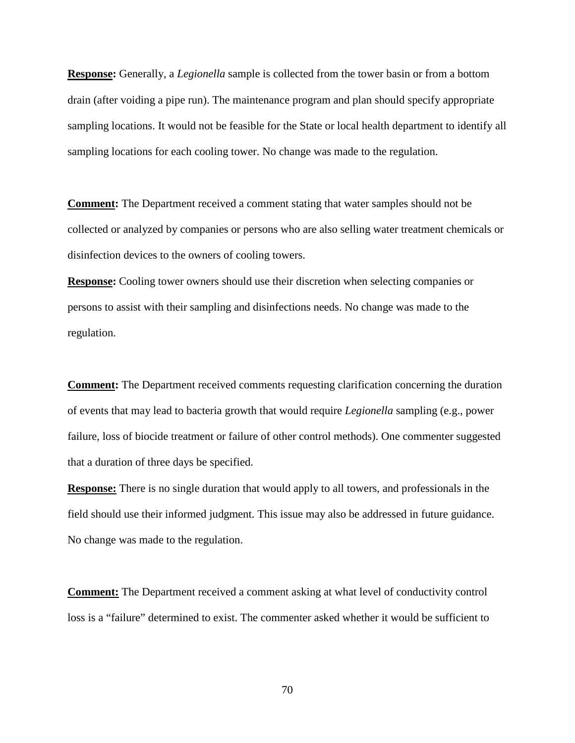**Response:** Generally, a *Legionella* sample is collected from the tower basin or from a bottom drain (after voiding a pipe run). The maintenance program and plan should specify appropriate sampling locations. It would not be feasible for the State or local health department to identify all sampling locations for each cooling tower. No change was made to the regulation.

**Comment:** The Department received a comment stating that water samples should not be collected or analyzed by companies or persons who are also selling water treatment chemicals or disinfection devices to the owners of cooling towers.

**Response:** Cooling tower owners should use their discretion when selecting companies or persons to assist with their sampling and disinfections needs. No change was made to the regulation.

**Comment:** The Department received comments requesting clarification concerning the duration of events that may lead to bacteria growth that would require *Legionella* sampling (e.g., power failure, loss of biocide treatment or failure of other control methods). One commenter suggested that a duration of three days be specified.

**Response:** There is no single duration that would apply to all towers, and professionals in the field should use their informed judgment. This issue may also be addressed in future guidance. No change was made to the regulation.

**Comment:** The Department received a comment asking at what level of conductivity control loss is a "failure" determined to exist. The commenter asked whether it would be sufficient to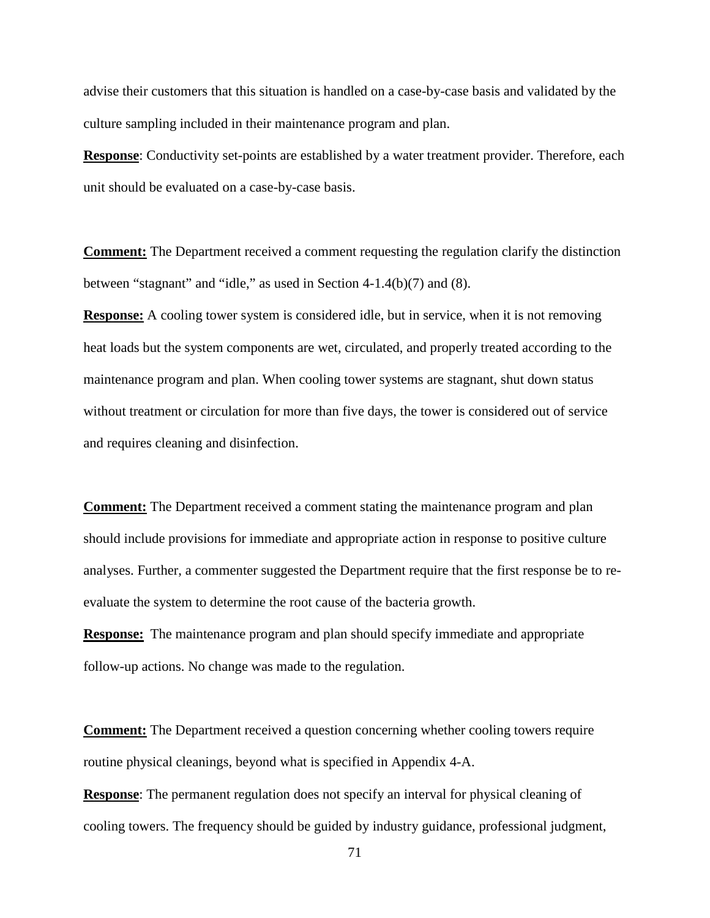advise their customers that this situation is handled on a case-by-case basis and validated by the culture sampling included in their maintenance program and plan.

**Response**: Conductivity set-points are established by a water treatment provider. Therefore, each unit should be evaluated on a case-by-case basis.

**Comment:** The Department received a comment requesting the regulation clarify the distinction between "stagnant" and "idle," as used in Section 4-1.4(b)(7) and (8).

**Response:** A cooling tower system is considered idle, but in service, when it is not removing heat loads but the system components are wet, circulated, and properly treated according to the maintenance program and plan. When cooling tower systems are stagnant, shut down status without treatment or circulation for more than five days, the tower is considered out of service and requires cleaning and disinfection.

**Comment:** The Department received a comment stating the maintenance program and plan should include provisions for immediate and appropriate action in response to positive culture analyses. Further, a commenter suggested the Department require that the first response be to re-evaluate the system to determine the root cause of the bacteria growth.

**Response:** The maintenance program and plan should specify immediate and appropriate follow-up actions. No change was made to the regulation.

**Comment:** The Department received a question concerning whether cooling towers require routine physical cleanings, beyond what is specified in Appendix 4-A.

**Response**: The permanent regulation does not specify an interval for physical cleaning of cooling towers. The frequency should be guided by industry guidance, professional judgment,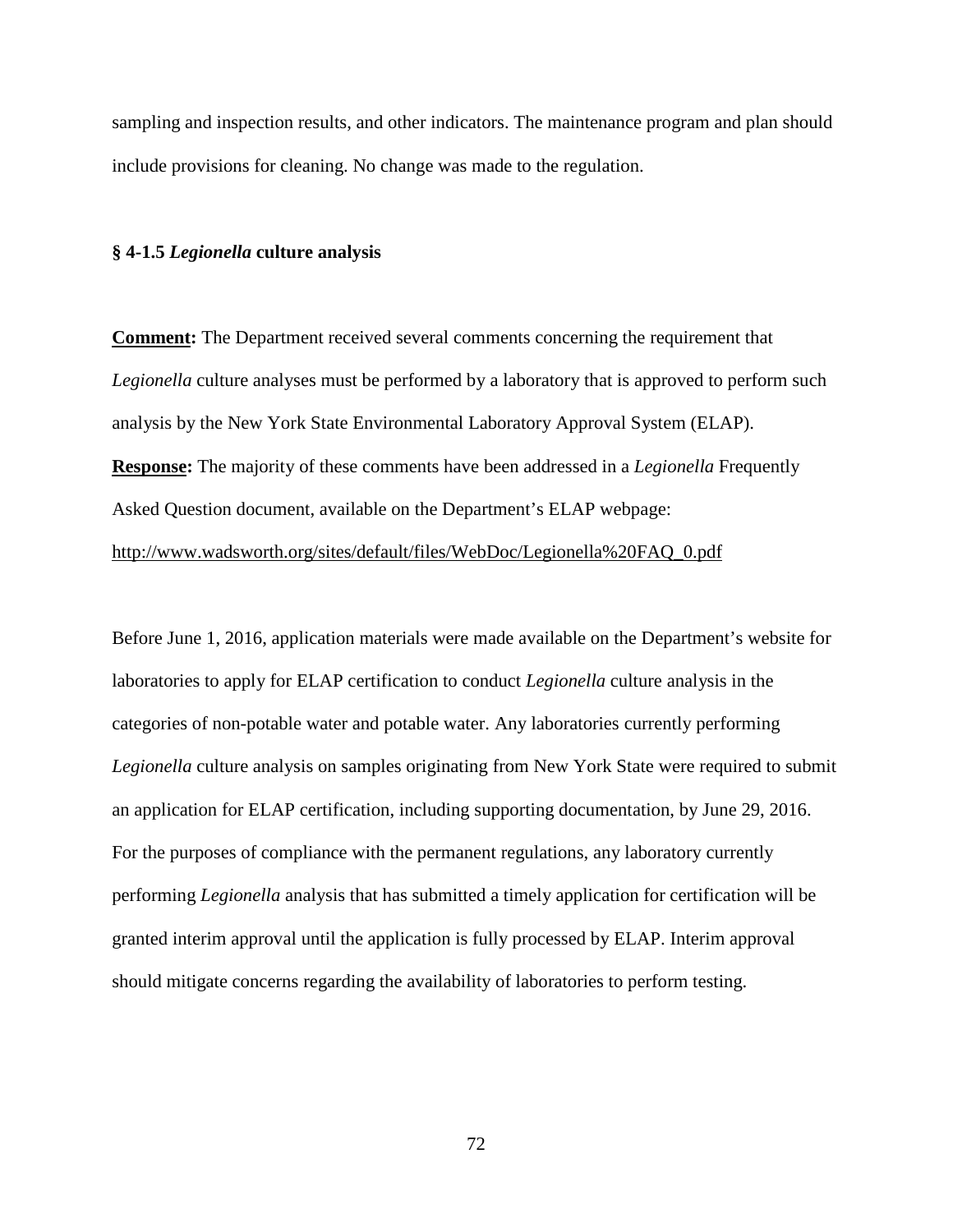sampling and inspection results, and other indicators. The maintenance program and plan should include provisions for cleaning. No change was made to the regulation.

### § 4-1.5 *Legionella* culture analysis

**Comment:** The Department received several comments concerning the requirement that *Legionella* culture analyses must be performed by a laboratory that is approved to perform such analysis by the New York State Environmental Laboratory Approval System (ELAP).

**Response:** The majority of these comments have been addressed in a *Legionella* Frequently Asked Question document, available on the Department's ELAP webpage: http://www.wadsworth.org/sites/default/files/WebDoc/Legionella%20FAQ_0.pdf

Before June 1, 2016, application materials were made available on the Department's website for laboratories to apply for ELAP certification to conduct *Legionella* culture analysis in the categories of non-potable water and potable water. Any laboratories currently performing *Legionella* culture analysis on samples originating from New York State were required to submit an application for ELAP certification, including supporting documentation, by June 29, 2016. For the purposes of compliance with the permanent regulations, any laboratory currently performing *Legionella* analysis that has submitted a timely application for certification will be granted interim approval until the application is fully processed by ELAP. Interim approval should mitigate concerns regarding the availability of laboratories to perform testing.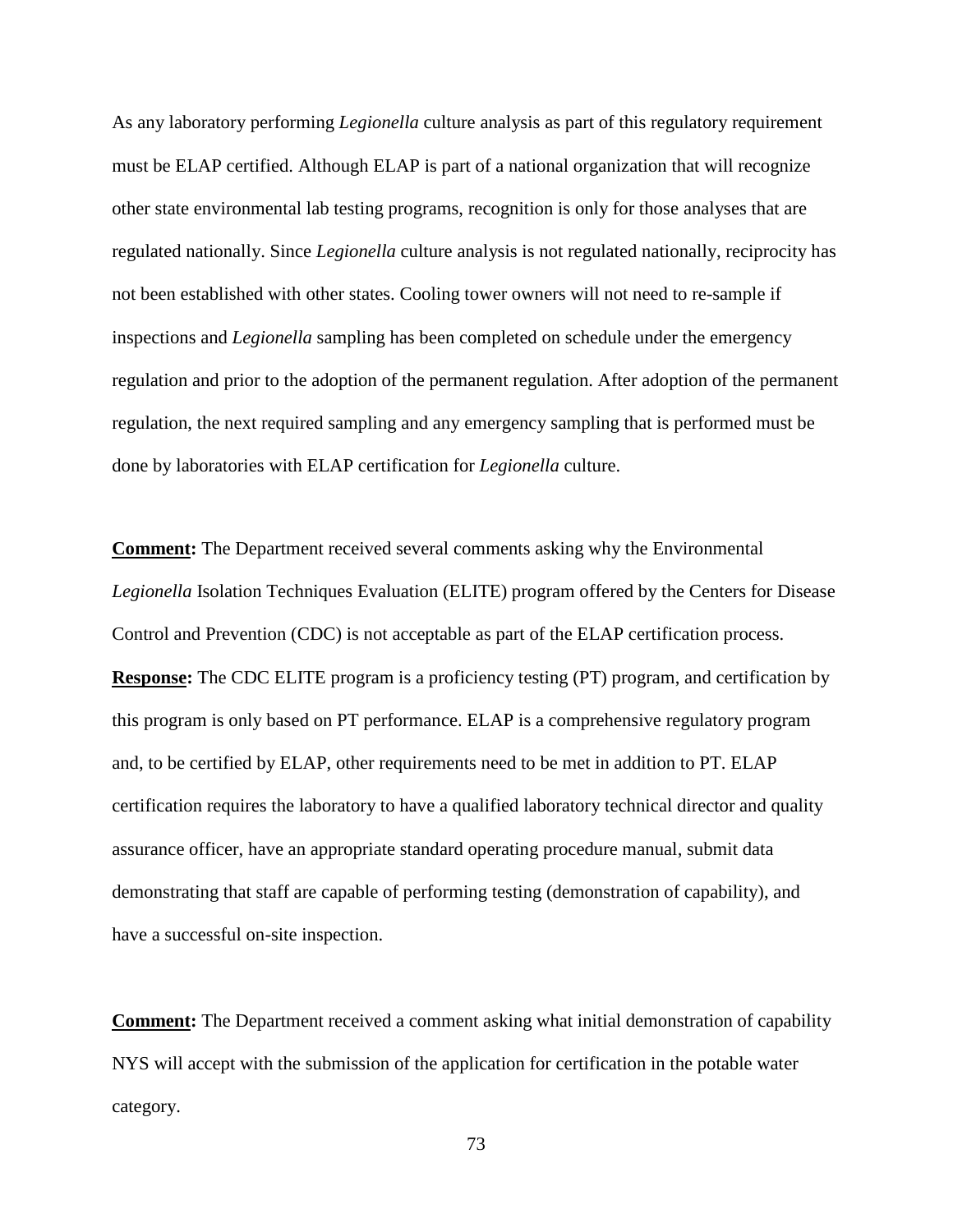As any laboratory performing *Legionella* culture analysis as part of this regulatory requirement must be ELAP certified. Although ELAP is part of a national organization that will recognize other state environmental lab testing programs, recognition is only for those analyses that are regulated nationally. Since *Legionella* culture analysis is not regulated nationally, reciprocity has not been established with other states. Cooling tower owners will not need to re-sample if inspections and *Legionella* sampling has been completed on schedule under the emergency regulation and prior to the adoption of the permanent regulation. After adoption of the permanent regulation, the next required sampling and any emergency sampling that is performed must be done by laboratories with ELAP certification for *Legionella* culture.

**Comment:** The Department received several comments asking why the Environmental *Legionella* Isolation Techniques Evaluation (ELITE) program offered by the Centers for Disease Control and Prevention (CDC) is not acceptable as part of the ELAP certification process.
**Response:** The CDC ELITE program is a proficiency testing (PT) program, and certification by this program is only based on PT performance. ELAP is a comprehensive regulatory program and, to be certified by ELAP, other requirements need to be met in addition to PT. ELAP certification requires the laboratory to have a qualified laboratory technical director and quality assurance officer, have an appropriate standard operating procedure manual, submit data demonstrating that staff are capable of performing testing (demonstration of capability), and have a successful on-site inspection.

**Comment:** The Department received a comment asking what initial demonstration of capability NYS will accept with the submission of the application for certification in the potable water category.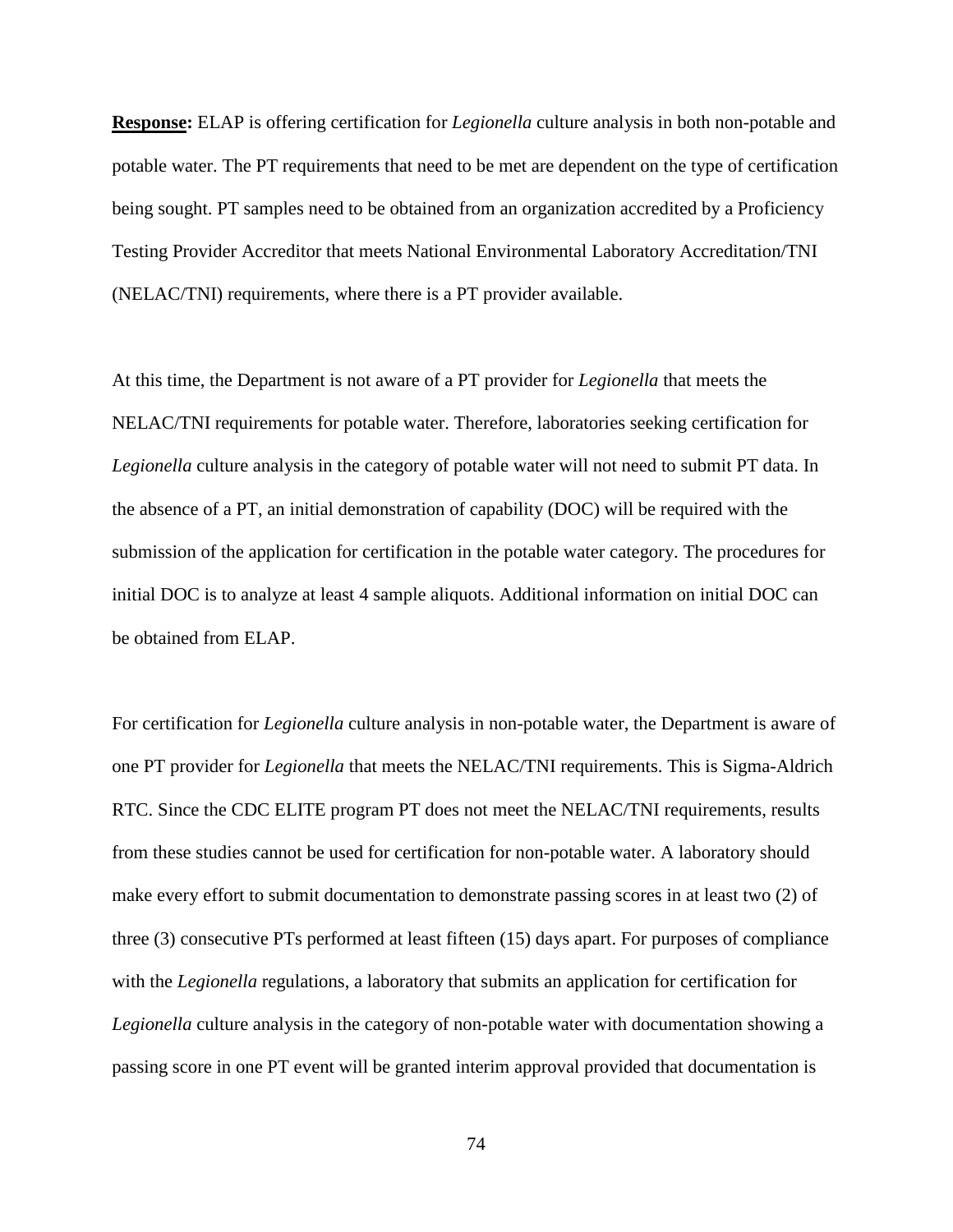**Response:** ELAP is offering certification for *Legionella* culture analysis in both non-potable and potable water. The PT requirements that need to be met are dependent on the type of certification being sought. PT samples need to be obtained from an organization accredited by a Proficiency Testing Provider Accreditor that meets National Environmental Laboratory Accreditation/TNI (NELAC/TNI) requirements, where there is a PT provider available.

At this time, the Department is not aware of a PT provider for *Legionella* that meets the NELAC/TNI requirements for potable water. Therefore, laboratories seeking certification for *Legionella* culture analysis in the category of potable water will not need to submit PT data. In the absence of a PT, an initial demonstration of capability (DOC) will be required with the submission of the application for certification in the potable water category. The procedures for initial DOC is to analyze at least 4 sample aliquots. Additional information on initial DOC can be obtained from ELAP.

For certification for *Legionella* culture analysis in non-potable water, the Department is aware of one PT provider for *Legionella* that meets the NELAC/TNI requirements. This is Sigma-Aldrich RTC. Since the CDC ELITE program PT does not meet the NELAC/TNI requirements, results from these studies cannot be used for certification for non-potable water. A laboratory should make every effort to submit documentation to demonstrate passing scores in at least two (2) of three (3) consecutive PTs performed at least fifteen (15) days apart. For purposes of compliance with the *Legionella* regulations, a laboratory that submits an application for certification for *Legionella* culture analysis in the category of non-potable water with documentation showing a passing score in one PT event will be granted interim approval provided that documentation is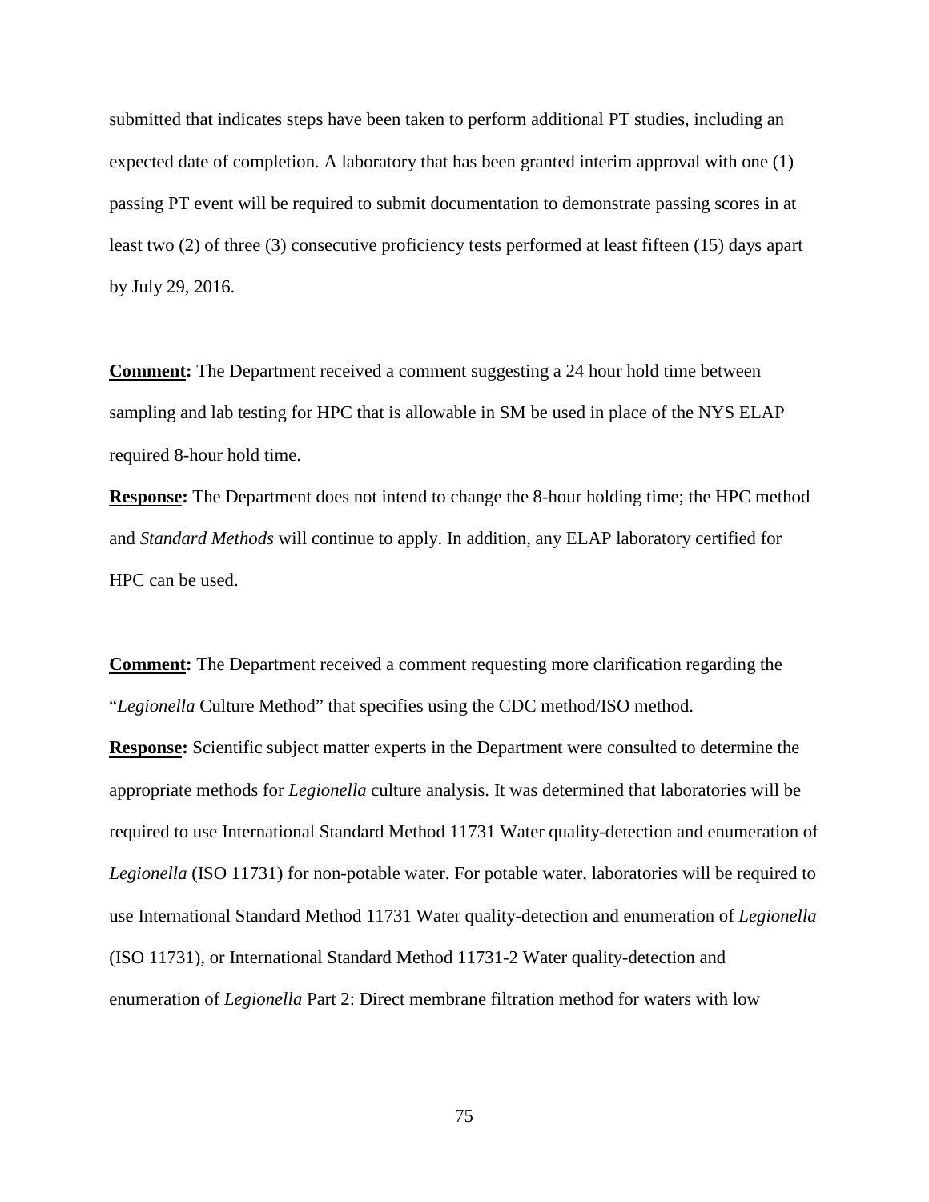submitted that indicates steps have been taken to perform additional PT studies, including an expected date of completion. A laboratory that has been granted interim approval with one (1) passing PT event will be required to submit documentation to demonstrate passing scores in at least two (2) of three (3) consecutive proficiency tests performed at least fifteen (15) days apart by July 29, 2016.

**Comment:** The Department received a comment suggesting a 24 hour hold time between sampling and lab testing for HPC that is allowable in SM be used in place of the NYS ELAP required 8-hour hold time.

**Response:** The Department does not intend to change the 8-hour holding time; the HPC method and *Standard Methods* will continue to apply. In addition, any ELAP laboratory certified for HPC can be used.

**Comment:** The Department received a comment requesting more clarification regarding the "*Legionella* Culture Method" that specifies using the CDC method/ISO method.

**Response:** Scientific subject matter experts in the Department were consulted to determine the appropriate methods for *Legionella* culture analysis. It was determined that laboratories will be required to use International Standard Method 11731 Water quality-detection and enumeration of *Legionella* (ISO 11731) for non-potable water. For potable water, laboratories will be required to use International Standard Method 11731 Water quality-detection and enumeration of *Legionella* (ISO 11731), or International Standard Method 11731-2 Water quality-detection and enumeration of *Legionella* Part 2: Direct membrane filtration method for waters with low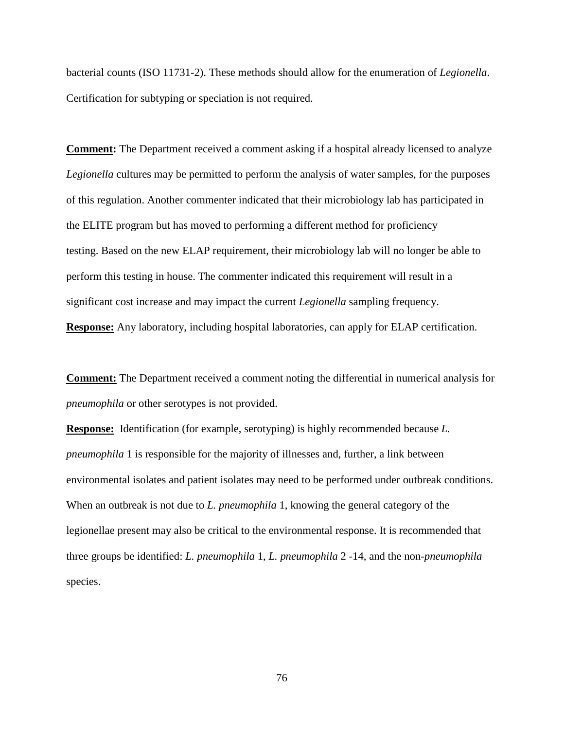bacterial counts (ISO 11731-2). These methods should allow for the enumeration of *Legionella*. Certification for subtyping or speciation is not required.

**Comment:** The Department received a comment asking if a hospital already licensed to analyze *Legionella* cultures may be permitted to perform the analysis of water samples, for the purposes of this regulation. Another commenter indicated that their microbiology lab has participated in the ELITE program but has moved to performing a different method for proficiency testing. Based on the new ELAP requirement, their microbiology lab will no longer be able to perform this testing in house. The commenter indicated this requirement will result in a significant cost increase and may impact the current *Legionella* sampling frequency.

**Response:** Any laboratory, including hospital laboratories, can apply for ELAP certification.

**Comment:** The Department received a comment noting the differential in numerical analysis for *pneumophila* or other serotypes is not provided.

**Response:** Identification (for example, serotyping) is highly recommended because *L. pneumophila* 1 is responsible for the majority of illnesses and, further, a link between environmental isolates and patient isolates may need to be performed under outbreak conditions. When an outbreak is not due to *L. pneumophila* 1, knowing the general category of the legionellae present may also be critical to the environmental response. It is recommended that three groups be identified: *L. pneumophila* 1, *L. pneumophila* 2 -14, and the non-*pneumophila* species.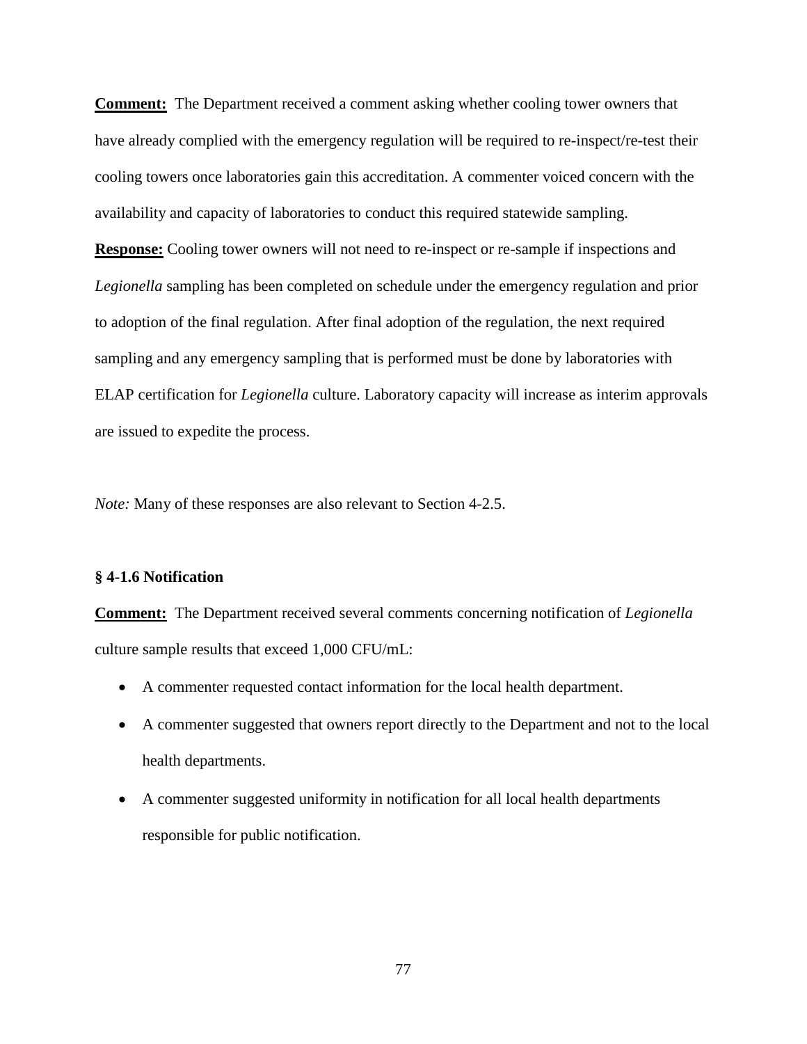**Comment:** The Department received a comment asking whether cooling tower owners that have already complied with the emergency regulation will be required to re-inspect/re-test their cooling towers once laboratories gain this accreditation. A commenter voiced concern with the availability and capacity of laboratories to conduct this required statewide sampling.

**Response:** Cooling tower owners will not need to re-inspect or re-sample if inspections and *Legionella* sampling has been completed on schedule under the emergency regulation and prior to adoption of the final regulation. After final adoption of the regulation, the next required sampling and any emergency sampling that is performed must be done by laboratories with ELAP certification for *Legionella* culture. Laboratory capacity will increase as interim approvals are issued to expedite the process.

*Note:* Many of these responses are also relevant to Section 4-2.5.

### § 4-1.6 Notification

**Comment:** The Department received several comments concerning notification of *Legionella* culture sample results that exceed 1,000 CFU/mL:

- A commenter requested contact information for the local health department.
- A commenter suggested that owners report directly to the Department and not to the local health departments.
- A commenter suggested uniformity in notification for all local health departments responsible for public notification.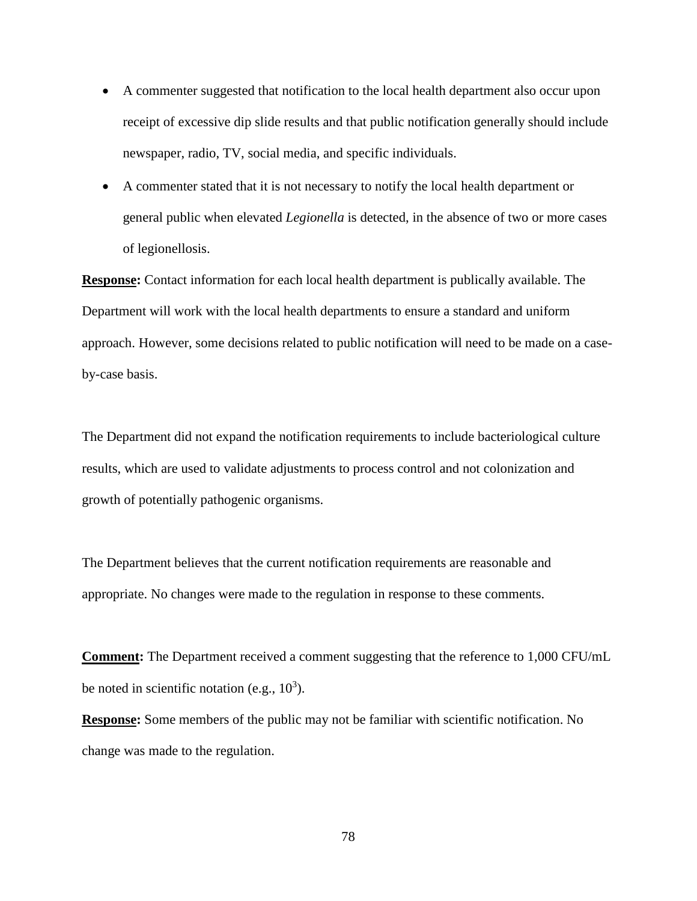- A commenter suggested that notification to the local health department also occur upon receipt of excessive dip slide results and that public notification generally should include newspaper, radio, TV, social media, and specific individuals.
- A commenter stated that it is not necessary to notify the local health department or general public when elevated *Legionella* is detected, in the absence of two or more cases of legionellosis.

**Response:** Contact information for each local health department is publically available. The Department will work with the local health departments to ensure a standard and uniform approach. However, some decisions related to public notification will need to be made on a case-by-case basis.

The Department did not expand the notification requirements to include bacteriological culture results, which are used to validate adjustments to process control and not colonization and growth of potentially pathogenic organisms.

The Department believes that the current notification requirements are reasonable and appropriate. No changes were made to the regulation in response to these comments.

**Comment:** The Department received a comment suggesting that the reference to 1,000 CFU/mL be noted in scientific notation (e.g., $10^3$).

**Response:** Some members of the public may not be familiar with scientific notification. No change was made to the regulation.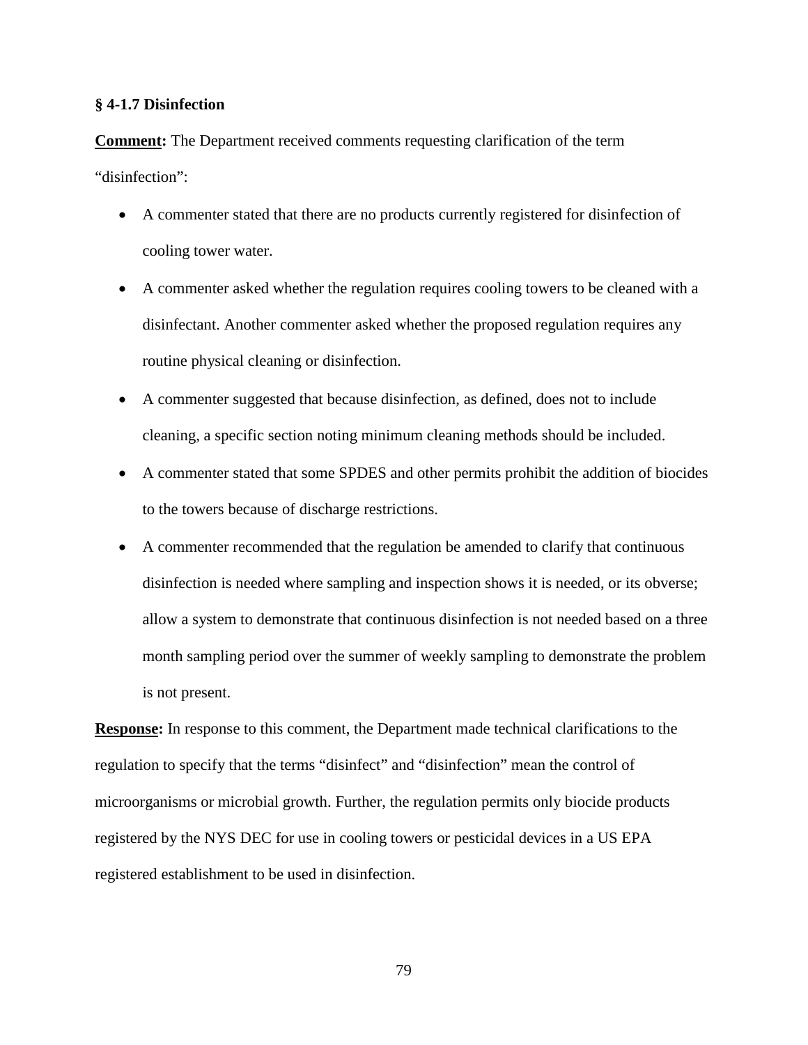**§ 4-1.7 Disinfection**

**Comment:** The Department received comments requesting clarification of the term "disinfection":

- A commenter stated that there are no products currently registered for disinfection of cooling tower water.
- A commenter asked whether the regulation requires cooling towers to be cleaned with a disinfectant. Another commenter asked whether the proposed regulation requires any routine physical cleaning or disinfection.
- A commenter suggested that because disinfection, as defined, does not to include cleaning, a specific section noting minimum cleaning methods should be included.
- A commenter stated that some SPDES and other permits prohibit the addition of biocides to the towers because of discharge restrictions.
- A commenter recommended that the regulation be amended to clarify that continuous disinfection is needed where sampling and inspection shows it is needed, or its obverse; allow a system to demonstrate that continuous disinfection is not needed based on a three month sampling period over the summer of weekly sampling to demonstrate the problem is not present.

**Response:** In response to this comment, the Department made technical clarifications to the regulation to specify that the terms "disinfect" and "disinfection" mean the control of microorganisms or microbial growth. Further, the regulation permits only biocide products registered by the NYS DEC for use in cooling towers or pesticidal devices in a US EPA registered establishment to be used in disinfection.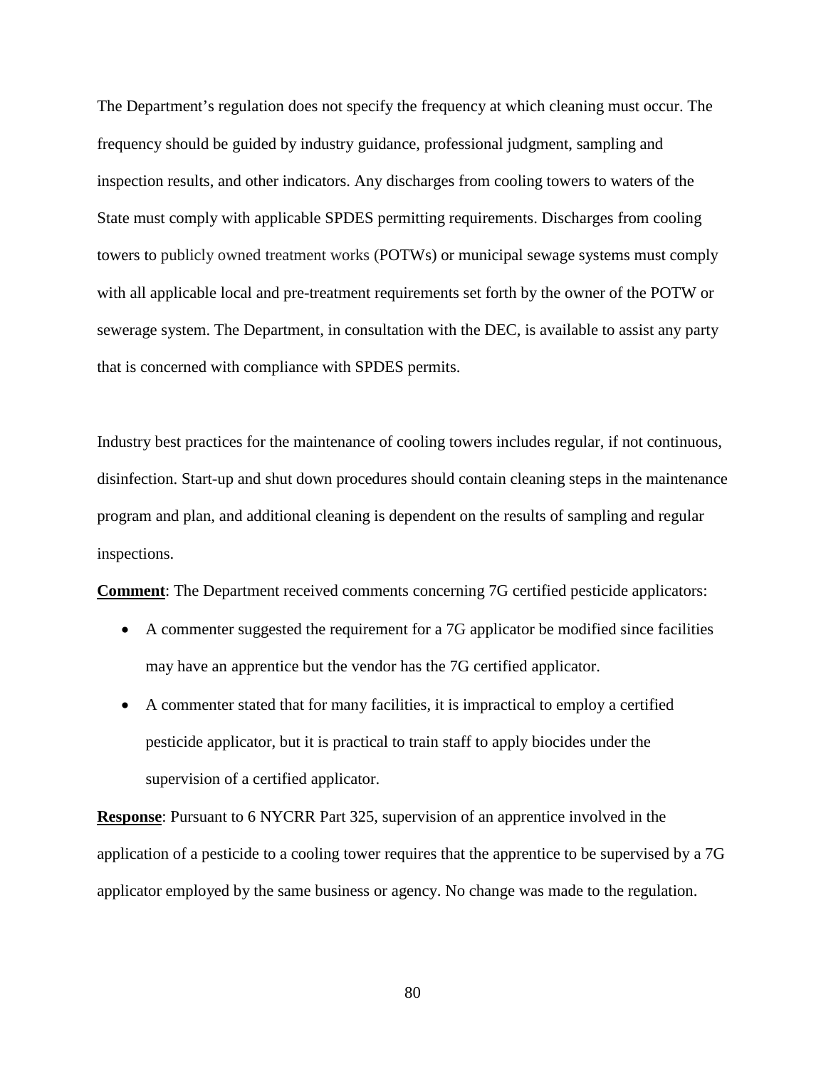The Department's regulation does not specify the frequency at which cleaning must occur. The frequency should be guided by industry guidance, professional judgment, sampling and inspection results, and other indicators. Any discharges from cooling towers to waters of the State must comply with applicable SPDES permitting requirements. Discharges from cooling towers to publicly owned treatment works (POTWs) or municipal sewage systems must comply with all applicable local and pre-treatment requirements set forth by the owner of the POTW or sewerage system. The Department, in consultation with the DEC, is available to assist any party that is concerned with compliance with SPDES permits.

Industry best practices for the maintenance of cooling towers includes regular, if not continuous, disinfection. Start-up and shut down procedures should contain cleaning steps in the maintenance program and plan, and additional cleaning is dependent on the results of sampling and regular inspections.

**Comment**: The Department received comments concerning 7G certified pesticide applicators:

- A commenter suggested the requirement for a 7G applicator be modified since facilities may have an apprentice but the vendor has the 7G certified applicator.
- A commenter stated that for many facilities, it is impractical to employ a certified pesticide applicator, but it is practical to train staff to apply biocides under the supervision of a certified applicator.

**Response**: Pursuant to 6 NYCRR Part 325, supervision of an apprentice involved in the application of a pesticide to a cooling tower requires that the apprentice to be supervised by a 7G applicator employed by the same business or agency. No change was made to the regulation.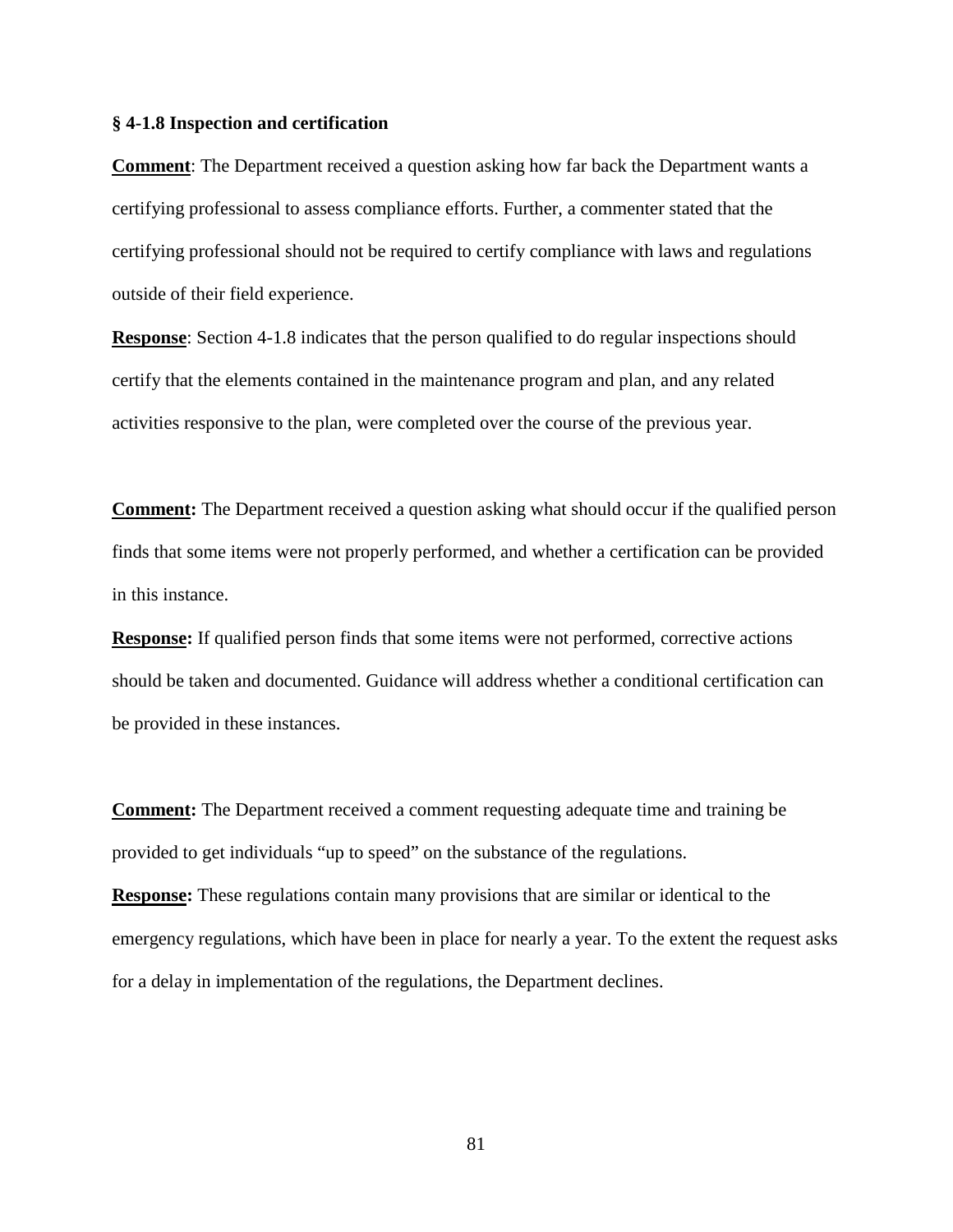### § 4-1.8 Inspection and certification

**Comment**: The Department received a question asking how far back the Department wants a certifying professional to assess compliance efforts. Further, a commenter stated that the certifying professional should not be required to certify compliance with laws and regulations outside of their field experience.

**Response**: Section 4-1.8 indicates that the person qualified to do regular inspections should certify that the elements contained in the maintenance program and plan, and any related activities responsive to the plan, were completed over the course of the previous year.

**Comment:** The Department received a question asking what should occur if the qualified person finds that some items were not properly performed, and whether a certification can be provided in this instance.

**Response:** If qualified person finds that some items were not performed, corrective actions should be taken and documented. Guidance will address whether a conditional certification can be provided in these instances.

**Comment:** The Department received a comment requesting adequate time and training be provided to get individuals "up to speed" on the substance of the regulations.

**Response:** These regulations contain many provisions that are similar or identical to the emergency regulations, which have been in place for nearly a year. To the extent the request asks for a delay in implementation of the regulations, the Department declines.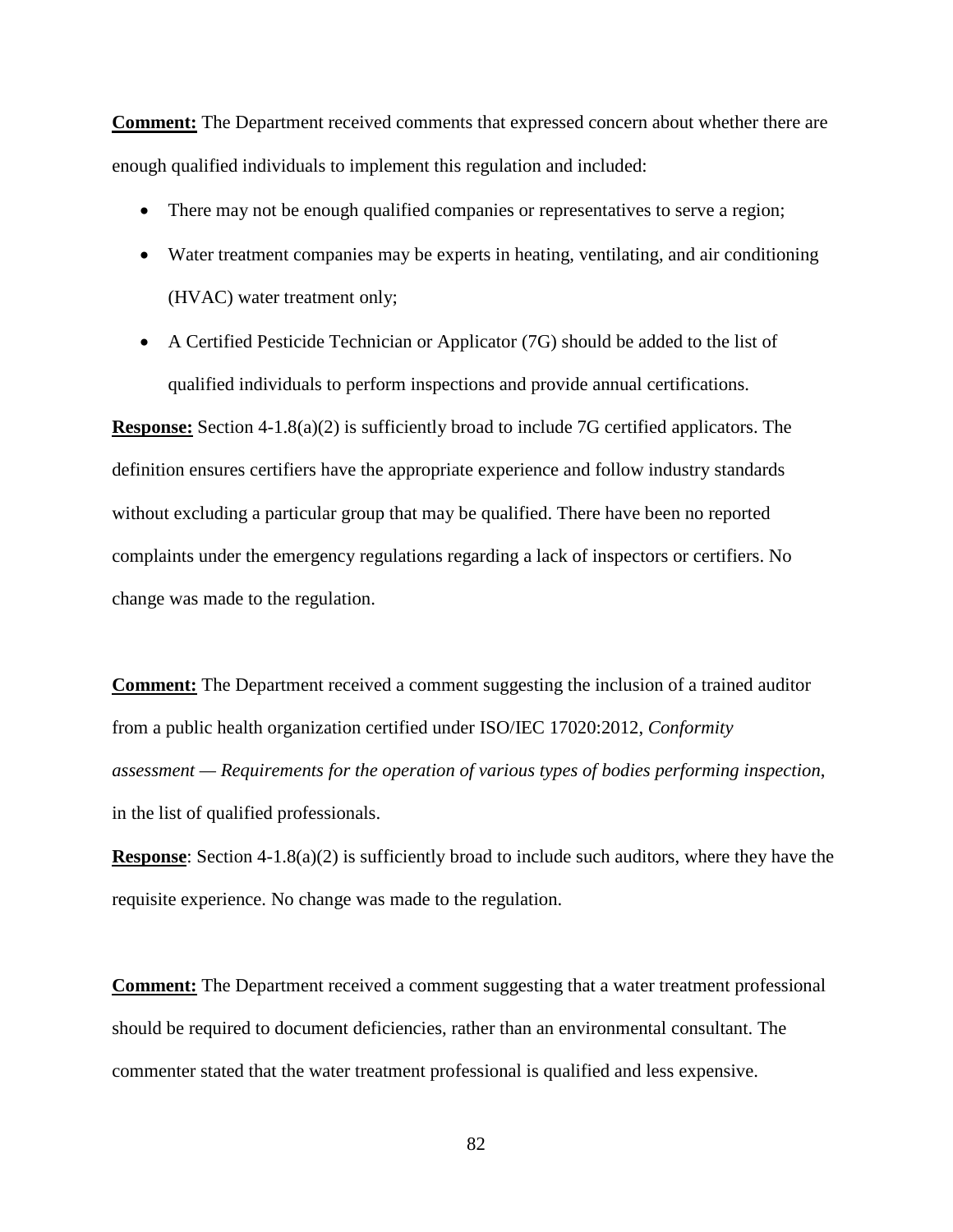**Comment:** The Department received comments that expressed concern about whether there are enough qualified individuals to implement this regulation and included:

- There may not be enough qualified companies or representatives to serve a region;
- Water treatment companies may be experts in heating, ventilating, and air conditioning (HVAC) water treatment only;
- A Certified Pesticide Technician or Applicator (7G) should be added to the list of qualified individuals to perform inspections and provide annual certifications.

**Response:** Section 4-1.8(a)(2) is sufficiently broad to include 7G certified applicators. The definition ensures certifiers have the appropriate experience and follow industry standards without excluding a particular group that may be qualified. There have been no reported complaints under the emergency regulations regarding a lack of inspectors or certifiers. No change was made to the regulation.

**Comment:** The Department received a comment suggesting the inclusion of a trained auditor from a public health organization certified under ISO/IEC 17020:2012, *Conformity assessment — Requirements for the operation of various types of bodies performing inspection*, in the list of qualified professionals.

**Response**: Section 4-1.8(a)(2) is sufficiently broad to include such auditors, where they have the requisite experience. No change was made to the regulation.

**Comment:** The Department received a comment suggesting that a water treatment professional should be required to document deficiencies, rather than an environmental consultant. The commenter stated that the water treatment professional is qualified and less expensive.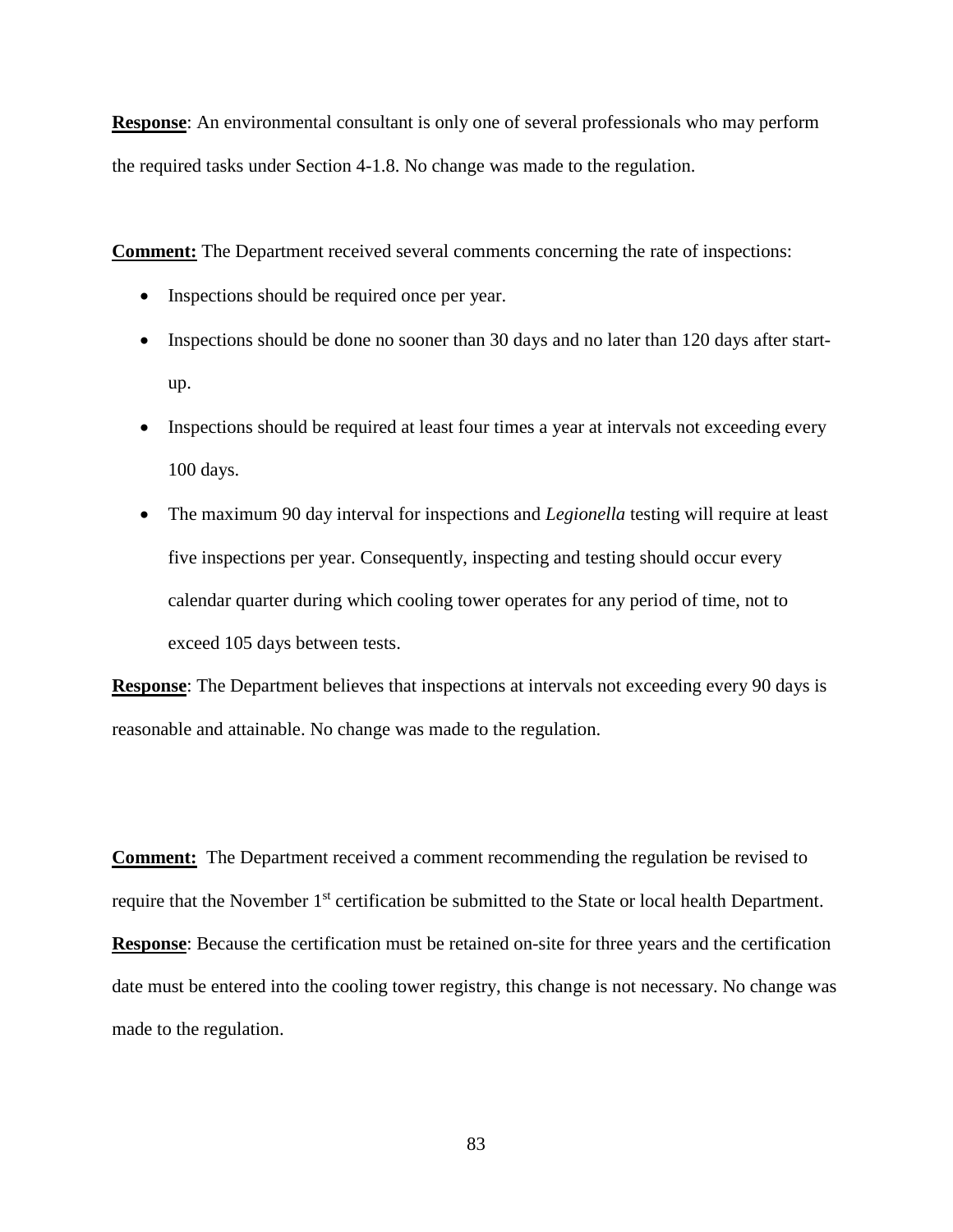**Response**: An environmental consultant is only one of several professionals who may perform the required tasks under Section 4-1.8. No change was made to the regulation.

**Comment:** The Department received several comments concerning the rate of inspections:

- Inspections should be required once per year.
- Inspections should be done no sooner than 30 days and no later than 120 days after start-up.
- Inspections should be required at least four times a year at intervals not exceeding every 100 days.
- The maximum 90 day interval for inspections and *Legionella* testing will require at least five inspections per year. Consequently, inspecting and testing should occur every calendar quarter during which cooling tower operates for any period of time, not to exceed 105 days between tests.

**Response**: The Department believes that inspections at intervals not exceeding every 90 days is reasonable and attainable. No change was made to the regulation.

**Comment:** The Department received a comment recommending the regulation be revised to require that the November 1st certification be submitted to the State or local health Department.

**Response**: Because the certification must be retained on-site for three years and the certification date must be entered into the cooling tower registry, this change is not necessary. No change was made to the regulation.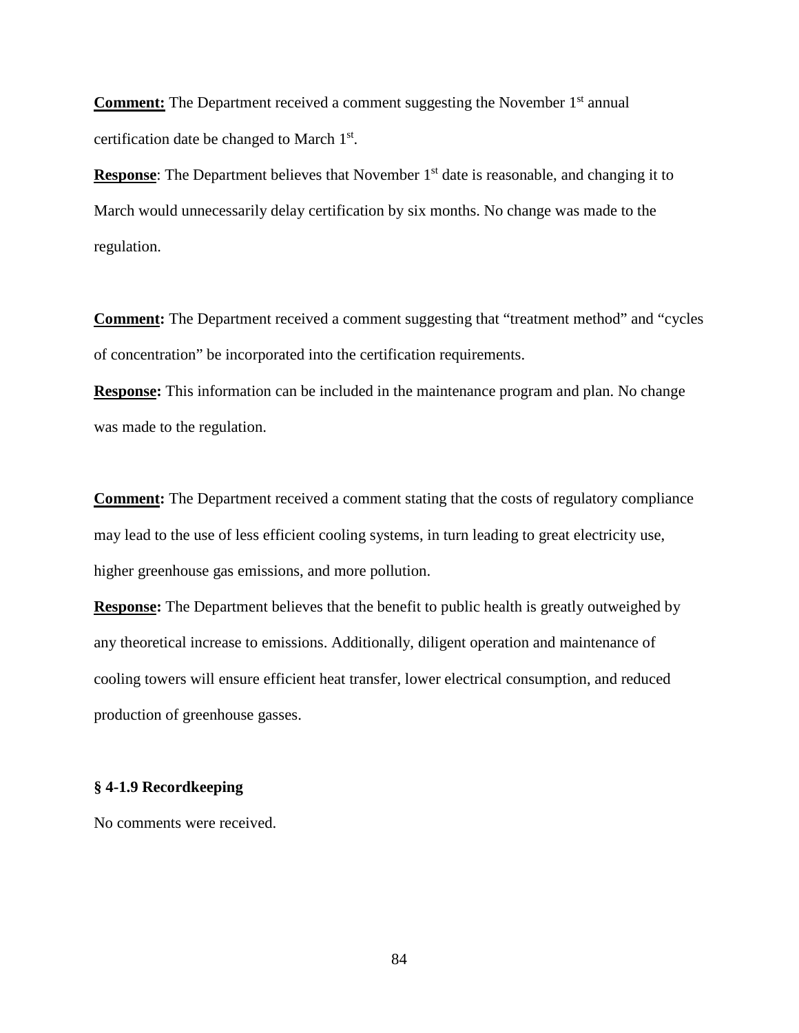**Comment:** The Department received a comment suggesting the November 1st annual certification date be changed to March 1st.

**Response**: The Department believes that November 1st date is reasonable, and changing it to March would unnecessarily delay certification by six months. No change was made to the regulation.

**Comment:** The Department received a comment suggesting that "treatment method" and "cycles of concentration" be incorporated into the certification requirements.

**Response:** This information can be included in the maintenance program and plan. No change was made to the regulation.

**Comment:** The Department received a comment stating that the costs of regulatory compliance may lead to the use of less efficient cooling systems, in turn leading to great electricity use, higher greenhouse gas emissions, and more pollution.

**Response:** The Department believes that the benefit to public health is greatly outweighed by any theoretical increase to emissions. Additionally, diligent operation and maintenance of cooling towers will ensure efficient heat transfer, lower electrical consumption, and reduced production of greenhouse gasses.

**§ 4-1.9 Recordkeeping**

No comments were received.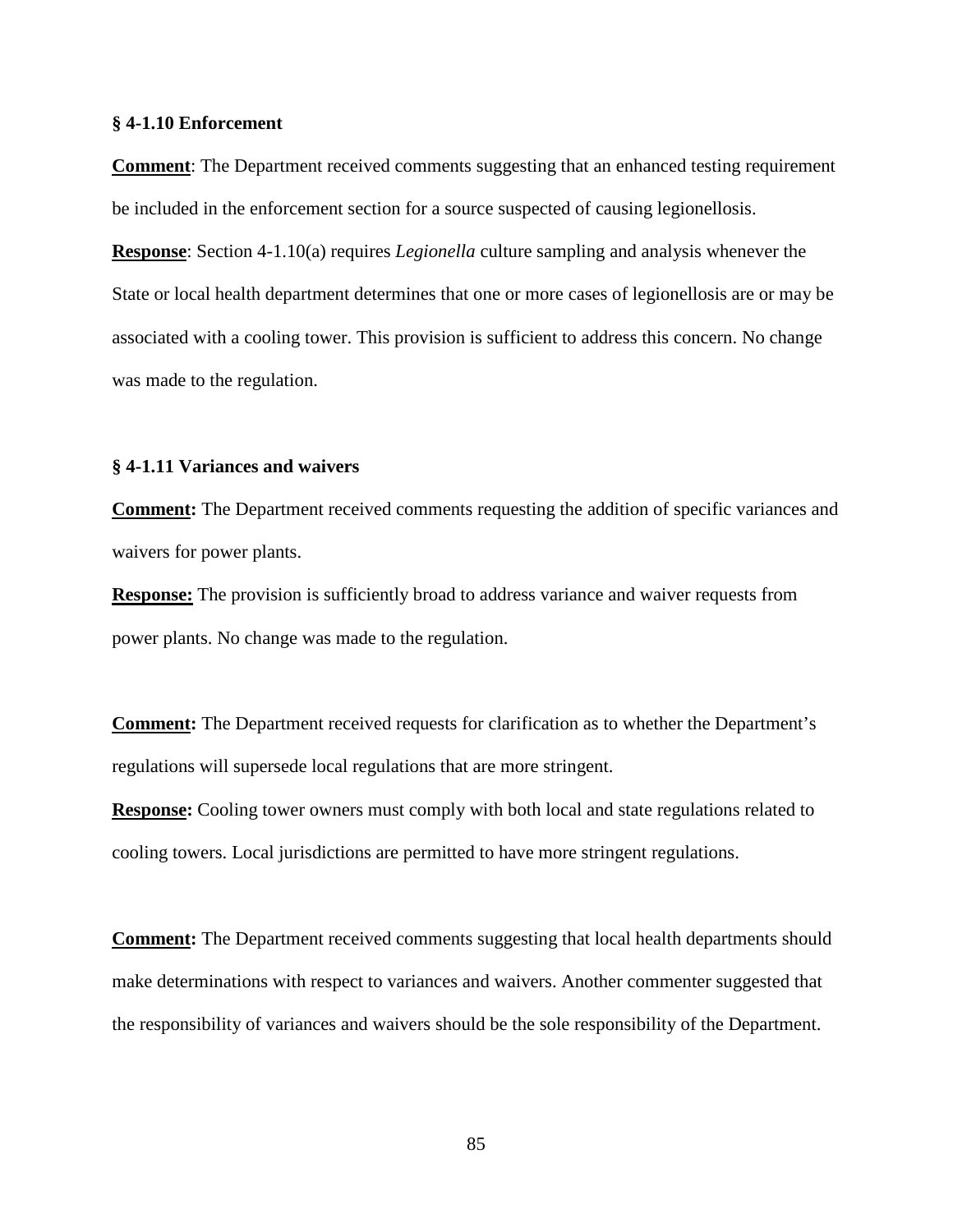**§ 4-1.10 Enforcement**

**Comment**: The Department received comments suggesting that an enhanced testing requirement be included in the enforcement section for a source suspected of causing legionellosis.

**Response**: Section 4-1.10(a) requires *Legionella* culture sampling and analysis whenever the State or local health department determines that one or more cases of legionellosis are or may be associated with a cooling tower. This provision is sufficient to address this concern. No change was made to the regulation.

**§ 4-1.11 Variances and waivers**

**Comment:** The Department received comments requesting the addition of specific variances and waivers for power plants.

**Response:** The provision is sufficiently broad to address variance and waiver requests from power plants. No change was made to the regulation.

**Comment:** The Department received requests for clarification as to whether the Department's regulations will supersede local regulations that are more stringent.

**Response:** Cooling tower owners must comply with both local and state regulations related to cooling towers. Local jurisdictions are permitted to have more stringent regulations.

**Comment:** The Department received comments suggesting that local health departments should make determinations with respect to variances and waivers. Another commenter suggested that the responsibility of variances and waivers should be the sole responsibility of the Department.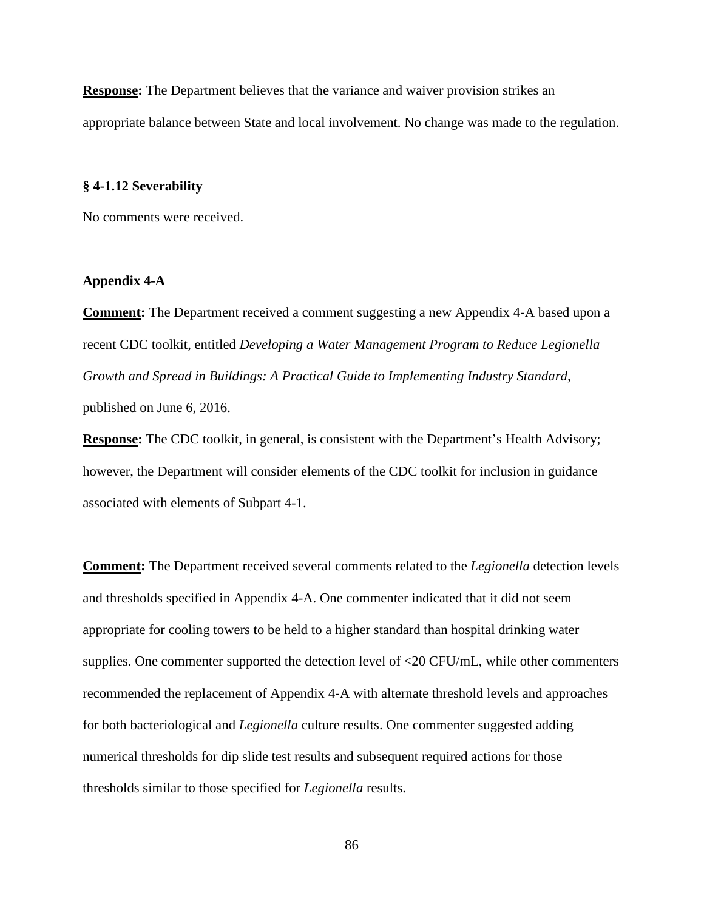**Response:** The Department believes that the variance and waiver provision strikes an appropriate balance between State and local involvement. No change was made to the regulation.

**§ 4-1.12 Severability**

No comments were received.

**Appendix 4-A**

**Comment:** The Department received a comment suggesting a new Appendix 4-A based upon a recent CDC toolkit, entitled *Developing a Water Management Program to Reduce Legionella Growth and Spread in Buildings: A Practical Guide to Implementing Industry Standard*, published on June 6, 2016.

**Response:** The CDC toolkit, in general, is consistent with the Department's Health Advisory; however, the Department will consider elements of the CDC toolkit for inclusion in guidance associated with elements of Subpart 4-1.

**Comment:** The Department received several comments related to the *Legionella* detection levels and thresholds specified in Appendix 4-A. One commenter indicated that it did not seem appropriate for cooling towers to be held to a higher standard than hospital drinking water supplies. One commenter supported the detection level of <20 CFU/mL, while other commenters recommended the replacement of Appendix 4-A with alternate threshold levels and approaches for both bacteriological and *Legionella* culture results. One commenter suggested adding numerical thresholds for dip slide test results and subsequent required actions for those thresholds similar to those specified for *Legionella* results.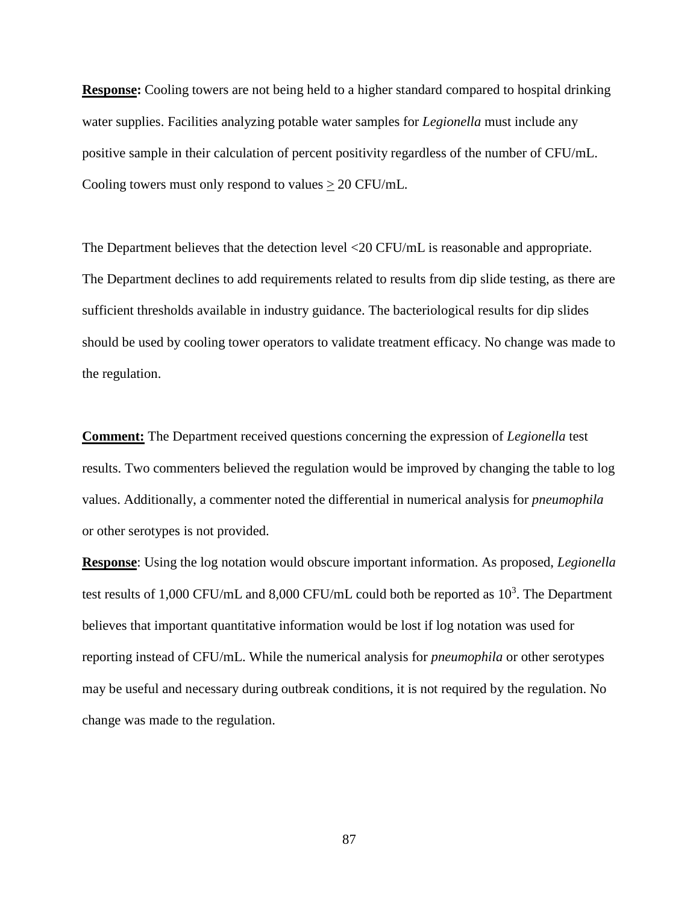**Response:** Cooling towers are not being held to a higher standard compared to hospital drinking water supplies. Facilities analyzing potable water samples for *Legionella* must include any positive sample in their calculation of percent positivity regardless of the number of CFU/mL. Cooling towers must only respond to values $\geq$ 20 CFU/mL.

The Department believes that the detection level <20 CFU/mL is reasonable and appropriate. The Department declines to add requirements related to results from dip slide testing, as there are sufficient thresholds available in industry guidance. The bacteriological results for dip slides should be used by cooling tower operators to validate treatment efficacy. No change was made to the regulation.

**Comment:** The Department received questions concerning the expression of *Legionella* test results. Two commenters believed the regulation would be improved by changing the table to log values. Additionally, a commenter noted the differential in numerical analysis for *pneumophila* or other serotypes is not provided.

**Response**: Using the log notation would obscure important information. As proposed, *Legionella* test results of 1,000 CFU/mL and 8,000 CFU/mL could both be reported as $10^3$. The Department believes that important quantitative information would be lost if log notation was used for reporting instead of CFU/mL. While the numerical analysis for *pneumophila* or other serotypes may be useful and necessary during outbreak conditions, it is not required by the regulation. No change was made to the regulation.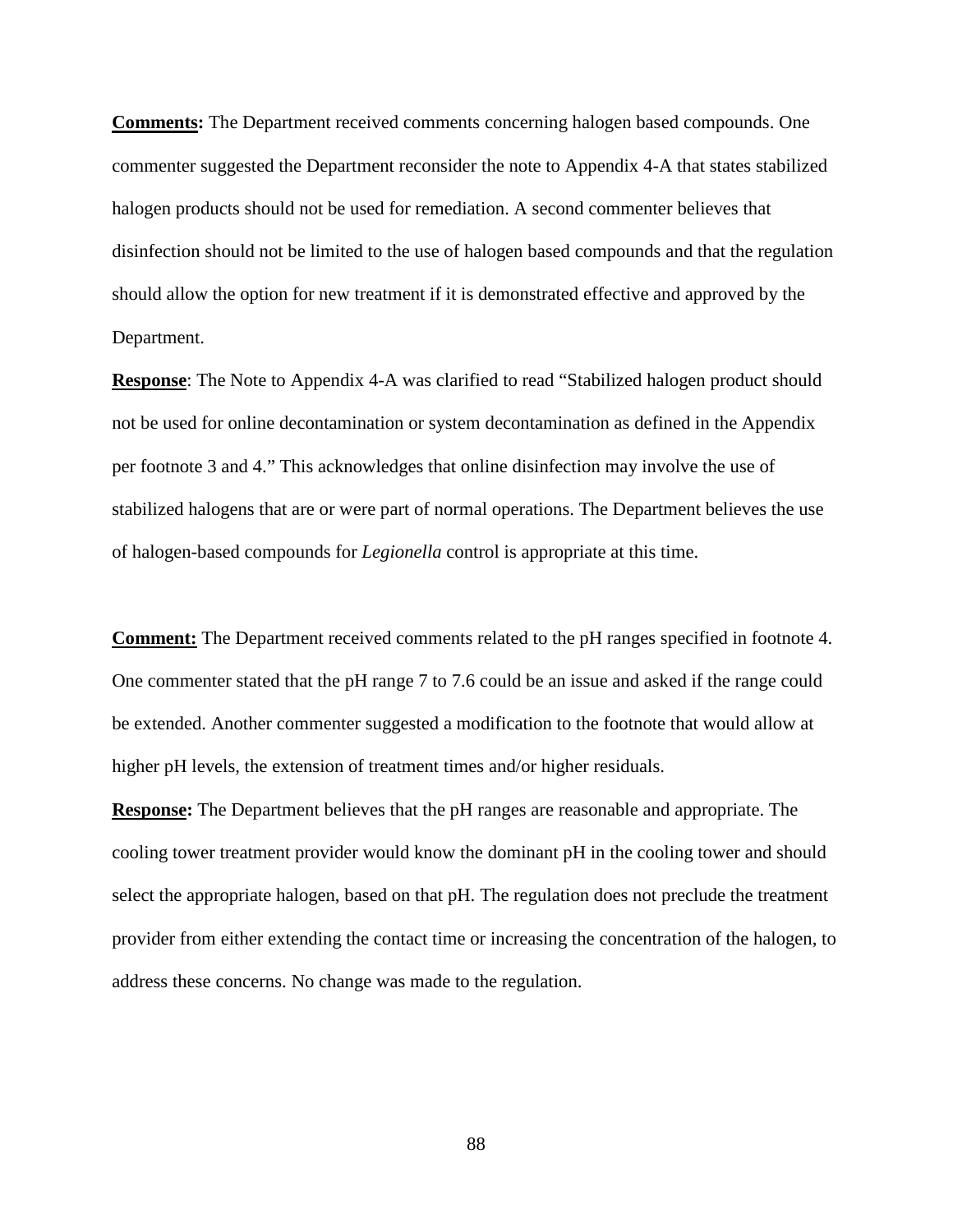**Comments:** The Department received comments concerning halogen based compounds. One commenter suggested the Department reconsider the note to Appendix 4-A that states stabilized halogen products should not be used for remediation. A second commenter believes that disinfection should not be limited to the use of halogen based compounds and that the regulation should allow the option for new treatment if it is demonstrated effective and approved by the Department.

**Response**: The Note to Appendix 4-A was clarified to read "Stabilized halogen product should not be used for online decontamination or system decontamination as defined in the Appendix per footnote 3 and 4." This acknowledges that online disinfection may involve the use of stabilized halogens that are or were part of normal operations. The Department believes the use of halogen-based compounds for *Legionella* control is appropriate at this time.

**Comment:** The Department received comments related to the pH ranges specified in footnote 4. One commenter stated that the pH range 7 to 7.6 could be an issue and asked if the range could be extended. Another commenter suggested a modification to the footnote that would allow at higher pH levels, the extension of treatment times and/or higher residuals.

**Response:** The Department believes that the pH ranges are reasonable and appropriate. The cooling tower treatment provider would know the dominant pH in the cooling tower and should select the appropriate halogen, based on that pH. The regulation does not preclude the treatment provider from either extending the contact time or increasing the concentration of the halogen, to address these concerns. No change was made to the regulation.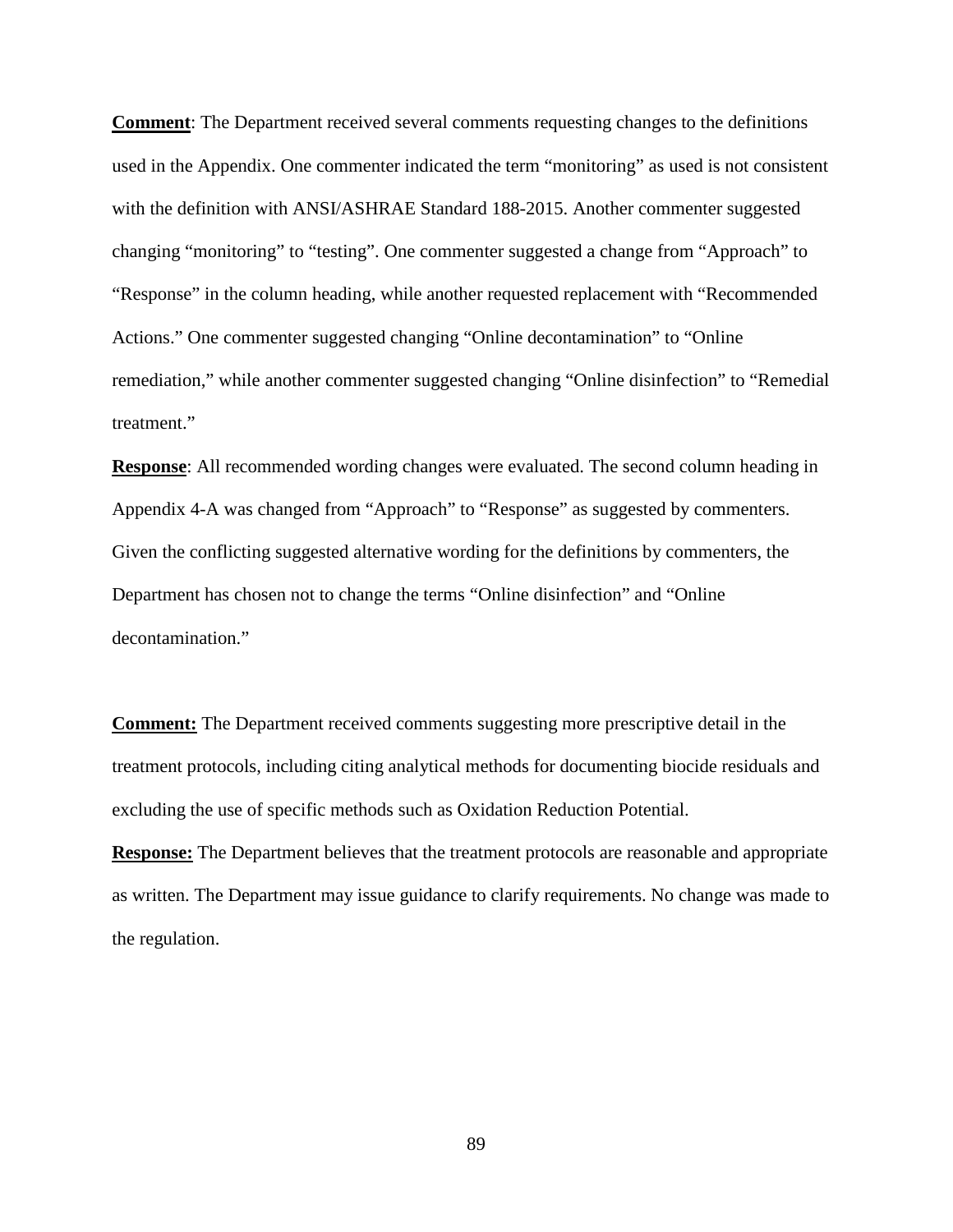**Comment**: The Department received several comments requesting changes to the definitions used in the Appendix. One commenter indicated the term “monitoring” as used is not consistent with the definition with ANSI/ASHRAE Standard 188-2015. Another commenter suggested changing “monitoring” to “testing”. One commenter suggested a change from “Approach” to “Response” in the column heading, while another requested replacement with “Recommended Actions.” One commenter suggested changing “Online decontamination” to “Online remediation,” while another commenter suggested changing “Online disinfection” to “Remedial treatment.”

**Response**: All recommended wording changes were evaluated. The second column heading in Appendix 4-A was changed from “Approach” to “Response” as suggested by commenters. Given the conflicting suggested alternative wording for the definitions by commenters, the Department has chosen not to change the terms “Online disinfection” and “Online decontamination.”

**Comment:** The Department received comments suggesting more prescriptive detail in the treatment protocols, including citing analytical methods for documenting biocide residuals and excluding the use of specific methods such as Oxidation Reduction Potential.

**Response:** The Department believes that the treatment protocols are reasonable and appropriate as written. The Department may issue guidance to clarify requirements. No change was made to the regulation.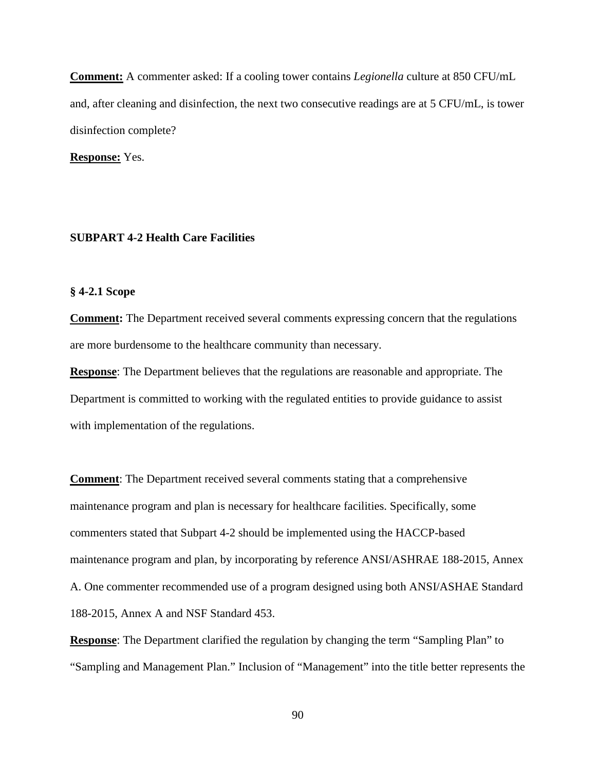**Comment:** A commenter asked: If a cooling tower contains *Legionella* culture at 850 CFU/mL and, after cleaning and disinfection, the next two consecutive readings are at 5 CFU/mL, is tower disinfection complete?

**Response:** Yes.

## SUBPART 4-2 Health Care Facilities

### § 4-2.1 Scope

**Comment:** The Department received several comments expressing concern that the regulations are more burdensome to the healthcare community than necessary.

**Response**: The Department believes that the regulations are reasonable and appropriate. The Department is committed to working with the regulated entities to provide guidance to assist with implementation of the regulations.

**Comment**: The Department received several comments stating that a comprehensive maintenance program and plan is necessary for healthcare facilities. Specifically, some commenters stated that Subpart 4-2 should be implemented using the HACCP-based maintenance program and plan, by incorporating by reference ANSI/ASHRAE 188-2015, Annex A. One commenter recommended use of a program designed using both ANSI/ASHAE Standard 188-2015, Annex A and NSF Standard 453.

**Response**: The Department clarified the regulation by changing the term "Sampling Plan" to "Sampling and Management Plan." Inclusion of "Management" into the title better represents the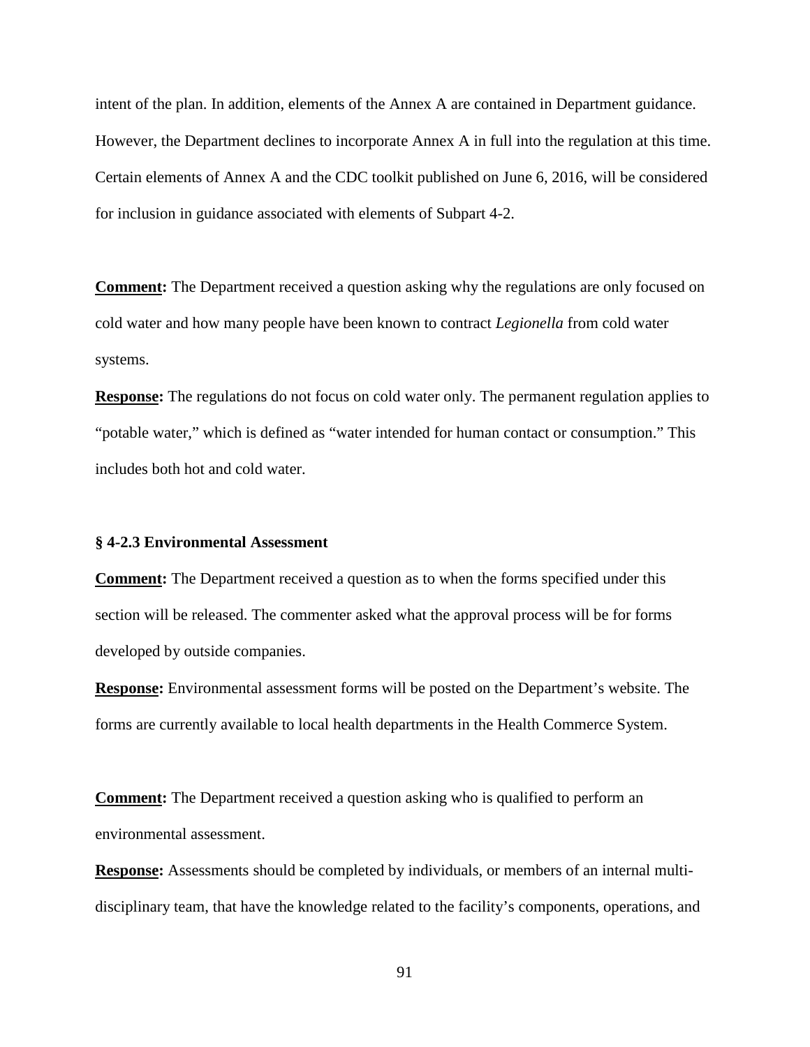intent of the plan. In addition, elements of the Annex A are contained in Department guidance. However, the Department declines to incorporate Annex A in full into the regulation at this time. Certain elements of Annex A and the CDC toolkit published on June 6, 2016, will be considered for inclusion in guidance associated with elements of Subpart 4-2.

**Comment:** The Department received a question asking why the regulations are only focused on cold water and how many people have been known to contract *Legionella* from cold water systems.

**Response:** The regulations do not focus on cold water only. The permanent regulation applies to "potable water," which is defined as "water intended for human contact or consumption." This includes both hot and cold water.

**§ 4-2.3 Environmental Assessment**

**Comment:** The Department received a question as to when the forms specified under this section will be released. The commenter asked what the approval process will be for forms developed by outside companies.

**Response:** Environmental assessment forms will be posted on the Department's website. The forms are currently available to local health departments in the Health Commerce System.

**Comment:** The Department received a question asking who is qualified to perform an environmental assessment.

**Response:** Assessments should be completed by individuals, or members of an internal multi-disciplinary team, that have the knowledge related to the facility's components, operations, and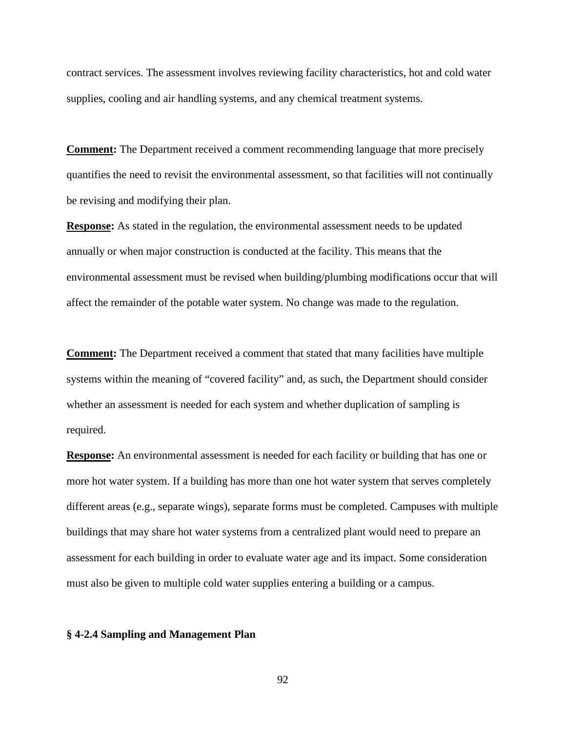contract services. The assessment involves reviewing facility characteristics, hot and cold water supplies, cooling and air handling systems, and any chemical treatment systems.

**Comment:** The Department received a comment recommending language that more precisely quantifies the need to revisit the environmental assessment, so that facilities will not continually be revising and modifying their plan.

**Response:** As stated in the regulation, the environmental assessment needs to be updated annually or when major construction is conducted at the facility. This means that the environmental assessment must be revised when building/plumbing modifications occur that will affect the remainder of the potable water system. No change was made to the regulation.

**Comment:** The Department received a comment that stated that many facilities have multiple systems within the meaning of "covered facility" and, as such, the Department should consider whether an assessment is needed for each system and whether duplication of sampling is required.

**Response:** An environmental assessment is needed for each facility or building that has one or more hot water system. If a building has more than one hot water system that serves completely different areas (e.g., separate wings), separate forms must be completed. Campuses with multiple buildings that may share hot water systems from a centralized plant would need to prepare an assessment for each building in order to evaluate water age and its impact. Some consideration must also be given to multiple cold water supplies entering a building or a campus.

**§ 4-2.4 Sampling and Management Plan**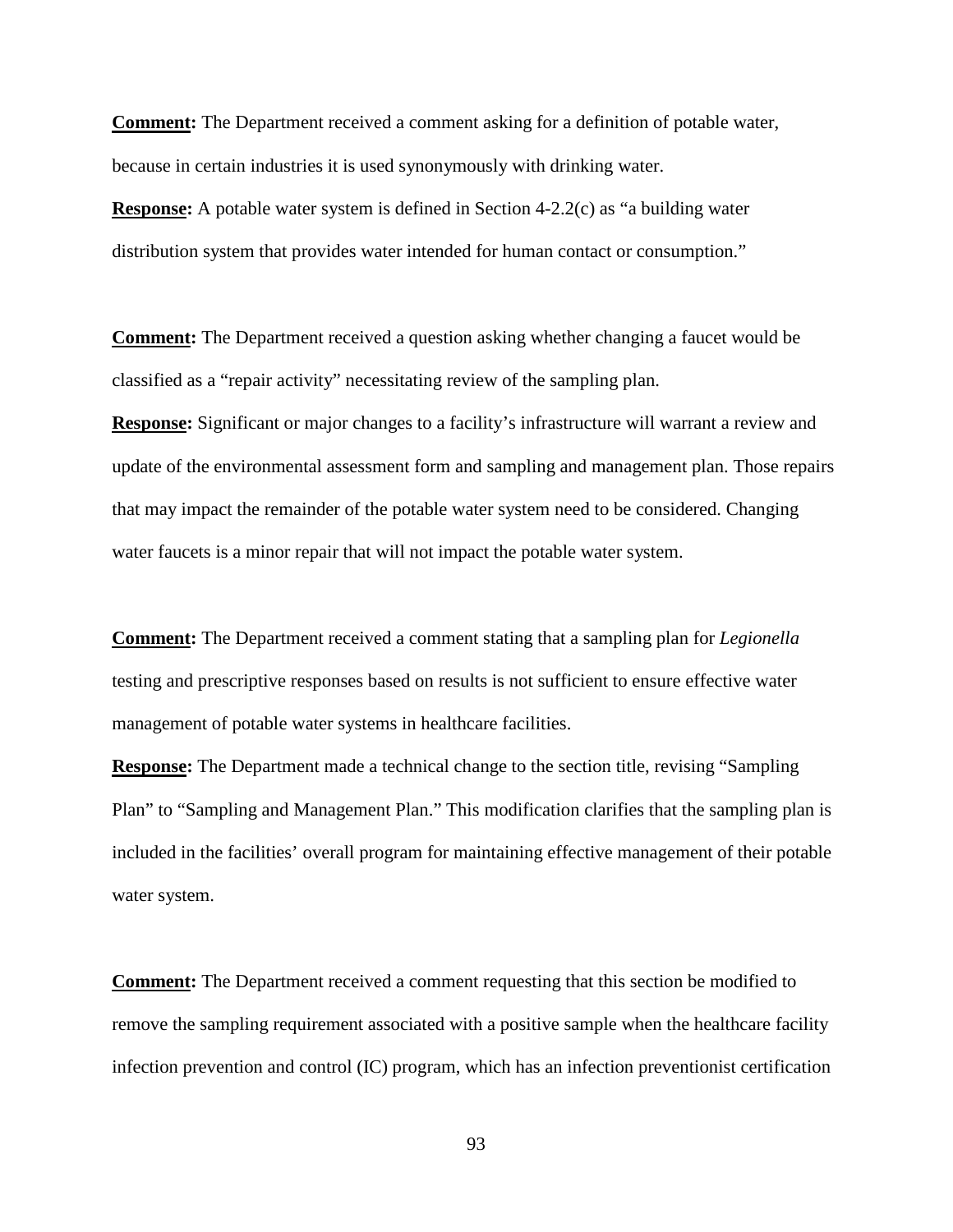**Comment:** The Department received a comment asking for a definition of potable water, because in certain industries it is used synonymously with drinking water.

**Response:** A potable water system is defined in Section 4-2.2(c) as "a building water distribution system that provides water intended for human contact or consumption."

**Comment:** The Department received a question asking whether changing a faucet would be classified as a "repair activity" necessitating review of the sampling plan.

**Response:** Significant or major changes to a facility's infrastructure will warrant a review and update of the environmental assessment form and sampling and management plan. Those repairs that may impact the remainder of the potable water system need to be considered. Changing water faucets is a minor repair that will not impact the potable water system.

**Comment:** The Department received a comment stating that a sampling plan for *Legionella* testing and prescriptive responses based on results is not sufficient to ensure effective water management of potable water systems in healthcare facilities.

**Response:** The Department made a technical change to the section title, revising "Sampling Plan" to "Sampling and Management Plan." This modification clarifies that the sampling plan is included in the facilities' overall program for maintaining effective management of their potable water system.

**Comment:** The Department received a comment requesting that this section be modified to remove the sampling requirement associated with a positive sample when the healthcare facility infection prevention and control (IC) program, which has an infection preventionist certification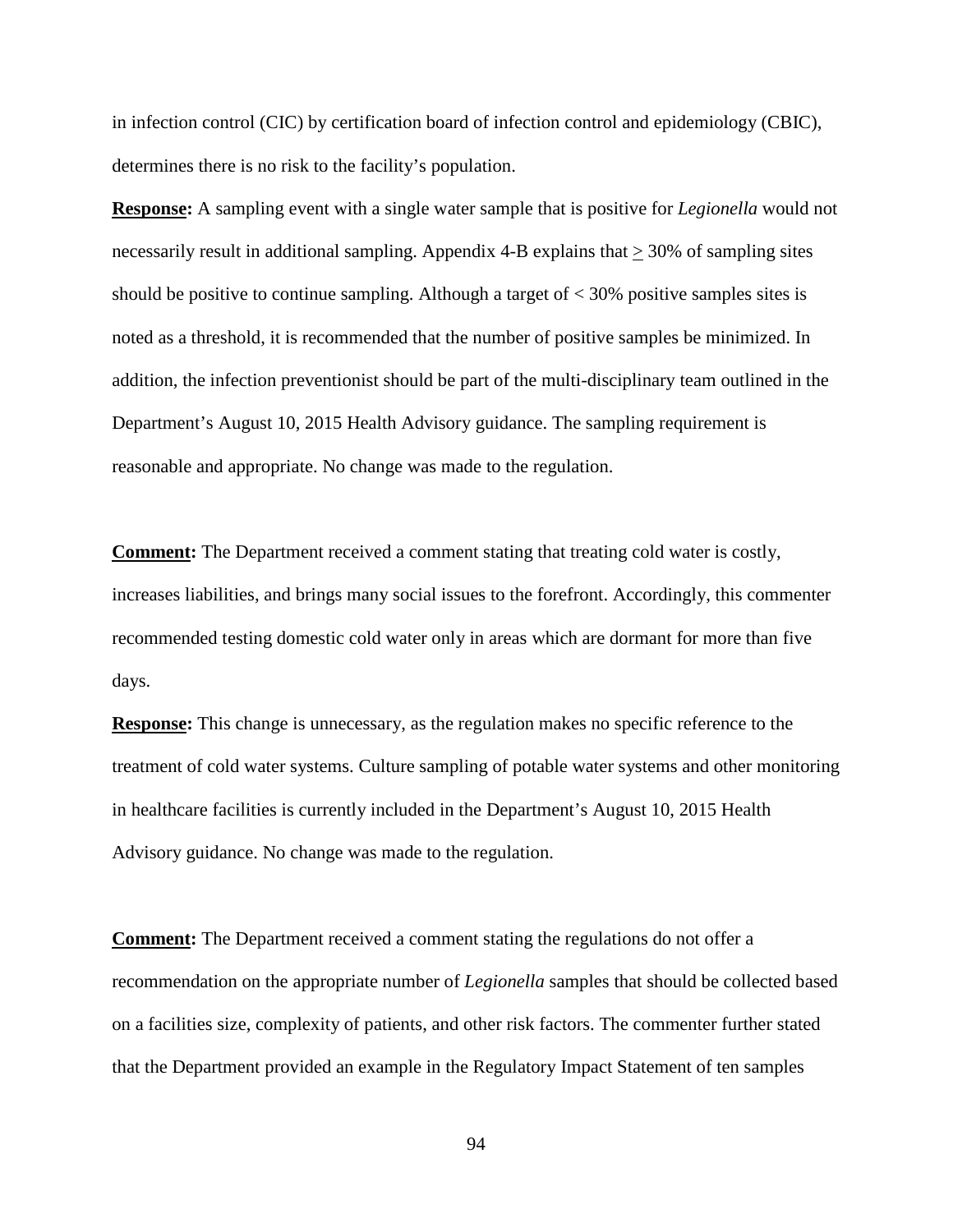in infection control (CIC) by certification board of infection control and epidemiology (CBIC), determines there is no risk to the facility's population.

**Response:** A sampling event with a single water sample that is positive for *Legionella* would not necessarily result in additional sampling. Appendix 4-B explains that $\geq$ 30% of sampling sites should be positive to continue sampling. Although a target of < 30% positive samples sites is noted as a threshold, it is recommended that the number of positive samples be minimized. In addition, the infection preventionist should be part of the multi-disciplinary team outlined in the Department's August 10, 2015 Health Advisory guidance. The sampling requirement is reasonable and appropriate. No change was made to the regulation.

**Comment:** The Department received a comment stating that treating cold water is costly, increases liabilities, and brings many social issues to the forefront. Accordingly, this commenter recommended testing domestic cold water only in areas which are dormant for more than five days.

**Response:** This change is unnecessary, as the regulation makes no specific reference to the treatment of cold water systems. Culture sampling of potable water systems and other monitoring in healthcare facilities is currently included in the Department's August 10, 2015 Health Advisory guidance. No change was made to the regulation.

**Comment:** The Department received a comment stating the regulations do not offer a recommendation on the appropriate number of *Legionella* samples that should be collected based on a facilities size, complexity of patients, and other risk factors. The commenter further stated that the Department provided an example in the Regulatory Impact Statement of ten samples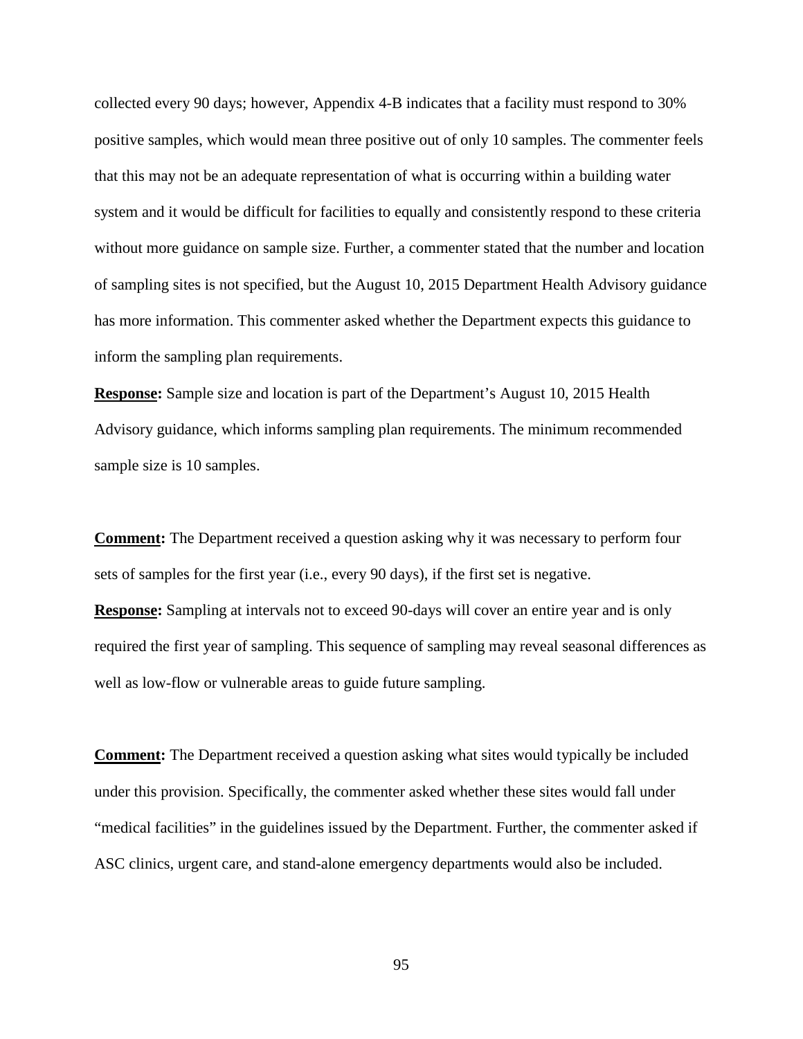collected every 90 days; however, Appendix 4-B indicates that a facility must respond to 30% positive samples, which would mean three positive out of only 10 samples. The commenter feels that this may not be an adequate representation of what is occurring within a building water system and it would be difficult for facilities to equally and consistently respond to these criteria without more guidance on sample size. Further, a commenter stated that the number and location of sampling sites is not specified, but the August 10, 2015 Department Health Advisory guidance has more information. This commenter asked whether the Department expects this guidance to inform the sampling plan requirements.

**Response:** Sample size and location is part of the Department's August 10, 2015 Health Advisory guidance, which informs sampling plan requirements. The minimum recommended sample size is 10 samples.

**Comment:** The Department received a question asking why it was necessary to perform four sets of samples for the first year (i.e., every 90 days), if the first set is negative.

**Response:** Sampling at intervals not to exceed 90-days will cover an entire year and is only required the first year of sampling. This sequence of sampling may reveal seasonal differences as well as low-flow or vulnerable areas to guide future sampling.

**Comment:** The Department received a question asking what sites would typically be included under this provision. Specifically, the commenter asked whether these sites would fall under "medical facilities" in the guidelines issued by the Department. Further, the commenter asked if ASC clinics, urgent care, and stand-alone emergency departments would also be included.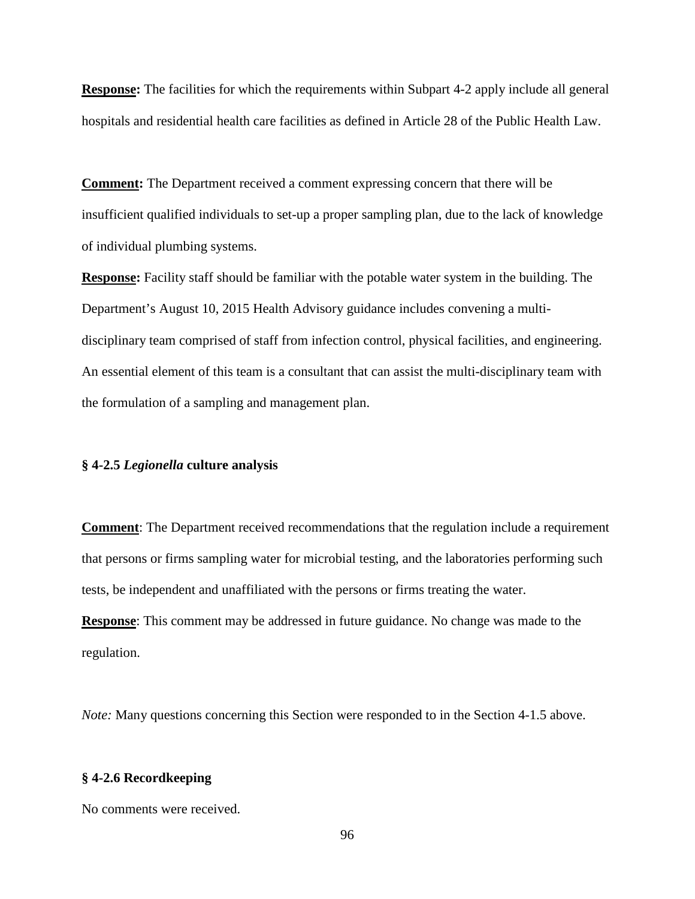**<u>Response:</u>** The facilities for which the requirements within Subpart 4-2 apply include all general hospitals and residential health care facilities as defined in Article 28 of the Public Health Law.

**<u>Comment:</u>** The Department received a comment expressing concern that there will be insufficient qualified individuals to set-up a proper sampling plan, due to the lack of knowledge of individual plumbing systems.

**<u>Response:</u>** Facility staff should be familiar with the potable water system in the building. The Department's August 10, 2015 Health Advisory guidance includes convening a multi-disciplinary team comprised of staff from infection control, physical facilities, and engineering. An essential element of this team is a consultant that can assist the multi-disciplinary team with the formulation of a sampling and management plan.

### § 4-2.5 *Legionella* culture analysis

**<u>Comment</u>**: The Department received recommendations that the regulation include a requirement that persons or firms sampling water for microbial testing, and the laboratories performing such tests, be independent and unaffiliated with the persons or firms treating the water.

**<u>Response</u>**: This comment may be addressed in future guidance. No change was made to the regulation.

*Note:* Many questions concerning this Section were responded to in the Section 4-1.5 above.

### § 4-2.6 Recordkeeping

No comments were received.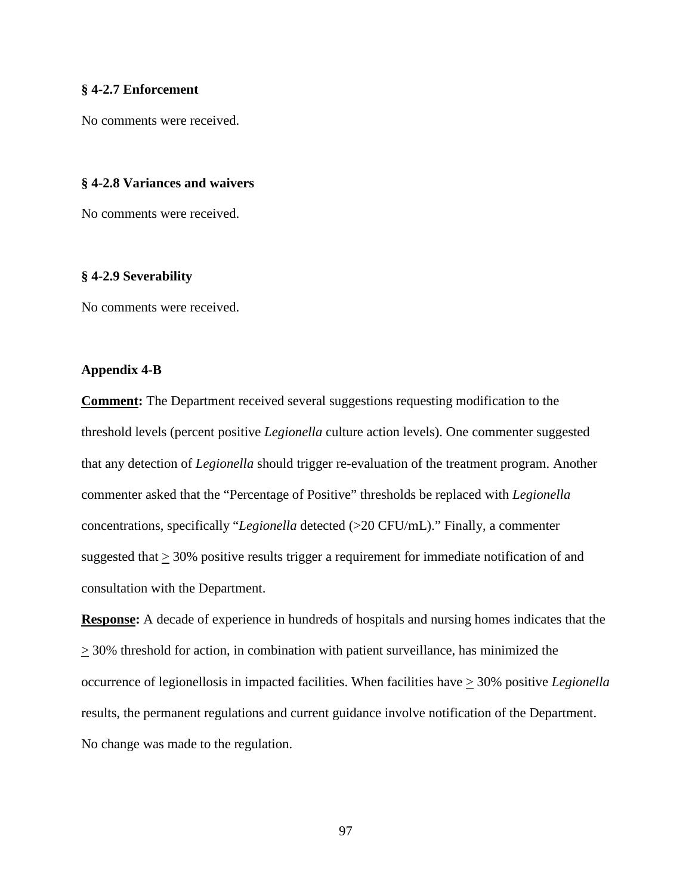**§ 4-2.7 Enforcement**

No comments were received.

**§ 4-2.8 Variances and waivers**

No comments were received.

**§ 4-2.9 Severability**

No comments were received.

**Appendix 4-B**

**Comment:** The Department received several suggestions requesting modification to the threshold levels (percent positive *Legionella* culture action levels). One commenter suggested that any detection of *Legionella* should trigger re-evaluation of the treatment program. Another commenter asked that the "Percentage of Positive" thresholds be replaced with *Legionella* concentrations, specifically "*Legionella* detected (>20 CFU/mL)." Finally, a commenter suggested that ≥ 30% positive results trigger a requirement for immediate notification of and consultation with the Department.

**Response:** A decade of experience in hundreds of hospitals and nursing homes indicates that the ≥ 30% threshold for action, in combination with patient surveillance, has minimized the occurrence of legionellosis in impacted facilities. When facilities have ≥ 30% positive *Legionella* results, the permanent regulations and current guidance involve notification of the Department. No change was made to the regulation.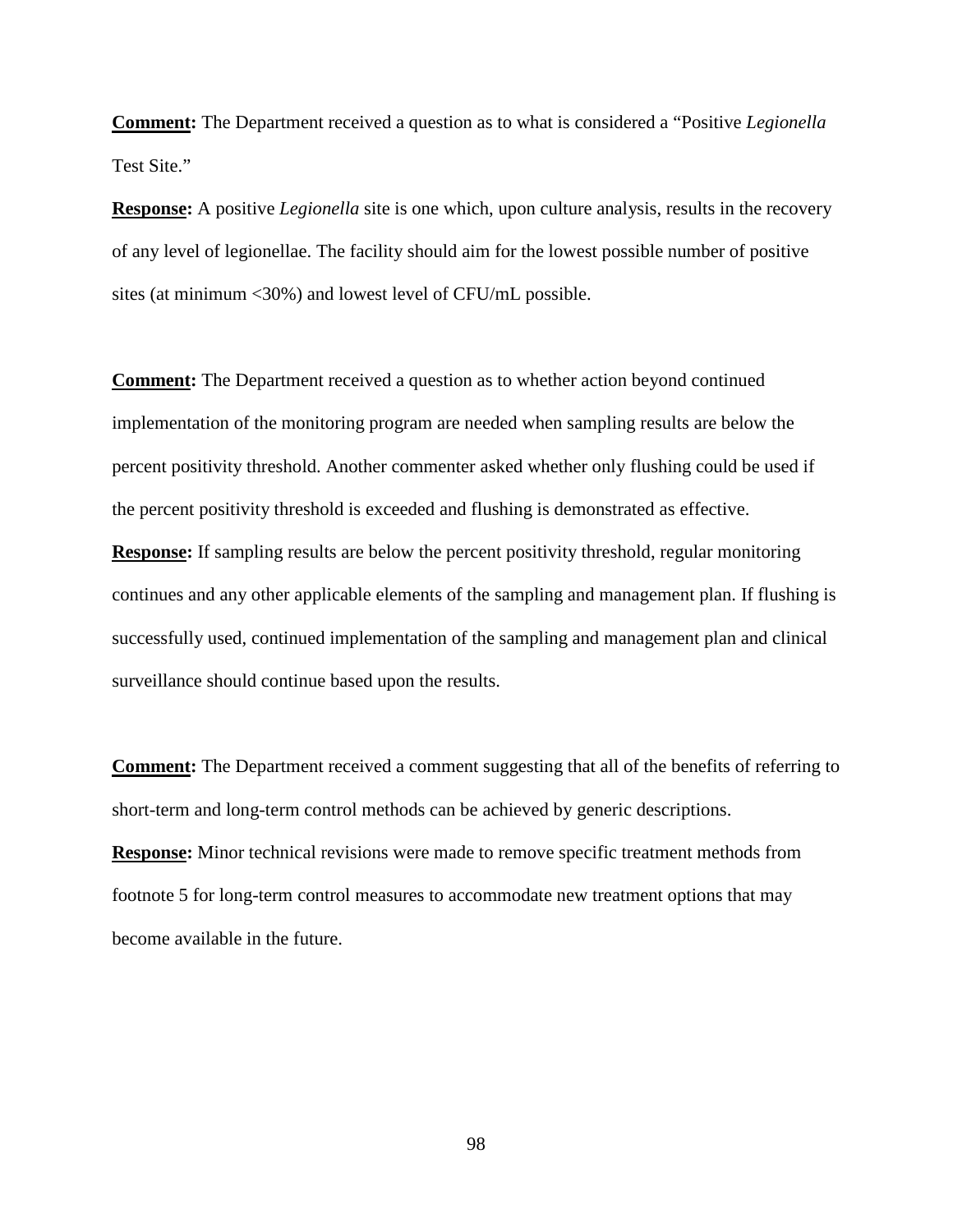**Comment:** The Department received a question as to what is considered a "Positive *Legionella* Test Site."

**Response:** A positive *Legionella* site is one which, upon culture analysis, results in the recovery of any level of legionellae. The facility should aim for the lowest possible number of positive sites (at minimum <30%) and lowest level of CFU/mL possible.

**Comment:** The Department received a question as to whether action beyond continued implementation of the monitoring program are needed when sampling results are below the percent positivity threshold. Another commenter asked whether only flushing could be used if the percent positivity threshold is exceeded and flushing is demonstrated as effective.

**Response:** If sampling results are below the percent positivity threshold, regular monitoring continues and any other applicable elements of the sampling and management plan. If flushing is successfully used, continued implementation of the sampling and management plan and clinical surveillance should continue based upon the results.

**Comment:** The Department received a comment suggesting that all of the benefits of referring to short-term and long-term control methods can be achieved by generic descriptions.

**Response:** Minor technical revisions were made to remove specific treatment methods from footnote 5 for long-term control measures to accommodate new treatment options that may become available in the future.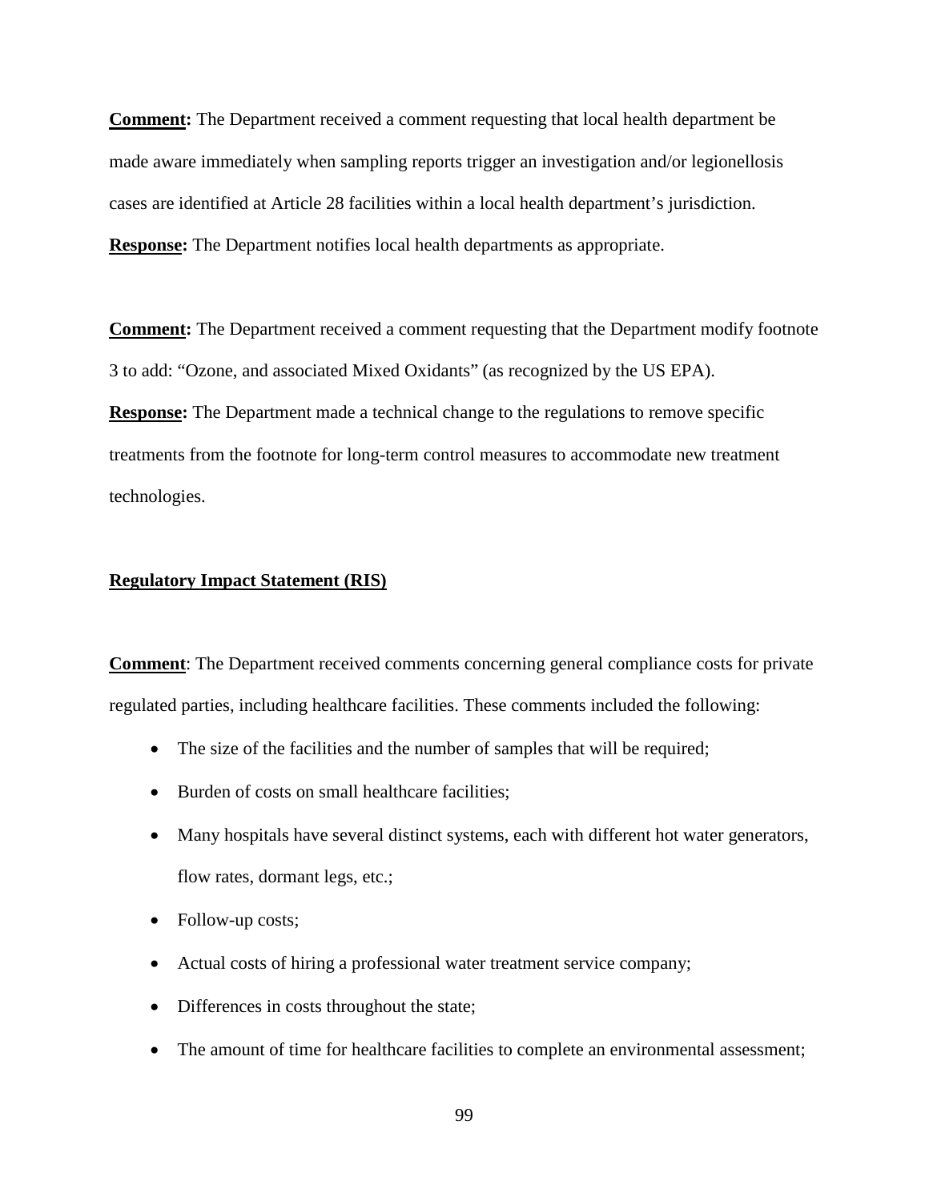**Comment:** The Department received a comment requesting that local health department be made aware immediately when sampling reports trigger an investigation and/or legionellosis cases are identified at Article 28 facilities within a local health department's jurisdiction.

**Response:** The Department notifies local health departments as appropriate.

**Comment:** The Department received a comment requesting that the Department modify footnote 3 to add: "Ozone, and associated Mixed Oxidants" (as recognized by the US EPA).

**Response:** The Department made a technical change to the regulations to remove specific treatments from the footnote for long-term control measures to accommodate new treatment technologies.

**Regulatory Impact Statement (RIS)**

**Comment**: The Department received comments concerning general compliance costs for private regulated parties, including healthcare facilities. These comments included the following:

- The size of the facilities and the number of samples that will be required;
- Burden of costs on small healthcare facilities;
- Many hospitals have several distinct systems, each with different hot water generators, flow rates, dormant legs, etc.;
- Follow-up costs;
- Actual costs of hiring a professional water treatment service company;
- Differences in costs throughout the state;
- The amount of time for healthcare facilities to complete an environmental assessment;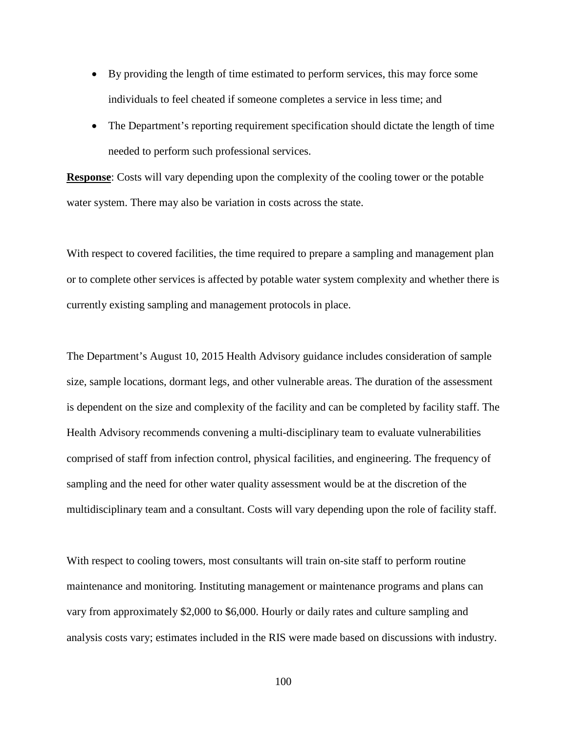- By providing the length of time estimated to perform services, this may force some individuals to feel cheated if someone completes a service in less time; and
- The Department's reporting requirement specification should dictate the length of time needed to perform such professional services.

**Response**: Costs will vary depending upon the complexity of the cooling tower or the potable water system. There may also be variation in costs across the state.

With respect to covered facilities, the time required to prepare a sampling and management plan or to complete other services is affected by potable water system complexity and whether there is currently existing sampling and management protocols in place.

The Department's August 10, 2015 Health Advisory guidance includes consideration of sample size, sample locations, dormant legs, and other vulnerable areas. The duration of the assessment is dependent on the size and complexity of the facility and can be completed by facility staff. The Health Advisory recommends convening a multi-disciplinary team to evaluate vulnerabilities comprised of staff from infection control, physical facilities, and engineering. The frequency of sampling and the need for other water quality assessment would be at the discretion of the multidisciplinary team and a consultant. Costs will vary depending upon the role of facility staff.

With respect to cooling towers, most consultants will train on-site staff to perform routine maintenance and monitoring. Instituting management or maintenance programs and plans can vary from approximately $2,000 to $6,000. Hourly or daily rates and culture sampling and analysis costs vary; estimates included in the RIS were made based on discussions with industry.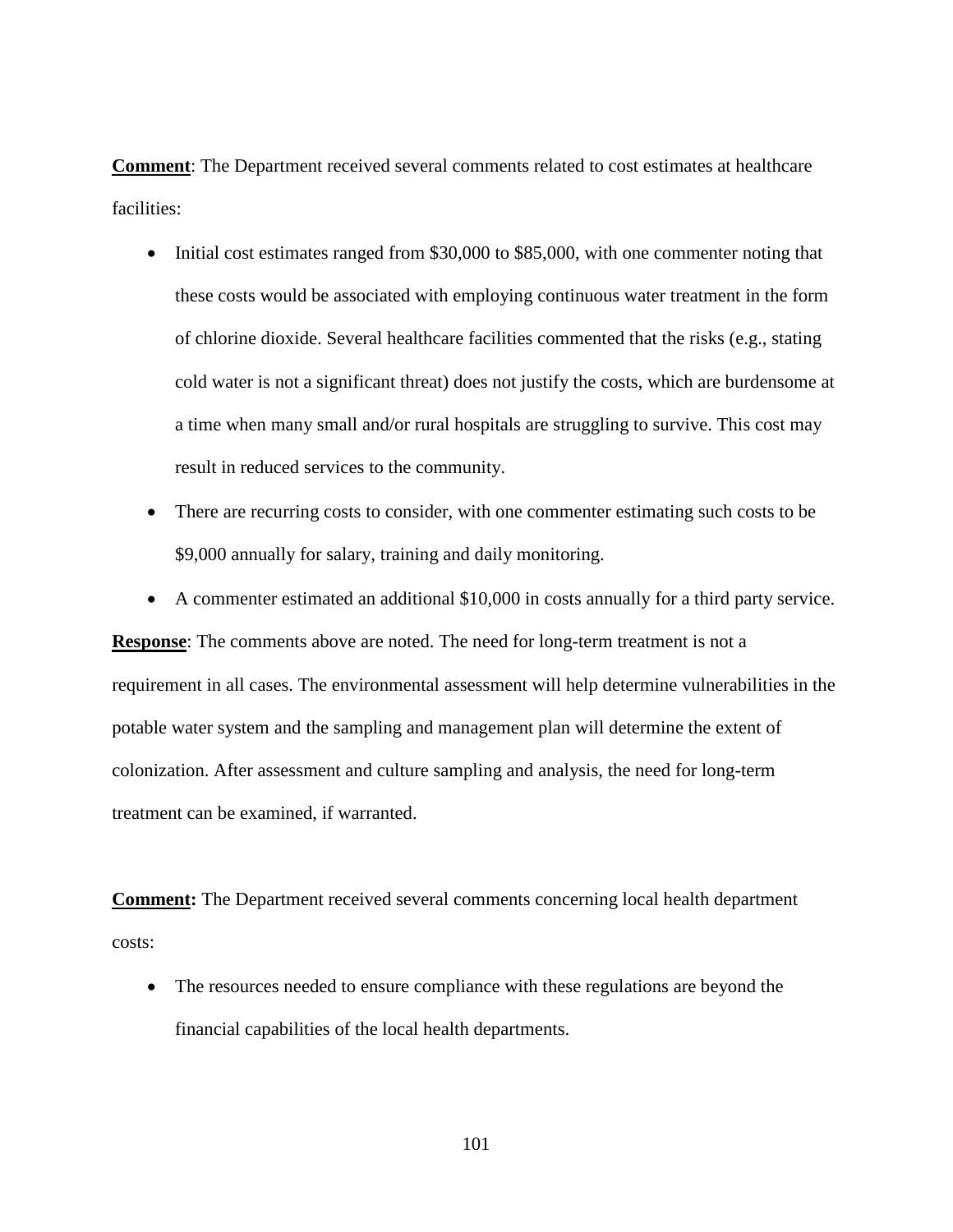**Comment**: The Department received several comments related to cost estimates at healthcare facilities:

- Initial cost estimates ranged from $30,000 to $85,000, with one commenter noting that these costs would be associated with employing continuous water treatment in the form of chlorine dioxide. Several healthcare facilities commented that the risks (e.g., stating cold water is not a significant threat) does not justify the costs, which are burdensome at a time when many small and/or rural hospitals are struggling to survive. This cost may result in reduced services to the community.
- There are recurring costs to consider, with one commenter estimating such costs to be $9,000 annually for salary, training and daily monitoring.
- A commenter estimated an additional $10,000 in costs annually for a third party service.

**Response**: The comments above are noted. The need for long-term treatment is not a requirement in all cases. The environmental assessment will help determine vulnerabilities in the potable water system and the sampling and management plan will determine the extent of colonization. After assessment and culture sampling and analysis, the need for long-term treatment can be examined, if warranted.

**Comment:** The Department received several comments concerning local health department costs:

- The resources needed to ensure compliance with these regulations are beyond the financial capabilities of the local health departments.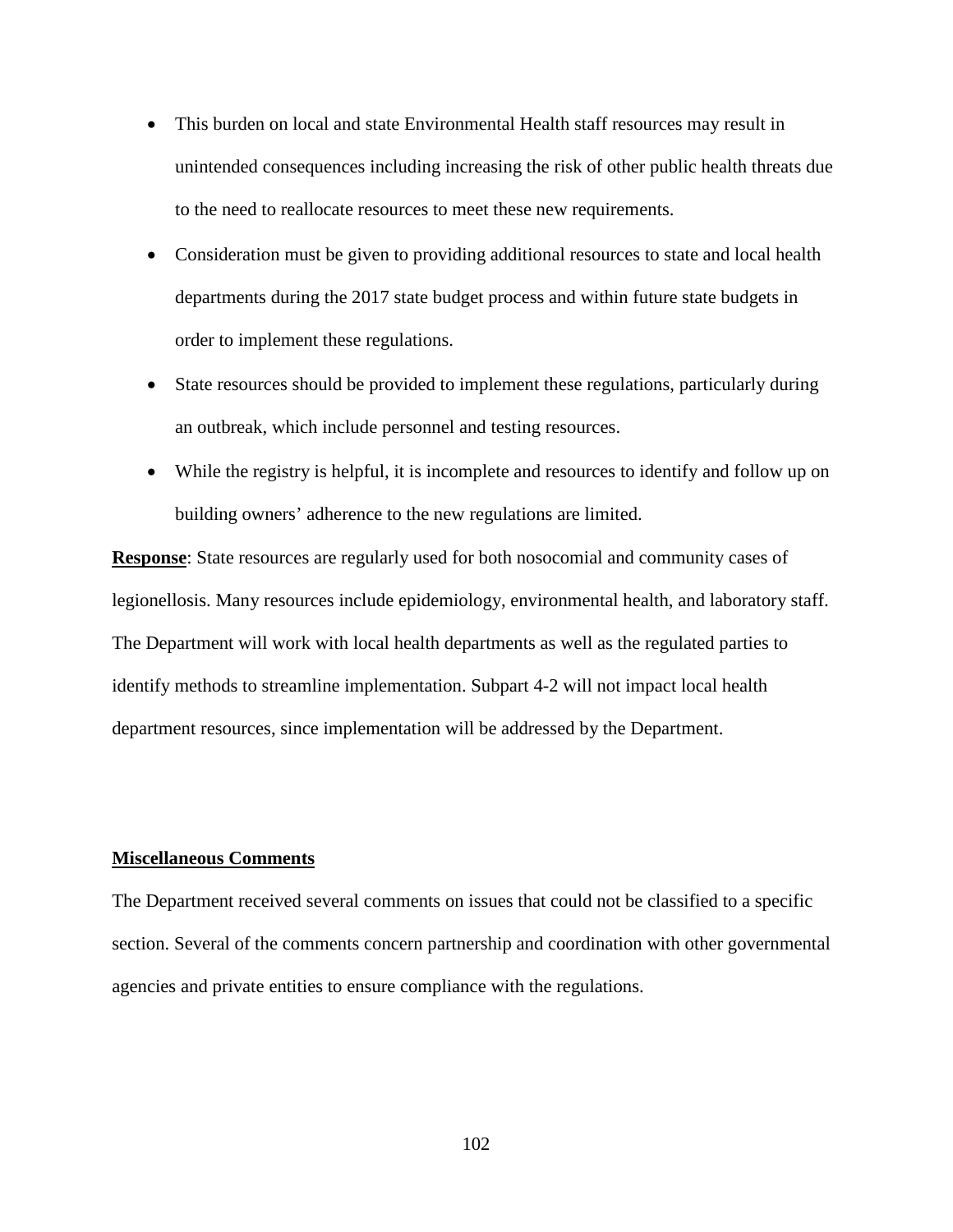- This burden on local and state Environmental Health staff resources may result in unintended consequences including increasing the risk of other public health threats due to the need to reallocate resources to meet these new requirements.
- Consideration must be given to providing additional resources to state and local health departments during the 2017 state budget process and within future state budgets in order to implement these regulations.
- State resources should be provided to implement these regulations, particularly during an outbreak, which include personnel and testing resources.
- While the registry is helpful, it is incomplete and resources to identify and follow up on building owners' adherence to the new regulations are limited.

**Response**: State resources are regularly used for both nosocomial and community cases of legionellosis. Many resources include epidemiology, environmental health, and laboratory staff. The Department will work with local health departments as well as the regulated parties to identify methods to streamline implementation. Subpart 4-2 will not impact local health department resources, since implementation will be addressed by the Department.

**Miscellaneous Comments**

The Department received several comments on issues that could not be classified to a specific section. Several of the comments concern partnership and coordination with other governmental agencies and private entities to ensure compliance with the regulations.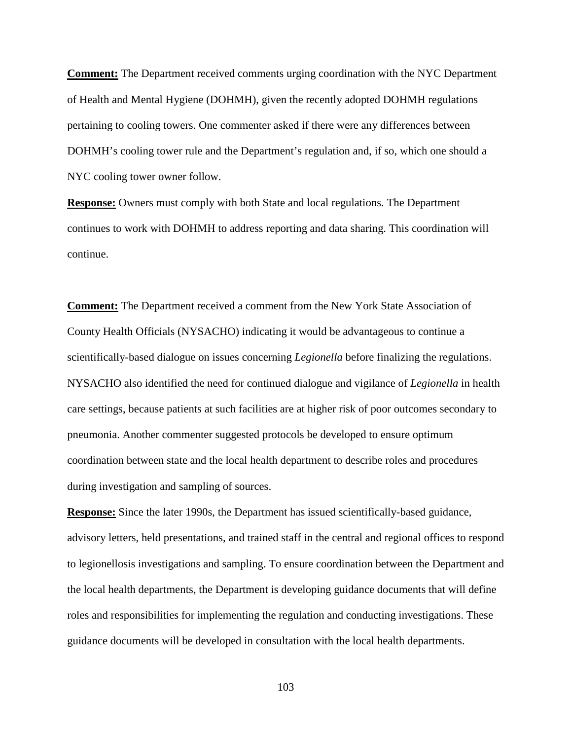**Comment:** The Department received comments urging coordination with the NYC Department of Health and Mental Hygiene (DOHMH), given the recently adopted DOHMH regulations pertaining to cooling towers. One commenter asked if there were any differences between DOHMH's cooling tower rule and the Department's regulation and, if so, which one should a NYC cooling tower owner follow.

**Response:** Owners must comply with both State and local regulations. The Department continues to work with DOHMH to address reporting and data sharing. This coordination will continue.

**Comment:** The Department received a comment from the New York State Association of County Health Officials (NYSACHO) indicating it would be advantageous to continue a scientifically-based dialogue on issues concerning *Legionella* before finalizing the regulations. NYSACHO also identified the need for continued dialogue and vigilance of *Legionella* in health care settings, because patients at such facilities are at higher risk of poor outcomes secondary to pneumonia. Another commenter suggested protocols be developed to ensure optimum coordination between state and the local health department to describe roles and procedures during investigation and sampling of sources.

**Response:** Since the later 1990s, the Department has issued scientifically-based guidance, advisory letters, held presentations, and trained staff in the central and regional offices to respond to legionellosis investigations and sampling. To ensure coordination between the Department and the local health departments, the Department is developing guidance documents that will define roles and responsibilities for implementing the regulation and conducting investigations. These guidance documents will be developed in consultation with the local health departments.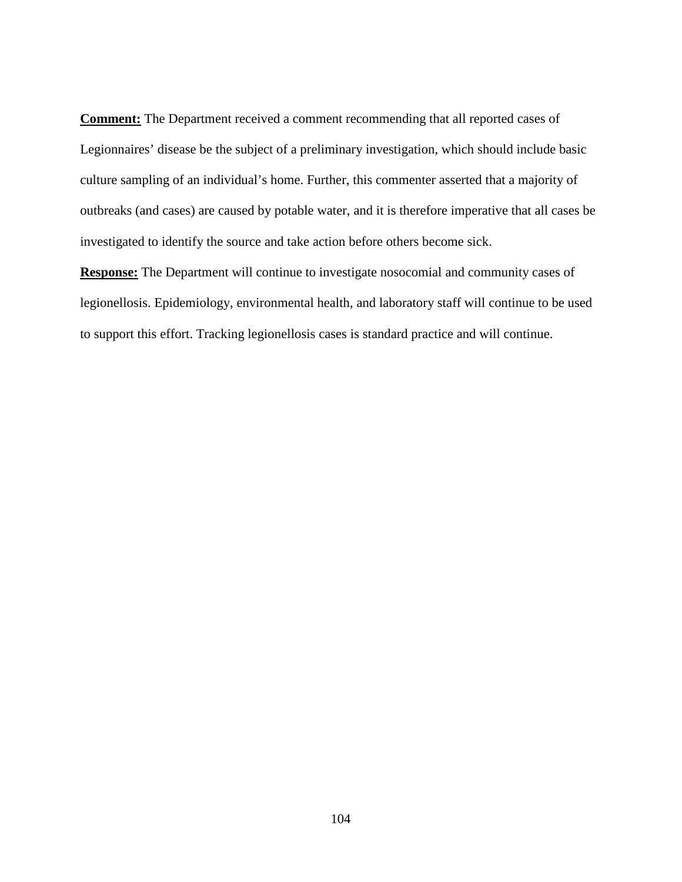**Comment:** The Department received a comment recommending that all reported cases of Legionnaires' disease be the subject of a preliminary investigation, which should include basic culture sampling of an individual's home. Further, this commenter asserted that a majority of outbreaks (and cases) are caused by potable water, and it is therefore imperative that all cases be investigated to identify the source and take action before others become sick.

**Response:** The Department will continue to investigate nosocomial and community cases of legionellosis. Epidemiology, environmental health, and laboratory staff will continue to be used to support this effort. Tracking legionellosis cases is standard practice and will continue.